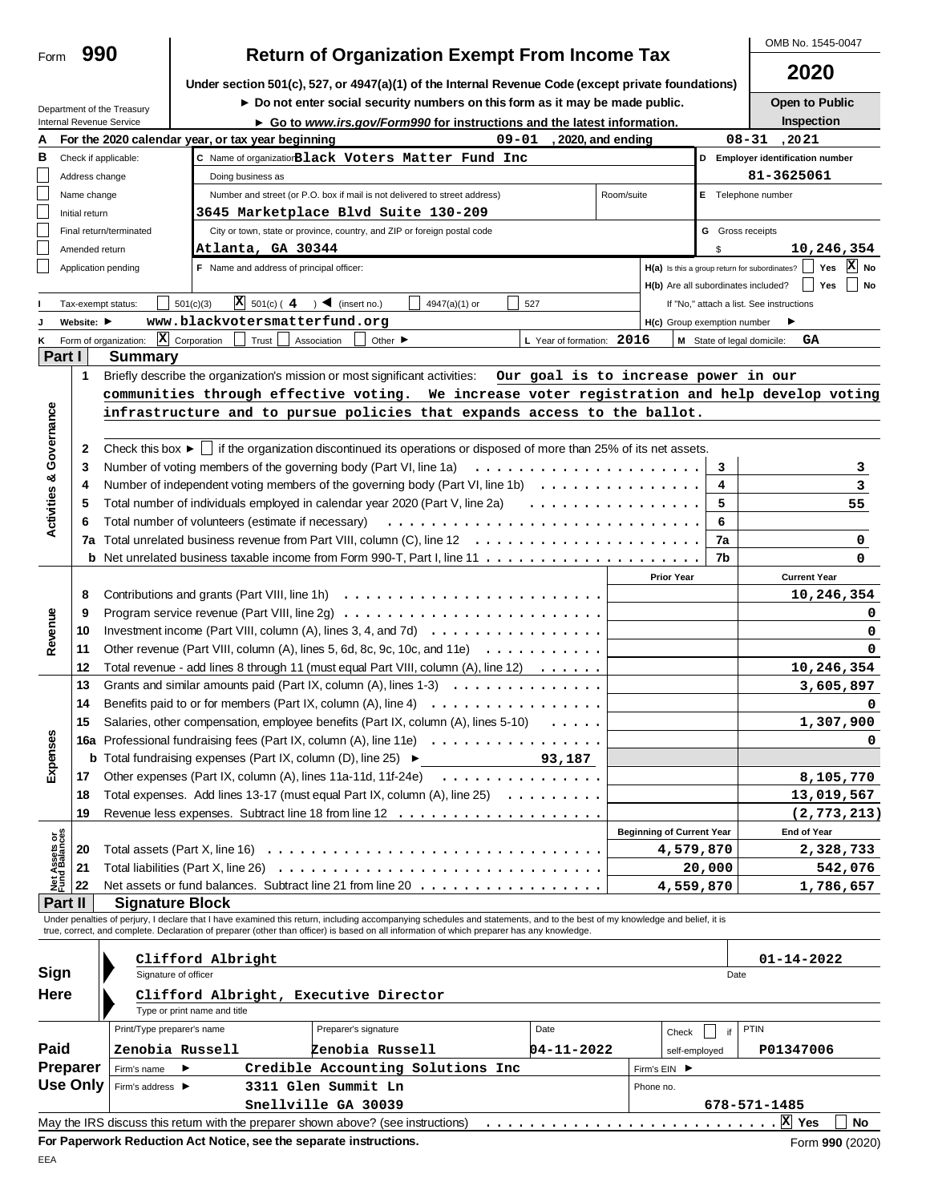Form **990**

# Return of Organization Exempt From Income Tax

OMB No. 1545-0047

**2020**

Under section 501(c), 527, or 4947(a)(1) of the Internal Revenue Code (except private foundations)

► Do not enter social security numbers on this form as it may be made public.

► Go to *www.irs.gov/Form990* for instructions and the latest information.

**Open to Public Inspection**

Department of the Treasury
Internal Revenue Service

**A** For the 2020 calendar year, or tax year beginning 09-01, 2020, and ending 08-31, 2021

**B** Check if applicable:
- [ ] Address change
- [ ] Name change
- [ ] Initial return
- [ ] Final return/terminated
- [ ] Amended return
- [ ] Application pending

**C** Name of organization: **Black Voters Matter Fund Inc**

Doing business as

Number and street (or P.O. box if mail is not delivered to street address): **3645 Marketplace Blvd Suite 130-209**

Room/suite

City or town, state or province, country, and ZIP or foreign postal code: **Atlanta, GA 30344**

**D** Employer identification number: **81-3625061**

**E** Telephone number

**G** Gross receipts $ **10,246,354**

**F** Name and address of principal officer:

**H(a)** Is this a group return for subordinates? [ ] Yes [X] No

**H(b)** Are all subordinates included? [ ] Yes [ ] No

If "No," attach a list. See instructions

**H(c)** Group exemption number ►

**I** Tax-exempt status: [ ] 501(c)(3) [X] 501(c) ( 4 ) ◄ (insert no.) [ ] 4947(a)(1) or [ ] 527

**J** Website: ► **www.blackvotersmatterfund.org**

**K** Form of organization: [X] Corporation [ ] Trust [ ] Association [ ] Other ►

**L** Year of formation: **2016**

**M** State of legal domicile: **GA**

## Part I Summary

### Activities & Governance

1 Briefly describe the organization's mission or most significant activities: Our goal is to increase power in our communities through effective voting. We increase voter registration and help develop voting infrastructure and to pursue policies that expands access to the ballot.

2 Check this box ► [ ] if the organization discontinued its operations or disposed of more than 25% of its net assets.

| Line | Description | | Value |
|---|---|---|---|
| 3 | Number of voting members of the governing body (Part VI, line 1a) | 3 | 3 |
| 4 | Number of independent voting members of the governing body (Part VI, line 1b) | 4 | 3 |
| 5 | Total number of individuals employed in calendar year 2020 (Part V, line 2a) | 5 | 55 |
| 6 | Total number of volunteers (estimate if necessary) | 6 | |
| 7a | Total unrelated business revenue from Part VIII, column (C), line 12 | 7a | 0 |
| b | Net unrelated business taxable income from Form 990-T, Part I, line 11 | 7b | 0 |

### Revenue / Expenses

| Line | Description | Prior Year | Current Year |
|---|---|---|---|
| 8 | Contributions and grants (Part VIII, line 1h) | | 10,246,354 |
| 9 | Program service revenue (Part VIII, line 2g) | | 0 |
| 10 | Investment income (Part VIII, column (A), lines 3, 4, and 7d) | | 0 |
| 11 | Other revenue (Part VIII, column (A), lines 5, 6d, 8c, 9c, 10c, and 11e) | | 0 |
| 12 | Total revenue - add lines 8 through 11 (must equal Part VIII, column (A), line 12) | | 10,246,354 |
| 13 | Grants and similar amounts paid (Part IX, column (A), lines 1-3) | | 3,605,897 |
| 14 | Benefits paid to or for members (Part IX, column (A), line 4) | | 0 |
| 15 | Salaries, other compensation, employee benefits (Part IX, column (A), lines 5-10) | | 1,307,900 |
| 16a | Professional fundraising fees (Part IX, column (A), line 11e) | | 0 |
| b | Total fundraising expenses (Part IX, column (D), line 25) ► 93,187 | | |
| 17 | Other expenses (Part IX, column (A), lines 11a-11d, 11f-24e) | | 8,105,770 |
| 18 | Total expenses. Add lines 13-17 (must equal Part IX, column (A), line 25) | | 13,019,567 |
| 19 | Revenue less expenses. Subtract line 18 from line 12 | | (2,773,213) |

### Net Assets or Fund Balances

| Line | Description | Beginning of Current Year | End of Year |
|---|---|---|---|
| 20 | Total assets (Part X, line 16) | 4,579,870 | 2,328,733 |
| 21 | Total liabilities (Part X, line 26) | 20,000 | 542,076 |
| 22 | Net assets or fund balances. Subtract line 21 from line 20 | 4,559,870 | 1,786,657 |

## Part II Signature Block

Under penalties of perjury, I declare that I have examined this return, including accompanying schedules and statements, and to the best of my knowledge and belief, it is true, correct, and complete. Declaration of preparer (other than officer) is based on all information of which preparer has any knowledge.

**Sign Here**

Signature of officer: Clifford Albright — Date: 01-14-2022

Type or print name and title: Clifford Albright, Executive Director

**Paid Preparer Use Only**

| Print/Type preparer's name | Preparer's signature | Date | Check [ ] if self-employed | PTIN |
|---|---|---|---|---|
| Zenobia Russell | Zenobia Russell | 04-11-2022 | | P01347006 |

Firm's name ► Credible Accounting Solutions Inc — Firm's EIN ►

Firm's address ► 3311 Glen Summit Ln, Snellville GA 30039 — Phone no. 678-571-1485

May the IRS discuss this return with the preparer shown above? (see instructions) [X] Yes [ ] No

**For Paperwork Reduction Act Notice, see the separate instructions.** Form **990** (2020)

EEA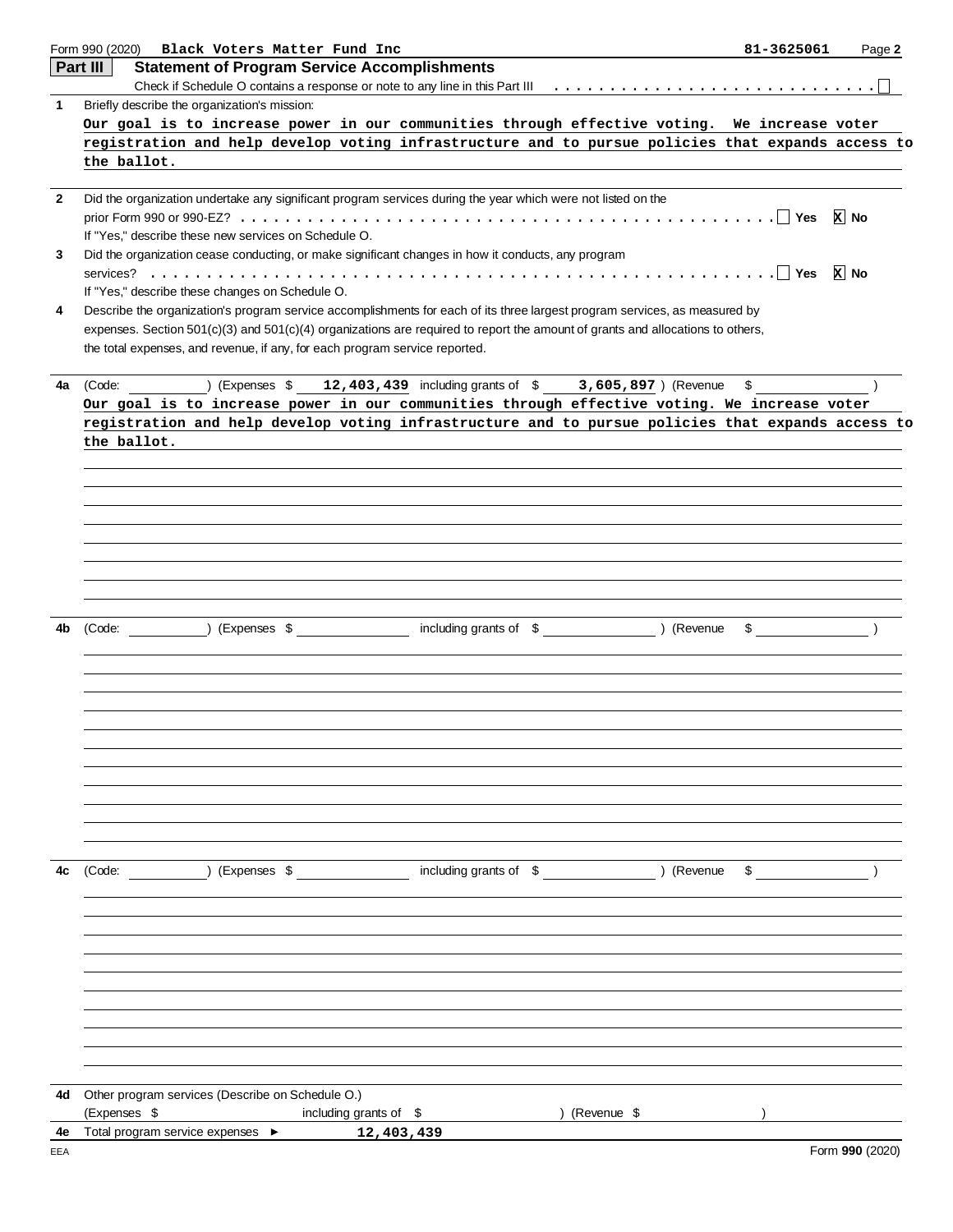Form 990 (2020) **Black Voters Matter Fund Inc** **81-3625061** Page **2**

## Part III Statement of Program Service Accomplishments

Check if Schedule O contains a response or note to any line in this Part III . . . . . . . . . . . . . . . . . . . . . . . . . . . . ☐

**1** Briefly describe the organization's mission:

**Our goal is to increase power in our communities through effective voting. We increase voter registration and help develop voting infrastructure and to pursue policies that expands access to the ballot.**

**2** Did the organization undertake any significant program services during the year which were not listed on the prior Form 990 or 990-EZ? . . . . . . . . . . . . . . . . . . . . . . . . . . . . . . . . . . . . . . . . . . . . . . . . . ☐ **Yes** ☒ **No**

If "Yes," describe these new services on Schedule O.

**3** Did the organization cease conducting, or make significant changes in how it conducts, any program services? . . . . . . . . . . . . . . . . . . . . . . . . . . . . . . . . . . . . . . . . . . . . . . . . . . . . . . . . . . . . ☐ **Yes** ☒ **No**

If "Yes," describe these changes on Schedule O.

**4** Describe the organization's program service accomplishments for each of its three largest program services, as measured by expenses. Section 501(c)(3) and 501(c)(4) organizations are required to report the amount of grants and allocations to others, the total expenses, and revenue, if any, for each program service reported.

**4a** (Code: ) (Expenses $ **12,403,439** including grants of $ **3,605,897** ) (Revenue $ )

**Our goal is to increase power in our communities through effective voting. We increase voter registration and help develop voting infrastructure and to pursue policies that expands access to the ballot.**

**4b** (Code: ) (Expenses $ including grants of $ ) (Revenue $ )

**4c** (Code: ) (Expenses $ including grants of $ ) (Revenue $ )

**4d** Other program services (Describe on Schedule O.)

(Expenses $ including grants of $ ) (Revenue $ )

**4e** Total program service expenses ► **12,403,439**

EEA Form **990** (2020)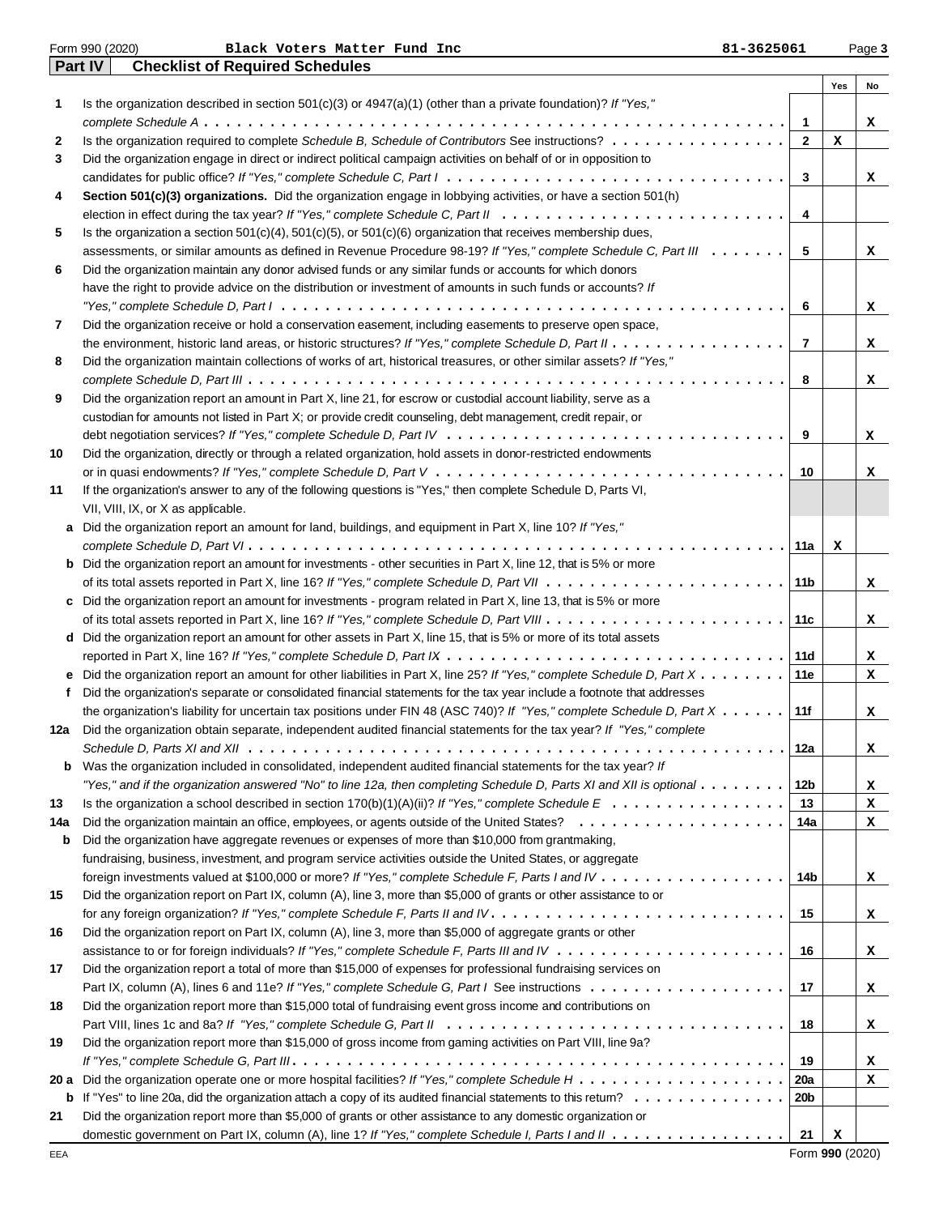Form 990 (2020) Black Voters Matter Fund Inc 81-3625061

## Part IV Checklist of Required Schedules

| | | | Yes | No |
|---|---|---|---|---|
| 1 | Is the organization described in section 501(c)(3) or 4947(a)(1) (other than a private foundation)? *If "Yes," complete Schedule A* | 1 | | X |
| 2 | Is the organization required to complete *Schedule B, Schedule of Contributors* See instructions? | 2 | X | |
| 3 | Did the organization engage in direct or indirect political campaign activities on behalf of or in opposition to candidates for public office? *If "Yes," complete Schedule C, Part I* | 3 | | X |
| 4 | **Section 501(c)(3) organizations.** Did the organization engage in lobbying activities, or have a section 501(h) election in effect during the tax year? *If "Yes," complete Schedule C, Part II* | 4 | | |
| 5 | Is the organization a section 501(c)(4), 501(c)(5), or 501(c)(6) organization that receives membership dues, assessments, or similar amounts as defined in Revenue Procedure 98-19? *If "Yes," complete Schedule C, Part III* | 5 | | X |
| 6 | Did the organization maintain any donor advised funds or any similar funds or accounts for which donors have the right to provide advice on the distribution or investment of amounts in such funds or accounts? *If "Yes," complete Schedule D, Part I* | 6 | | X |
| 7 | Did the organization receive or hold a conservation easement, including easements to preserve open space, the environment, historic land areas, or historic structures? *If "Yes," complete Schedule D, Part II* | 7 | | X |
| 8 | Did the organization maintain collections of works of art, historical treasures, or other similar assets? *If "Yes," complete Schedule D, Part III* | 8 | | X |
| 9 | Did the organization report an amount in Part X, line 21, for escrow or custodial account liability, serve as a custodian for amounts not listed in Part X; or provide credit counseling, debt management, credit repair, or debt negotiation services? *If "Yes," complete Schedule D, Part IV* | 9 | | X |
| 10 | Did the organization, directly or through a related organization, hold assets in donor-restricted endowments or in quasi endowments? *If "Yes," complete Schedule D, Part V* | 10 | | X |
| 11 | If the organization's answer to any of the following questions is "Yes," then complete Schedule D, Parts VI, VII, VIII, IX, or X as applicable. | | | |
| a | Did the organization report an amount for land, buildings, and equipment in Part X, line 10? *If "Yes," complete Schedule D, Part VI* | 11a | X | |
| b | Did the organization report an amount for investments - other securities in Part X, line 12, that is 5% or more of its total assets reported in Part X, line 16? *If "Yes," complete Schedule D, Part VII* | 11b | | X |
| c | Did the organization report an amount for investments - program related in Part X, line 13, that is 5% or more of its total assets reported in Part X, line 16? *If "Yes," complete Schedule D, Part VIII* | 11c | | X |
| d | Did the organization report an amount for other assets in Part X, line 15, that is 5% or more of its total assets reported in Part X, line 16? *If "Yes," complete Schedule D, Part IX* | 11d | | X |
| e | Did the organization report an amount for other liabilities in Part X, line 25? *If "Yes," complete Schedule D, Part X* | 11e | | X |
| f | Did the organization's separate or consolidated financial statements for the tax year include a footnote that addresses the organization's liability for uncertain tax positions under FIN 48 (ASC 740)? *If "Yes," complete Schedule D, Part X* | 11f | | X |
| 12a | Did the organization obtain separate, independent audited financial statements for the tax year? *If "Yes," complete Schedule D, Parts XI and XII* | 12a | | X |
| b | Was the organization included in consolidated, independent audited financial statements for the tax year? *If "Yes," and if the organization answered "No" to line 12a, then completing Schedule D, Parts XI and XII is optional* | 12b | | X |
| 13 | Is the organization a school described in section 170(b)(1)(A)(ii)? *If "Yes," complete Schedule E* | 13 | | X |
| 14a | Did the organization maintain an office, employees, or agents outside of the United States? | 14a | | X |
| b | Did the organization have aggregate revenues or expenses of more than $10,000 from grantmaking, fundraising, business, investment, and program service activities outside the United States, or aggregate foreign investments valued at $100,000 or more? *If "Yes," complete Schedule F, Parts I and IV* | 14b | | X |
| 15 | Did the organization report on Part IX, column (A), line 3, more than $5,000 of grants or other assistance to or for any foreign organization? *If "Yes," complete Schedule F, Parts II and IV* | 15 | | X |
| 16 | Did the organization report on Part IX, column (A), line 3, more than $5,000 of aggregate grants or other assistance to or for foreign individuals? *If "Yes," complete Schedule F, Parts III and IV* | 16 | | X |
| 17 | Did the organization report a total of more than $15,000 of expenses for professional fundraising services on Part IX, column (A), lines 6 and 11e? *If "Yes," complete Schedule G, Part I* See instructions | 17 | | X |
| 18 | Did the organization report more than $15,000 total of fundraising event gross income and contributions on Part VIII, lines 1c and 8a? *If "Yes," complete Schedule G, Part II* | 18 | | X |
| 19 | Did the organization report more than $15,000 of gross income from gaming activities on Part VIII, line 9a? *If "Yes," complete Schedule G, Part III* | 19 | | X |
| 20 a | Did the organization operate one or more hospital facilities? *If "Yes," complete Schedule H* | 20a | | X |
| b | If "Yes" to line 20a, did the organization attach a copy of its audited financial statements to this return? | 20b | | |
| 21 | Did the organization report more than $5,000 of grants or other assistance to any domestic organization or domestic government on Part IX, column (A), line 1? *If "Yes," complete Schedule I, Parts I and II* | 21 | X | |

Form **990** (2020)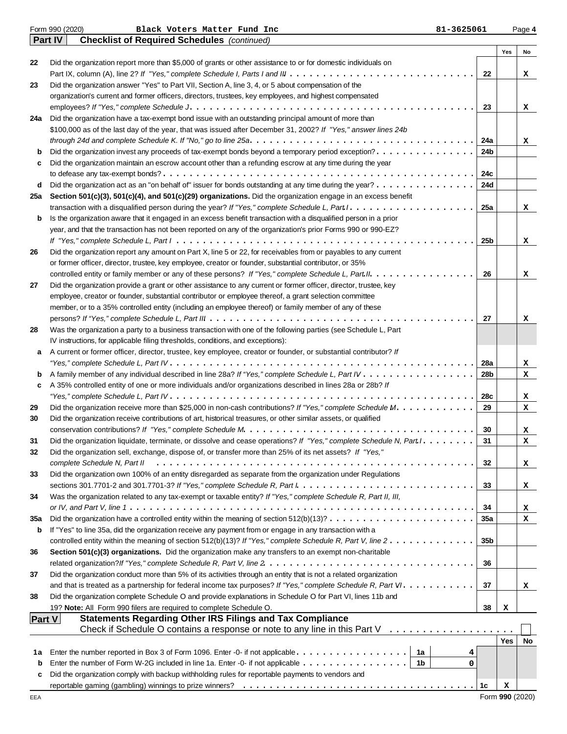Form 990 (2020) Black Voters Matter Fund Inc 81-3625061 Page 4

**Part IV Checklist of Required Schedules** *(continued)*

| | | | Yes | No |
|---|---|---|---|---|
| 22 | Did the organization report more than $5,000 of grants or other assistance to or for domestic individuals on Part IX, column (A), line 2? *If "Yes," complete Schedule I, Parts I and III* | 22 | | X |
| 23 | Did the organization answer "Yes" to Part VII, Section A, line 3, 4, or 5 about compensation of the organization's current and former officers, directors, trustees, key employees, and highest compensated employees? *If "Yes," complete Schedule J* | 23 | | X |
| 24a | Did the organization have a tax-exempt bond issue with an outstanding principal amount of more than $100,000 as of the last day of the year, that was issued after December 31, 2002? *If "Yes," answer lines 24b through 24d and complete Schedule K. If "No," go to line 25a* | 24a | | X |
| b | Did the organization invest any proceeds of tax-exempt bonds beyond a temporary period exception? | 24b | | |
| c | Did the organization maintain an escrow account other than a refunding escrow at any time during the year to defease any tax-exempt bonds? | 24c | | |
| d | Did the organization act as an "on behalf of" issuer for bonds outstanding at any time during the year? | 24d | | |
| 25a | **Section 501(c)(3), 501(c)(4), and 501(c)(29) organizations.** Did the organization engage in an excess benefit transaction with a disqualified person during the year? *If "Yes," complete Schedule L, Part I* | 25a | | X |
| b | Is the organization aware that it engaged in an excess benefit transaction with a disqualified person in a prior year, and that the transaction has not been reported on any of the organization's prior Forms 990 or 990-EZ? *If "Yes," complete Schedule L, Part I* | 25b | | X |
| 26 | Did the organization report any amount on Part X, line 5 or 22, for receivables from or payables to any current or former officer, director, trustee, key employee, creator or founder, substantial contributor, or 35% controlled entity or family member of any of these persons? *If "Yes," complete Schedule L, Part II* | 26 | | X |
| 27 | Did the organization provide a grant or other assistance to any current or former officer, director, trustee, key employee, creator or founder, substantial contributor or employee thereof, a grant selection committee member, or to a 35% controlled entity (including an employee thereof) or family member of any of these persons? *If "Yes," complete Schedule L, Part III* | 27 | | X |
| 28 | Was the organization a party to a business transaction with one of the following parties (see Schedule L, Part IV instructions, for applicable filing thresholds, conditions, and exceptions): | | | |
| a | A current or former officer, director, trustee, key employee, creator or founder, or substantial contributor? *If "Yes," complete Schedule L, Part IV* | 28a | | X |
| b | A family member of any individual described in line 28a? *If "Yes," complete Schedule L, Part IV* | 28b | | X |
| c | A 35% controlled entity of one or more individuals and/or organizations described in lines 28a or 28b? *If "Yes," complete Schedule L, Part IV* | 28c | | X |
| 29 | Did the organization receive more than $25,000 in non-cash contributions? *If "Yes," complete Schedule M* | 29 | | X |
| 30 | Did the organization receive contributions of art, historical treasures, or other similar assets, or qualified conservation contributions? *If "Yes," complete Schedule M* | 30 | | X |
| 31 | Did the organization liquidate, terminate, or dissolve and cease operations? *If "Yes," complete Schedule N, Part I* | 31 | | X |
| 32 | Did the organization sell, exchange, dispose of, or transfer more than 25% of its net assets? *If "Yes," complete Schedule N, Part II* | 32 | | X |
| 33 | Did the organization own 100% of an entity disregarded as separate from the organization under Regulations sections 301.7701-2 and 301.7701-3? *If "Yes," complete Schedule R, Part I* | 33 | | X |
| 34 | Was the organization related to any tax-exempt or taxable entity? *If "Yes," complete Schedule R, Part II, III, or IV, and Part V, line 1* | 34 | | X |
| 35a | Did the organization have a controlled entity within the meaning of section 512(b)(13)? | 35a | | X |
| b | If "Yes" to line 35a, did the organization receive any payment from or engage in any transaction with a controlled entity within the meaning of section 512(b)(13)? *If "Yes," complete Schedule R, Part V, line 2* | 35b | | |
| 36 | **Section 501(c)(3) organizations.** Did the organization make any transfers to an exempt non-charitable related organization? *If "Yes," complete Schedule R, Part V, line 2* | 36 | | |
| 37 | Did the organization conduct more than 5% of its activities through an entity that is not a related organization and that is treated as a partnership for federal income tax purposes? *If "Yes," complete Schedule R, Part VI* | 37 | | X |
| 38 | Did the organization complete Schedule O and provide explanations in Schedule O for Part VI, lines 11b and 19? **Note:** All Form 990 filers are required to complete Schedule O. | 38 | X | |

**Part V Statements Regarding Other IRS Filings and Tax Compliance**

Check if Schedule O contains a response or note to any line in this Part V ☐

| | | | | | Yes | No |
|---|---|---|---|---|---|---|
| 1a | Enter the number reported in Box 3 of Form 1096. Enter -0- if not applicable | 1a | 4 | | | |
| b | Enter the number of Form W-2G included in line 1a. Enter -0- if not applicable | 1b | 0 | | | |
| c | Did the organization comply with backup withholding rules for reportable payments to vendors and reportable gaming (gambling) winnings to prize winners? | | | 1c | X | |

EEA Form **990** (2020)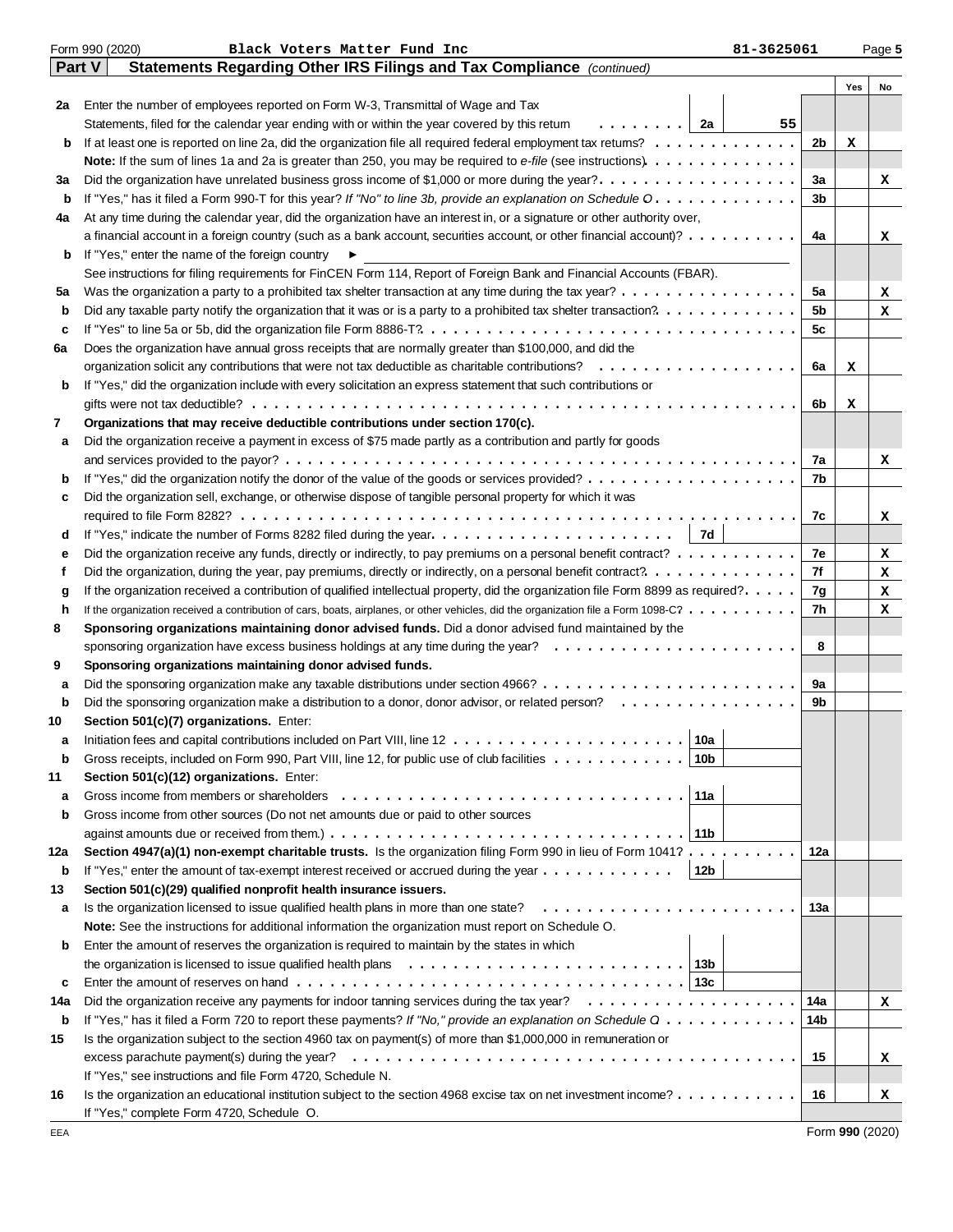Form 990 (2020) Black Voters Matter Fund Inc 81-3625061

**Part V** **Statements Regarding Other IRS Filings and Tax Compliance** *(continued)*

| | | | | | Yes | No |
|---|---|---|---|---|---|---|
| **2a** | Enter the number of employees reported on Form W-3, Transmittal of Wage and Tax Statements, filed for the calendar year ending with or within the year covered by this return | 2a | 55 | | | |
| **b** | If at least one is reported on line 2a, did the organization file all required federal employment tax returns? | | | 2b | X | |
| | **Note:** If the sum of lines 1a and 2a is greater than 250, you may be required to *e-file* (see instructions) | | | | | |
| **3a** | Did the organization have unrelated business gross income of $1,000 or more during the year? | | | 3a | | X |
| **b** | If "Yes," has it filed a Form 990-T for this year? *If "No" to line 3b, provide an explanation on Schedule O* | | | 3b | | |
| **4a** | At any time during the calendar year, did the organization have an interest in, or a signature or other authority over, a financial account in a foreign country (such as a bank account, securities account, or other financial account)? | | | 4a | | X |
| **b** | If "Yes," enter the name of the foreign country ► | | | | | |
| | See instructions for filing requirements for FinCEN Form 114, Report of Foreign Bank and Financial Accounts (FBAR). | | | | | |
| **5a** | Was the organization a party to a prohibited tax shelter transaction at any time during the tax year? | | | 5a | | X |
| **b** | Did any taxable party notify the organization that it was or is a party to a prohibited tax shelter transaction? | | | 5b | | X |
| **c** | If "Yes" to line 5a or 5b, did the organization file Form 8886-T? | | | 5c | | |
| **6a** | Does the organization have annual gross receipts that are normally greater than $100,000, and did the organization solicit any contributions that were not tax deductible as charitable contributions? | | | 6a | X | |
| **b** | If "Yes," did the organization include with every solicitation an express statement that such contributions or gifts were not tax deductible? | | | 6b | X | |
| **7** | **Organizations that may receive deductible contributions under section 170(c).** | | | | | |
| **a** | Did the organization receive a payment in excess of $75 made partly as a contribution and partly for goods and services provided to the payor? | | | 7a | | X |
| **b** | If "Yes," did the organization notify the donor of the value of the goods or services provided? | | | 7b | | |
| **c** | Did the organization sell, exchange, or otherwise dispose of tangible personal property for which it was required to file Form 8282? | | | 7c | | X |
| **d** | If "Yes," indicate the number of Forms 8282 filed during the year | 7d | | | | |
| **e** | Did the organization receive any funds, directly or indirectly, to pay premiums on a personal benefit contract? | | | 7e | | X |
| **f** | Did the organization, during the year, pay premiums, directly or indirectly, on a personal benefit contract? | | | 7f | | X |
| **g** | If the organization received a contribution of qualified intellectual property, did the organization file Form 8899 as required? | | | 7g | | X |
| **h** | If the organization received a contribution of cars, boats, airplanes, or other vehicles, did the organization file a Form 1098-C? | | | 7h | | X |
| **8** | **Sponsoring organizations maintaining donor advised funds.** Did a donor advised fund maintained by the sponsoring organization have excess business holdings at any time during the year? | | | 8 | | |
| **9** | **Sponsoring organizations maintaining donor advised funds.** | | | | | |
| **a** | Did the sponsoring organization make any taxable distributions under section 4966? | | | 9a | | |
| **b** | Did the sponsoring organization make a distribution to a donor, donor advisor, or related person? | | | 9b | | |
| **10** | **Section 501(c)(7) organizations.** Enter: | | | | | |
| **a** | Initiation fees and capital contributions included on Part VIII, line 12 | 10a | | | | |
| **b** | Gross receipts, included on Form 990, Part VIII, line 12, for public use of club facilities | 10b | | | | |
| **11** | **Section 501(c)(12) organizations.** Enter: | | | | | |
| **a** | Gross income from members or shareholders | 11a | | | | |
| **b** | Gross income from other sources (Do not net amounts due or paid to other sources against amounts due or received from them.) | 11b | | | | |
| **12a** | **Section 4947(a)(1) non-exempt charitable trusts.** Is the organization filing Form 990 in lieu of Form 1041? | | | 12a | | |
| **b** | If "Yes," enter the amount of tax-exempt interest received or accrued during the year | 12b | | | | |
| **13** | **Section 501(c)(29) qualified nonprofit health insurance issuers.** | | | | | |
| **a** | Is the organization licensed to issue qualified health plans in more than one state? | | | 13a | | |
| | **Note:** See the instructions for additional information the organization must report on Schedule O. | | | | | |
| **b** | Enter the amount of reserves the organization is required to maintain by the states in which the organization is licensed to issue qualified health plans | 13b | | | | |
| **c** | Enter the amount of reserves on hand | 13c | | | | |
| **14a** | Did the organization receive any payments for indoor tanning services during the tax year? | | | 14a | | X |
| **b** | If "Yes," has it filed a Form 720 to report these payments? *If "No," provide an explanation on Schedule O* | | | 14b | | |
| **15** | Is the organization subject to the section 4960 tax on payment(s) of more than $1,000,000 in remuneration or excess parachute payment(s) during the year? | | | 15 | | X |
| | If "Yes," see instructions and file Form 4720, Schedule N. | | | | | |
| **16** | Is the organization an educational institution subject to the section 4968 excise tax on net investment income? | | | 16 | | X |
| | If "Yes," complete Form 4720, Schedule O. | | | | | |

EEA Form **990** (2020)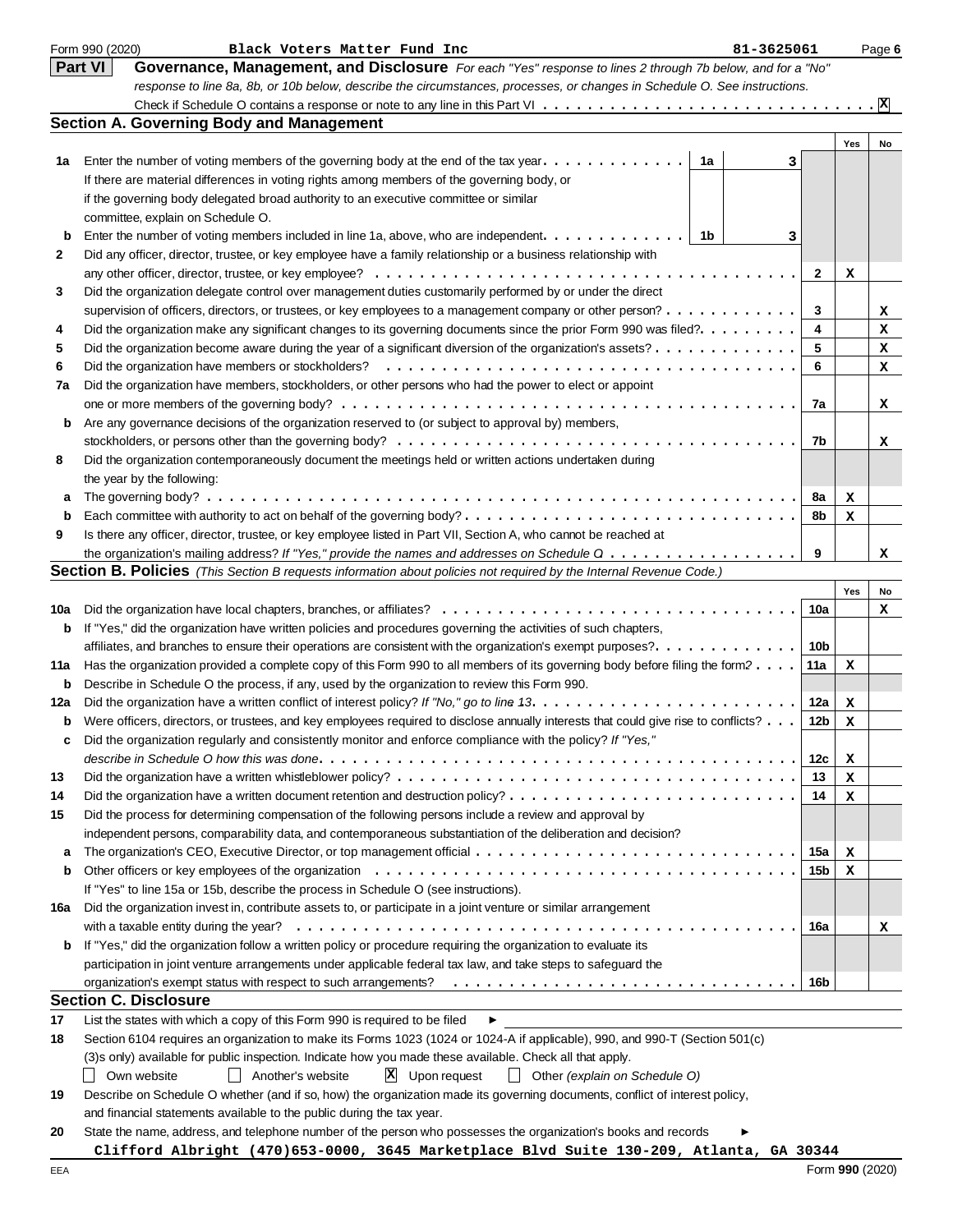Form 990 (2020) **Black Voters Matter Fund Inc** 81-3625061

## Part VI Governance, Management, and Disclosure

*For each "Yes" response to lines 2 through 7b below, and for a "No" response to line 8a, 8b, or 10b below, describe the circumstances, processes, or changes in Schedule O. See instructions.*

Check if Schedule O contains a response or note to any line in this Part VI . . . . . . . . . . [X]

### Section A. Governing Body and Management

| | | | | Yes | No |
|---|---|---|---|---|---|
| 1a | Enter the number of voting members of the governing body at the end of the tax year . . . . . . 1a: 3. If there are material differences in voting rights among members of the governing body, or if the governing body delegated broad authority to an executive committee or similar committee, explain on Schedule O. | | | | |
| b | Enter the number of voting members included in line 1a, above, who are independent . . . . . . 1b: 3 | | | | |
| 2 | Did any officer, director, trustee, or key employee have a family relationship or a business relationship with any other officer, director, trustee, or key employee? | 2 | | X | |
| 3 | Did the organization delegate control over management duties customarily performed by or under the direct supervision of officers, directors, or trustees, or key employees to a management company or other person? | 3 | | | X |
| 4 | Did the organization make any significant changes to its governing documents since the prior Form 990 was filed? | 4 | | | X |
| 5 | Did the organization become aware during the year of a significant diversion of the organization's assets? | 5 | | | X |
| 6 | Did the organization have members or stockholders? | 6 | | | X |
| 7a | Did the organization have members, stockholders, or other persons who had the power to elect or appoint one or more members of the governing body? | 7a | | | X |
| b | Are any governance decisions of the organization reserved to (or subject to approval by) members, stockholders, or persons other than the governing body? | 7b | | | X |
| 8 | Did the organization contemporaneously document the meetings held or written actions undertaken during the year by the following: | | | | |
| a | The governing body? | 8a | | X | |
| b | Each committee with authority to act on behalf of the governing body? | 8b | | X | |
| 9 | Is there any officer, director, trustee, or key employee listed in Part VII, Section A, who cannot be reached at the organization's mailing address? *If "Yes," provide the names and addresses on Schedule O* | 9 | | | X |

### Section B. Policies *(This Section B requests information about policies not required by the Internal Revenue Code.)*

| | | | Yes | No |
|---|---|---|---|---|
| 10a | Did the organization have local chapters, branches, or affiliates? | 10a | | X |
| b | If "Yes," did the organization have written policies and procedures governing the activities of such chapters, affiliates, and branches to ensure their operations are consistent with the organization's exempt purposes? | 10b | | |
| 11a | Has the organization provided a complete copy of this Form 990 to all members of its governing body before filing the form? | 11a | X | |
| b | Describe in Schedule O the process, if any, used by the organization to review this Form 990. | | | |
| 12a | Did the organization have a written conflict of interest policy? *If "No," go to line 13* | 12a | X | |
| b | Were officers, directors, or trustees, and key employees required to disclose annually interests that could give rise to conflicts? | 12b | X | |
| c | Did the organization regularly and consistently monitor and enforce compliance with the policy? *If "Yes," describe in Schedule O how this was done* | 12c | X | |
| 13 | Did the organization have a written whistleblower policy? | 13 | X | |
| 14 | Did the organization have a written document retention and destruction policy? | 14 | X | |
| 15 | Did the process for determining compensation of the following persons include a review and approval by independent persons, comparability data, and contemporaneous substantiation of the deliberation and decision? | | | |
| a | The organization's CEO, Executive Director, or top management official | 15a | X | |
| b | Other officers or key employees of the organization | 15b | X | |
| | If "Yes" to line 15a or 15b, describe the process in Schedule O (see instructions). | | | |
| 16a | Did the organization invest in, contribute assets to, or participate in a joint venture or similar arrangement with a taxable entity during the year? | 16a | | X |
| b | If "Yes," did the organization follow a written policy or procedure requiring the organization to evaluate its participation in joint venture arrangements under applicable federal tax law, and take steps to safeguard the organization's exempt status with respect to such arrangements? | 16b | | |

### Section C. Disclosure

17 List the states with which a copy of this Form 990 is required to be filed ►

18 Section 6104 requires an organization to make its Forms 1023 (1024 or 1024-A if applicable), 990, and 990-T (Section 501(c)(3)s only) available for public inspection. Indicate how you made these available. Check all that apply.

[ ] Own website [ ] Another's website [X] Upon request [ ] Other *(explain on Schedule O)*

19 Describe on Schedule O whether (and if so, how) the organization made its governing documents, conflict of interest policy, and financial statements available to the public during the tax year.

20 State the name, address, and telephone number of the person who possesses the organization's books and records ►

**Clifford Albright (470)653-0000, 3645 Marketplace Blvd Suite 130-209, Atlanta, GA 30344**

Form **990** (2020)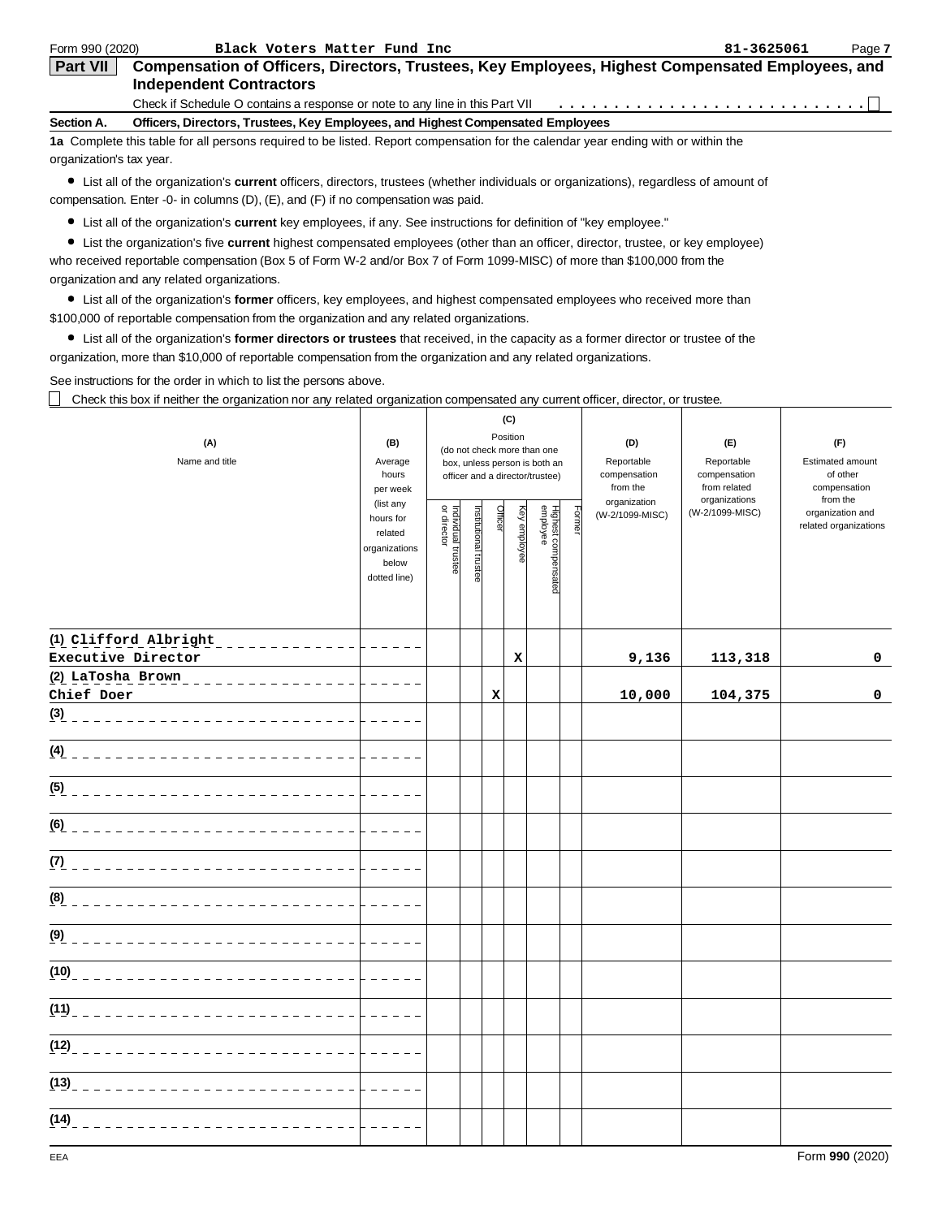Form 990 (2020) **Black Voters Matter Fund Inc** 81-3625061

## Part VII Compensation of Officers, Directors, Trustees, Key Employees, Highest Compensated Employees, and Independent Contractors

Check if Schedule O contains a response or note to any line in this Part VII . . . . . . . . . . . . . . . . . . . . . . . . . . . . ☐

**Section A. Officers, Directors, Trustees, Key Employees, and Highest Compensated Employees**

**1a** Complete this table for all persons required to be listed. Report compensation for the calendar year ending with or within the organization's tax year.

- List all of the organization's **current** officers, directors, trustees (whether individuals or organizations), regardless of amount of compensation. Enter -0- in columns (D), (E), and (F) if no compensation was paid.
- List all of the organization's **current** key employees, if any. See instructions for definition of "key employee."
- List the organization's five **current** highest compensated employees (other than an officer, director, trustee, or key employee) who received reportable compensation (Box 5 of Form W-2 and/or Box 7 of Form 1099-MISC) of more than $100,000 from the organization and any related organizations.
- List all of the organization's **former** officers, key employees, and highest compensated employees who received more than $100,000 of reportable compensation from the organization and any related organizations.
- List all of the organization's **former directors or trustees** that received, in the capacity as a former director or trustee of the organization, more than $10,000 of reportable compensation from the organization and any related organizations.

See instructions for the order in which to list the persons above.

☐ Check this box if neither the organization nor any related organization compensated any current officer, director, or trustee.

| (A) Name and title | (B) Average hours per week (list any hours for related organizations below dotted line) | (C) Position (do not check more than one box, unless person is both an officer and a director/trustee): Individual trustee or director | Institutional trustee | Officer | Key employee | Highest compensated employee | Former | (D) Reportable compensation from the organization (W-2/1099-MISC) | (E) Reportable compensation from related organizations (W-2/1099-MISC) | (F) Estimated amount of other compensation from the organization and related organizations |
|---|---|---|---|---|---|---|---|---|---|---|
| (1) Clifford Albright<br>Executive Director | | | | | X | | | 9,136 | 113,318 | 0 |
| (2) LaTosha Brown<br>Chief Doer | | | | X | | | | 10,000 | 104,375 | 0 |
| (3) | | | | | | | | | | |
| (4) | | | | | | | | | | |
| (5) | | | | | | | | | | |
| (6) | | | | | | | | | | |
| (7) | | | | | | | | | | |
| (8) | | | | | | | | | | |
| (9) | | | | | | | | | | |
| (10) | | | | | | | | | | |
| (11) | | | | | | | | | | |
| (12) | | | | | | | | | | |
| (13) | | | | | | | | | | |
| (14) | | | | | | | | | | |

EEA Form **990** (2020)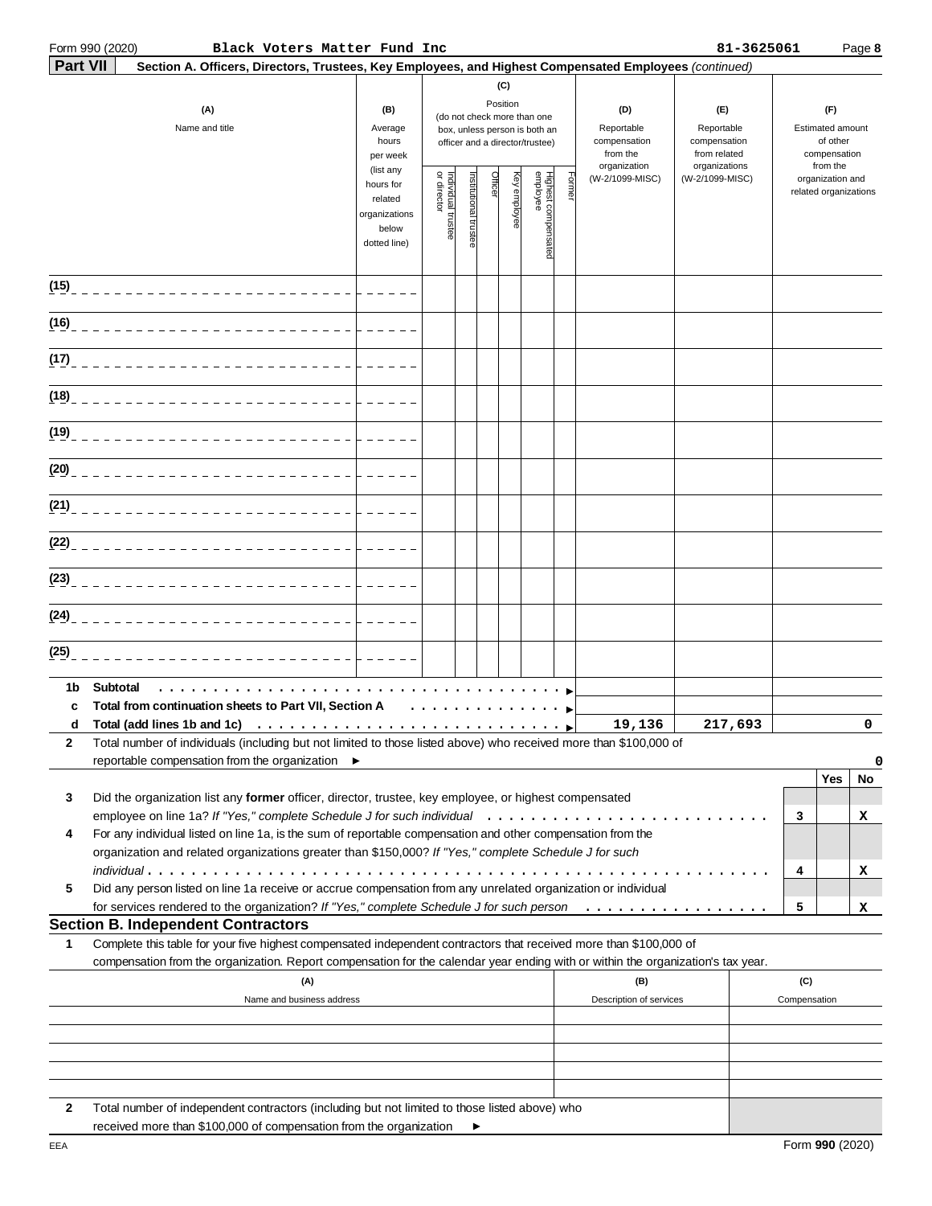Form 990 (2020) **Black Voters Matter Fund Inc** 81-3625061 Page **8**

## Part VII Section A. Officers, Directors, Trustees, Key Employees, and Highest Compensated Employees *(continued)*

| (A) Name and title | (B) Average hours per week (list any hours for related organizations below dotted line) | (C) Position (do not check more than one box, unless person is both an officer and a director/trustee): Individual trustee or director | Institutional trustee | Officer | Key employee | Highest compensated employee | Former | (D) Reportable compensation from the organization (W-2/1099-MISC) | (E) Reportable compensation from related organizations (W-2/1099-MISC) | (F) Estimated amount of other compensation from the organization and related organizations |
|---|---|---|---|---|---|---|---|---|---|---|
| (15) | | | | | | | | | | |
| (16) | | | | | | | | | | |
| (17) | | | | | | | | | | |
| (18) | | | | | | | | | | |
| (19) | | | | | | | | | | |
| (20) | | | | | | | | | | |
| (21) | | | | | | | | | | |
| (22) | | | | | | | | | | |
| (23) | | | | | | | | | | |
| (24) | | | | | | | | | | |
| (25) | | | | | | | | | | |
| **1b Subtotal** | | | | | | | | | | |
| **c Total from continuation sheets to Part VII, Section A** | | | | | | | | | | |
| **d Total (add lines 1b and 1c)** | | | | | | | | 19,136 | 217,693 | 0 |

**2** Total number of individuals (including but not limited to those listed above) who received more than $100,000 of reportable compensation from the organization ► 0

| | | Yes | No |
|---|---|---|---|
| **3** Did the organization list any **former** officer, director, trustee, key employee, or highest compensated employee on line 1a? *If "Yes," complete Schedule J for such individual* | 3 | | X |
| **4** For any individual listed on line 1a, is the sum of reportable compensation and other compensation from the organization and related organizations greater than $150,000? *If "Yes," complete Schedule J for such individual* | 4 | | X |
| **5** Did any person listed on line 1a receive or accrue compensation from any unrelated organization or individual for services rendered to the organization? *If "Yes," complete Schedule J for such person* | 5 | | X |

## Section B. Independent Contractors

**1** Complete this table for your five highest compensated independent contractors that received more than $100,000 of compensation from the organization. Report compensation for the calendar year ending with or within the organization's tax year.

| (A) Name and business address | (B) Description of services | (C) Compensation |
|---|---|---|
| | | |
| | | |
| | | |
| | | |
| | | |

**2** Total number of independent contractors (including but not limited to those listed above) who received more than $100,000 of compensation from the organization ►

EEA Form **990** (2020)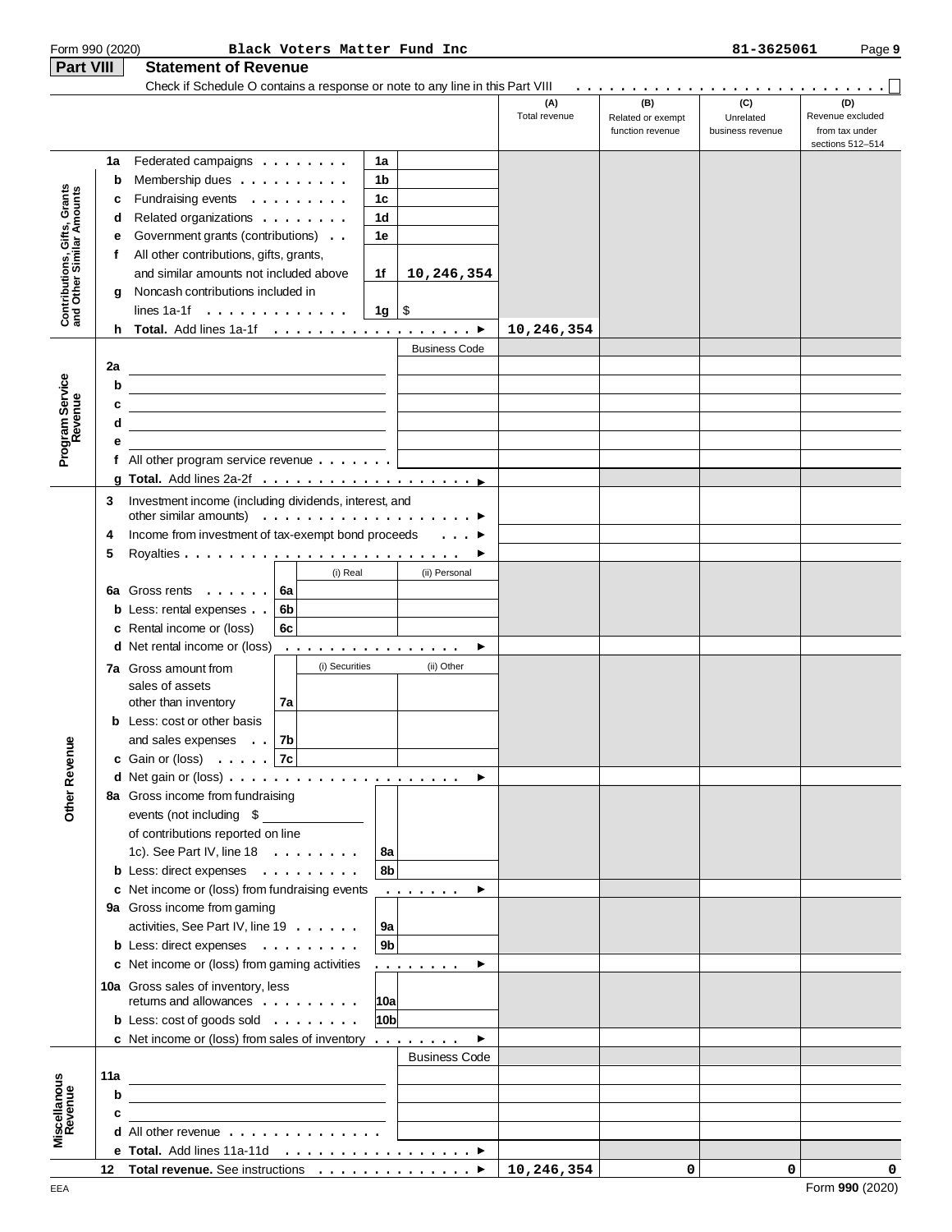Form 990 (2020) **Black Voters Matter Fund Inc** 81-3625061

## Part VIII Statement of Revenue

Check if Schedule O contains a response or note to any line in this Part VIII . . . . ☐

| | | | | (A) Total revenue | (B) Related or exempt function revenue | (C) Unrelated business revenue | (D) Revenue excluded from tax under sections 512–514 |
|---|---|---|---|---|---|---|---|
| **Contributions, Gifts, Grants and Other Similar Amounts** | 1a Federated campaigns | 1a | | | | | |
| | b Membership dues | 1b | | | | | |
| | c Fundraising events | 1c | | | | | |
| | d Related organizations | 1d | | | | | |
| | e Government grants (contributions) | 1e | | | | | |
| | f All other contributions, gifts, grants, and similar amounts not included above | 1f | 10,246,354 | | | | |
| | g Noncash contributions included in lines 1a-1f | 1g | $ | | | | |
| | h **Total.** Add lines 1a-1f ▶ | | | 10,246,354 | | | |
| **Program Service Revenue** | | | Business Code | | | | |
| | 2a | | | | | | |
| | b | | | | | | |
| | c | | | | | | |
| | d | | | | | | |
| | e | | | | | | |
| | f All other program service revenue | | | | | | |
| | g **Total.** Add lines 2a-2f ▶ | | | | | | |
| **Other Revenue** | 3 Investment income (including dividends, interest, and other similar amounts) ▶ | | | | | | |
| | 4 Income from investment of tax-exempt bond proceeds ▶ | | | | | | |
| | 5 Royalties ▶ | | | | | | |
| | | (i) Real | (ii) Personal | | | | |
| | 6a Gross rents | 6a | | | | | |
| | b Less: rental expenses | 6b | | | | | |
| | c Rental income or (loss) | 6c | | | | | |
| | d Net rental income or (loss) ▶ | | | | | | |
| | | (i) Securities | (ii) Other | | | | |
| | 7a Gross amount from sales of assets other than inventory | 7a | | | | | |
| | b Less: cost or other basis and sales expenses | 7b | | | | | |
| | c Gain or (loss) | 7c | | | | | |
| | d Net gain or (loss) ▶ | | | | | | |
| | 8a Gross income from fundraising events (not including $ of contributions reported on line 1c). See Part IV, line 18 | 8a | | | | | |
| | b Less: direct expenses | 8b | | | | | |
| | c Net income or (loss) from fundraising events ▶ | | | | | | |
| | 9a Gross income from gaming activities, See Part IV, line 19 | 9a | | | | | |
| | b Less: direct expenses | 9b | | | | | |
| | c Net income or (loss) from gaming activities ▶ | | | | | | |
| | 10a Gross sales of inventory, less returns and allowances | 10a | | | | | |
| | b Less: cost of goods sold | 10b | | | | | |
| | c Net income or (loss) from sales of inventory ▶ | | | | | | |
| **Miscellaneous Revenue** | | | Business Code | | | | |
| | 11a | | | | | | |
| | b | | | | | | |
| | c | | | | | | |
| | d All other revenue | | | | | | |
| | e **Total.** Add lines 11a-11d ▶ | | | | | | |
| | 12 **Total revenue.** See instructions ▶ | | | 10,246,354 | 0 | 0 | 0 |

EEA Form **990** (2020)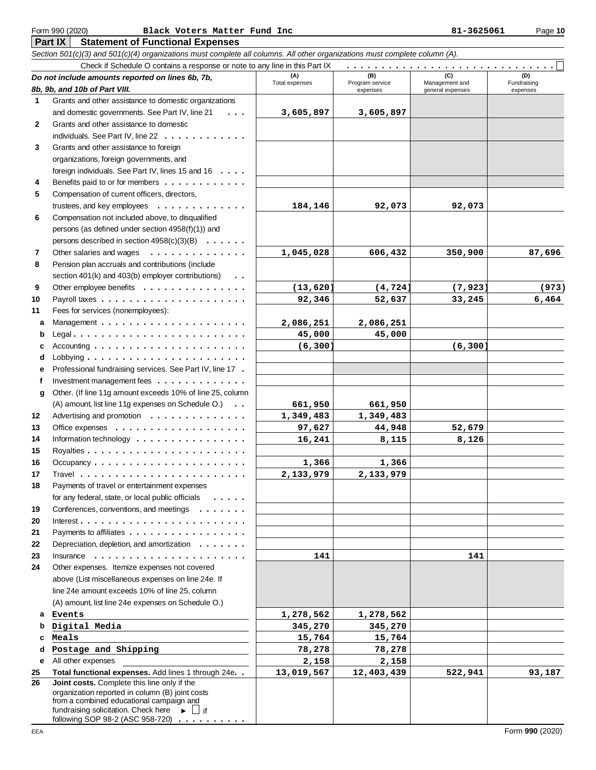Form 990 (2020) **Black Voters Matter Fund Inc** 81-3625061

## Part IX Statement of Functional Expenses

*Section 501(c)(3) and 501(c)(4) organizations must complete all columns. All other organizations must complete column (A).*

Check if Schedule O contains a response or note to any line in this Part IX ☐

| | *Do not include amounts reported on lines 6b, 7b, 8b, 9b, and 10b of Part VIII.* | (A) Total expenses | (B) Program service expenses | (C) Management and general expenses | (D) Fundraising expenses |
|---|---|---|---|---|---|
| 1 | Grants and other assistance to domestic organizations and domestic governments. See Part IV, line 21 | 3,605,897 | 3,605,897 | | |
| 2 | Grants and other assistance to domestic individuals. See Part IV, line 22 | | | | |
| 3 | Grants and other assistance to foreign organizations, foreign governments, and foreign individuals. See Part IV, lines 15 and 16 | | | | |
| 4 | Benefits paid to or for members | | | | |
| 5 | Compensation of current officers, directors, trustees, and key employees | 184,146 | 92,073 | 92,073 | |
| 6 | Compensation not included above, to disqualified persons (as defined under section 4958(f)(1)) and persons described in section 4958(c)(3)(B) | | | | |
| 7 | Other salaries and wages | 1,045,028 | 606,432 | 350,900 | 87,696 |
| 8 | Pension plan accruals and contributions (include section 401(k) and 403(b) employer contributions) | | | | |
| 9 | Other employee benefits | (13,620) | (4,724) | (7,923) | (973) |
| 10 | Payroll taxes | 92,346 | 52,637 | 33,245 | 6,464 |
| 11 | Fees for services (nonemployees): | | | | |
| a | Management | 2,086,251 | 2,086,251 | | |
| b | Legal | 45,000 | 45,000 | | |
| c | Accounting | (6,300) | | (6,300) | |
| d | Lobbying | | | | |
| e | Professional fundraising services. See Part IV, line 17 | | | | |
| f | Investment management fees | | | | |
| g | Other. (If line 11g amount exceeds 10% of line 25, column (A) amount, list line 11g expenses on Schedule O.) | 661,950 | 661,950 | | |
| 12 | Advertising and promotion | 1,349,483 | 1,349,483 | | |
| 13 | Office expenses | 97,627 | 44,948 | 52,679 | |
| 14 | Information technology | 16,241 | 8,115 | 8,126 | |
| 15 | Royalties | | | | |
| 16 | Occupancy | 1,366 | 1,366 | | |
| 17 | Travel | 2,133,979 | 2,133,979 | | |
| 18 | Payments of travel or entertainment expenses for any federal, state, or local public officials | | | | |
| 19 | Conferences, conventions, and meetings | | | | |
| 20 | Interest | | | | |
| 21 | Payments to affiliates | | | | |
| 22 | Depreciation, depletion, and amortization | | | | |
| 23 | Insurance | 141 | | 141 | |
| 24 | Other expenses. Itemize expenses not covered above (List miscellaneous expenses on line 24e. If line 24e amount exceeds 10% of line 25, column (A) amount, list line 24e expenses on Schedule O.) | | | | |
| a | Events | 1,278,562 | 1,278,562 | | |
| b | Digital Media | 345,270 | 345,270 | | |
| c | Meals | 15,764 | 15,764 | | |
| d | Postage and Shipping | 78,278 | 78,278 | | |
| e | All other expenses | 2,158 | 2,158 | | |
| 25 | **Total functional expenses.** Add lines 1 through 24e | 13,019,567 | 12,403,439 | 522,941 | 93,187 |
| 26 | **Joint costs.** Complete this line only if the organization reported in column (B) joint costs from a combined educational campaign and fundraising solicitation. Check here ► ☐ if following SOP 98-2 (ASC 958-720) | | | | |

Form **990** (2020)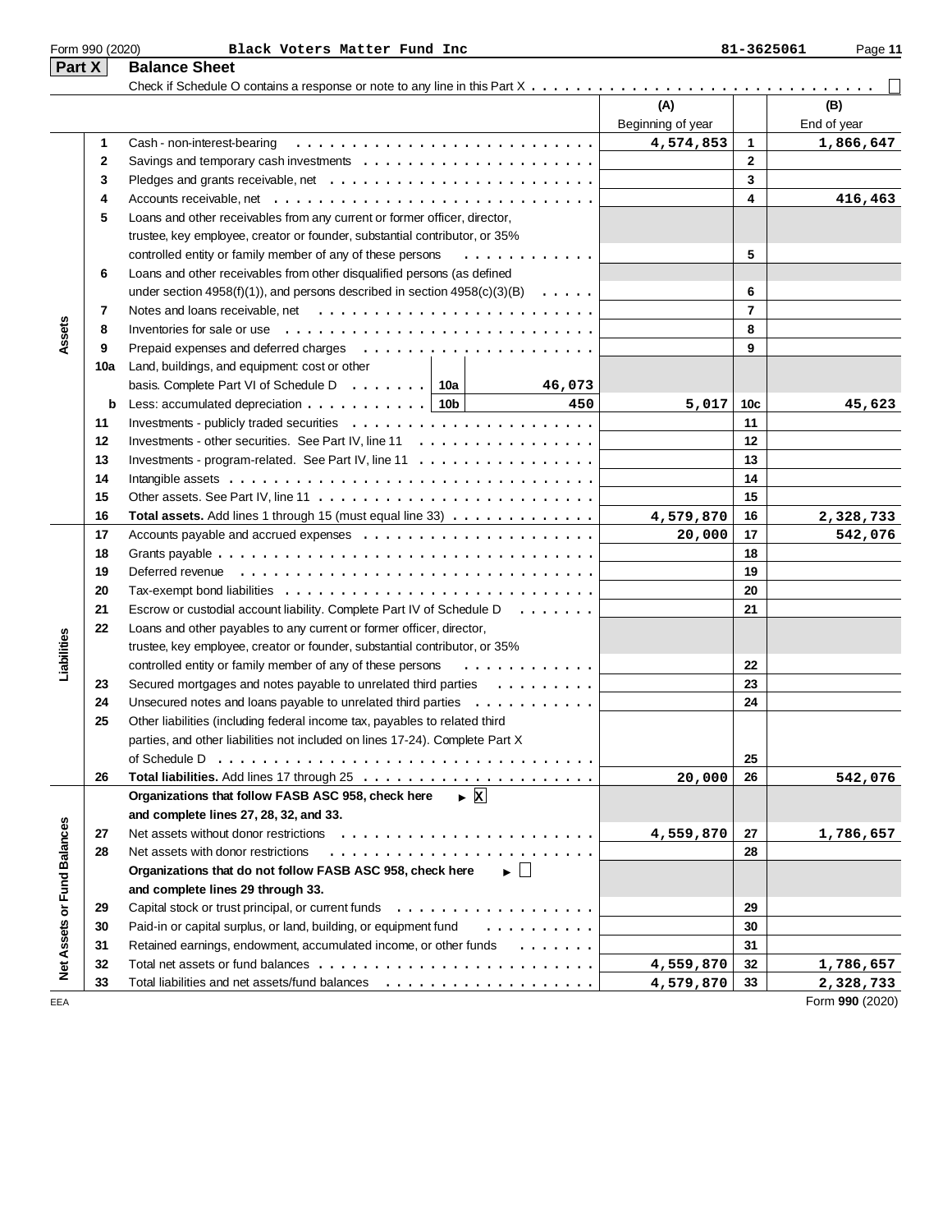Form 990 (2020) **Black Voters Matter Fund Inc** 81-3625061

## Part X Balance Sheet

Check if Schedule O contains a response or note to any line in this Part X . . . . ☐

| Section | Line | Description | | (A) Beginning of year | Line | (B) End of year |
|---|---|---|---|---|---|---|
| Assets | 1 | Cash - non-interest-bearing | | 4,574,853 | 1 | 1,866,647 |
| | 2 | Savings and temporary cash investments | | | 2 | |
| | 3 | Pledges and grants receivable, net | | | 3 | |
| | 4 | Accounts receivable, net | | | 4 | 416,463 |
| | 5 | Loans and other receivables from any current or former officer, director, trustee, key employee, creator or founder, substantial contributor, or 35% controlled entity or family member of any of these persons | | | 5 | |
| | 6 | Loans and other receivables from other disqualified persons (as defined under section 4958(f)(1)), and persons described in section 4958(c)(3)(B) | | | 6 | |
| | 7 | Notes and loans receivable, net | | | 7 | |
| | 8 | Inventories for sale or use | | | 8 | |
| | 9 | Prepaid expenses and deferred charges | | | 9 | |
| | 10a | Land, buildings, and equipment: cost or other basis. Complete Part VI of Schedule D | 10a 46,073 | | | |
| | b | Less: accumulated depreciation | 10b 450 | 5,017 | 10c | 45,623 |
| | 11 | Investments - publicly traded securities | | | 11 | |
| | 12 | Investments - other securities. See Part IV, line 11 | | | 12 | |
| | 13 | Investments - program-related. See Part IV, line 11 | | | 13 | |
| | 14 | Intangible assets | | | 14 | |
| | 15 | Other assets. See Part IV, line 11 | | | 15 | |
| | 16 | **Total assets.** Add lines 1 through 15 (must equal line 33) | | 4,579,870 | 16 | 2,328,733 |
| Liabilities | 17 | Accounts payable and accrued expenses | | 20,000 | 17 | 542,076 |
| | 18 | Grants payable | | | 18 | |
| | 19 | Deferred revenue | | | 19 | |
| | 20 | Tax-exempt bond liabilities | | | 20 | |
| | 21 | Escrow or custodial account liability. Complete Part IV of Schedule D | | | 21 | |
| | 22 | Loans and other payables to any current or former officer, director, trustee, key employee, creator or founder, substantial contributor, or 35% controlled entity or family member of any of these persons | | | 22 | |
| | 23 | Secured mortgages and notes payable to unrelated third parties | | | 23 | |
| | 24 | Unsecured notes and loans payable to unrelated third parties | | | 24 | |
| | 25 | Other liabilities (including federal income tax, payables to related third parties, and other liabilities not included on lines 17-24). Complete Part X of Schedule D | | | 25 | |
| | 26 | **Total liabilities.** Add lines 17 through 25 | | 20,000 | 26 | 542,076 |
| Net Assets or Fund Balances | | **Organizations that follow FASB ASC 958, check here** ► ☒ **and complete lines 27, 28, 32, and 33.** | | | | |
| | 27 | Net assets without donor restrictions | | 4,559,870 | 27 | 1,786,657 |
| | 28 | Net assets with donor restrictions | | | 28 | |
| | | **Organizations that do not follow FASB ASC 958, check here** ► ☐ **and complete lines 29 through 33.** | | | | |
| | 29 | Capital stock or trust principal, or current funds | | | 29 | |
| | 30 | Paid-in or capital surplus, or land, building, or equipment fund | | | 30 | |
| | 31 | Retained earnings, endowment, accumulated income, or other funds | | | 31 | |
| | 32 | Total net assets or fund balances | | 4,559,870 | 32 | 1,786,657 |
| | 33 | Total liabilities and net assets/fund balances | | 4,579,870 | 33 | 2,328,733 |

EEA Form **990** (2020)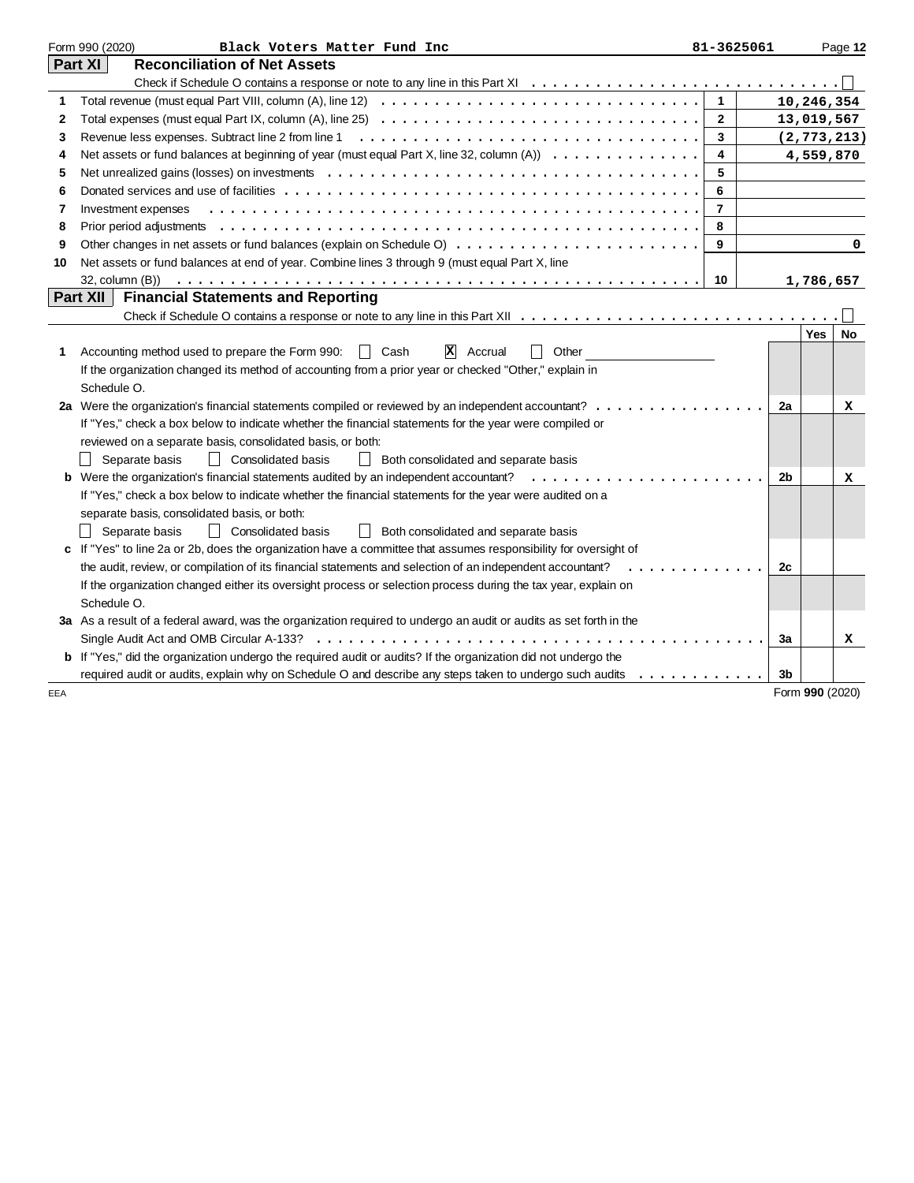Form 990 (2020) **Black Voters Matter Fund Inc** 81-3625061

## Part XI Reconciliation of Net Assets

Check if Schedule O contains a response or note to any line in this Part XI . . . . . . ☐

| | | | |
|---|---|---|---|
| 1 | Total revenue (must equal Part VIII, column (A), line 12) | 1 | 10,246,354 |
| 2 | Total expenses (must equal Part IX, column (A), line 25) | 2 | 13,019,567 |
| 3 | Revenue less expenses. Subtract line 2 from line 1 | 3 | (2,773,213) |
| 4 | Net assets or fund balances at beginning of year (must equal Part X, line 32, column (A)) | 4 | 4,559,870 |
| 5 | Net unrealized gains (losses) on investments | 5 | |
| 6 | Donated services and use of facilities | 6 | |
| 7 | Investment expenses | 7 | |
| 8 | Prior period adjustments | 8 | |
| 9 | Other changes in net assets or fund balances (explain on Schedule O) | 9 | 0 |
| 10 | Net assets or fund balances at end of year. Combine lines 3 through 9 (must equal Part X, line 32, column (B)) | 10 | 1,786,657 |

## Part XII Financial Statements and Reporting

Check if Schedule O contains a response or note to any line in this Part XII . . . . . . ☐

| | | | Yes | No |
|---|---|---|---|---|
| 1 | Accounting method used to prepare the Form 990: ☐ Cash ☒ Accrual ☐ Other<br>If the organization changed its method of accounting from a prior year or checked "Other," explain in Schedule O. | | | |
| 2a | Were the organization's financial statements compiled or reviewed by an independent accountant?<br>If "Yes," check a box below to indicate whether the financial statements for the year were compiled or reviewed on a separate basis, consolidated basis, or both:<br>☐ Separate basis ☐ Consolidated basis ☐ Both consolidated and separate basis | 2a | | X |
| b | Were the organization's financial statements audited by an independent accountant?<br>If "Yes," check a box below to indicate whether the financial statements for the year were audited on a separate basis, consolidated basis, or both:<br>☐ Separate basis ☐ Consolidated basis ☐ Both consolidated and separate basis | 2b | | X |
| c | If "Yes" to line 2a or 2b, does the organization have a committee that assumes responsibility for oversight of the audit, review, or compilation of its financial statements and selection of an independent accountant?<br>If the organization changed either its oversight process or selection process during the tax year, explain on Schedule O. | 2c | | |
| 3a | As a result of a federal award, was the organization required to undergo an audit or audits as set forth in the Single Audit Act and OMB Circular A-133? | 3a | | X |
| b | If "Yes," did the organization undergo the required audit or audits? If the organization did not undergo the required audit or audits, explain why on Schedule O and describe any steps taken to undergo such audits | 3b | | |

EEA Form **990** (2020)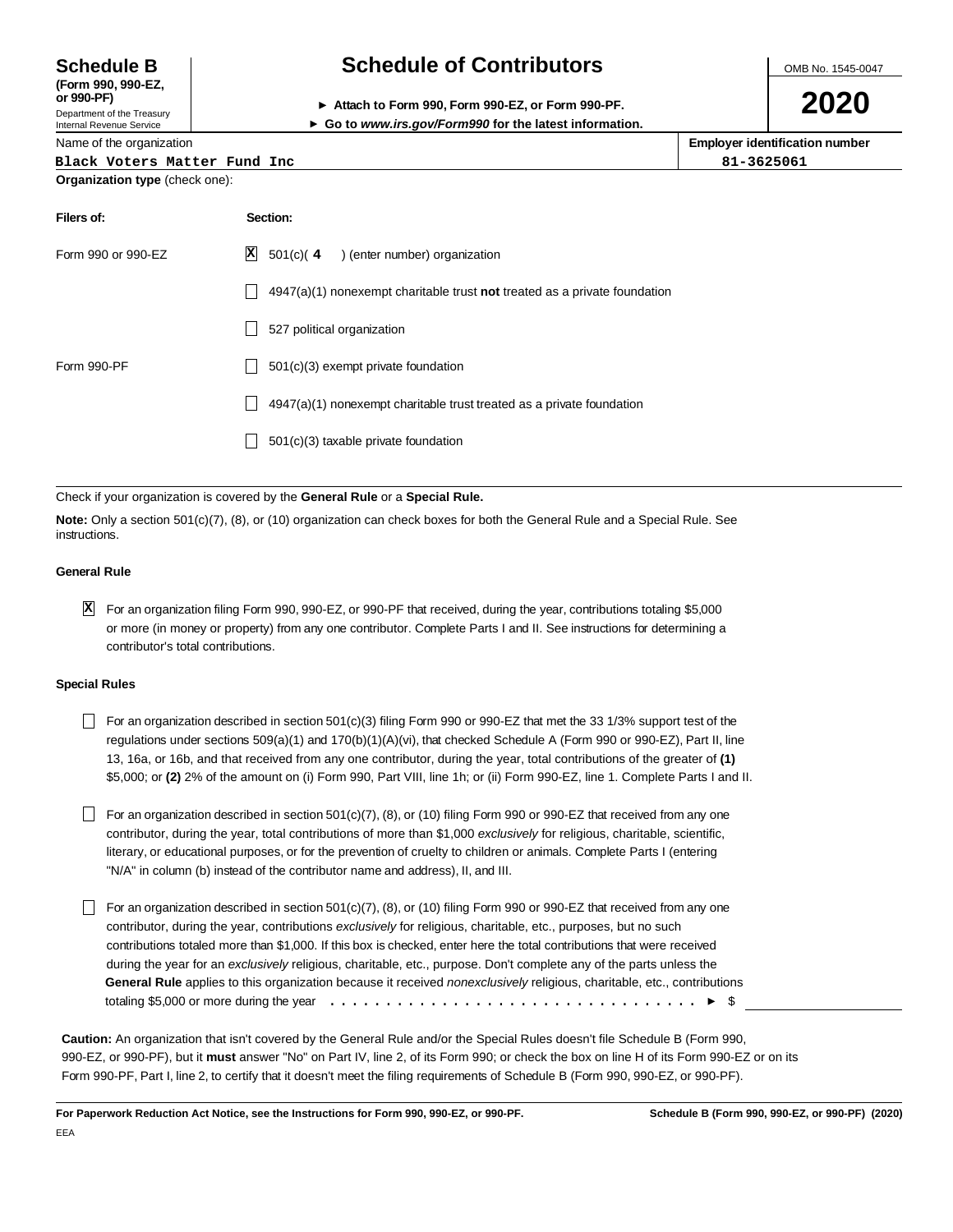**Schedule B**
**(Form 990, 990-EZ, or 990-PF)**
Department of the Treasury
Internal Revenue Service

# Schedule of Contributors

► **Attach to Form 990, Form 990-EZ, or Form 990-PF.**
► **Go to *www.irs.gov/Form990* for the latest information.**

OMB No. 1545-0047

**2020**

| Name of the organization | Employer identification number |
|---|---|
| Black Voters Matter Fund Inc | 81-3625061 |

**Organization type** (check one):

| Filers of: | Section: |
|---|---|
| Form 990 or 990-EZ | [X] 501(c)( **4** ) (enter number) organization |
| | [ ] 4947(a)(1) nonexempt charitable trust **not** treated as a private foundation |
| | [ ] 527 political organization |
| Form 990-PF | [ ] 501(c)(3) exempt private foundation |
| | [ ] 4947(a)(1) nonexempt charitable trust treated as a private foundation |
| | [ ] 501(c)(3) taxable private foundation |

Check if your organization is covered by the **General Rule** or a **Special Rule.**

**Note:** Only a section 501(c)(7), (8), or (10) organization can check boxes for both the General Rule and a Special Rule. See instructions.

**General Rule**

[X] For an organization filing Form 990, 990-EZ, or 990-PF that received, during the year, contributions totaling $5,000 or more (in money or property) from any one contributor. Complete Parts I and II. See instructions for determining a contributor's total contributions.

**Special Rules**

[ ] For an organization described in section 501(c)(3) filing Form 990 or 990-EZ that met the 33 1/3% support test of the regulations under sections 509(a)(1) and 170(b)(1)(A)(vi), that checked Schedule A (Form 990 or 990-EZ), Part II, line 13, 16a, or 16b, and that received from any one contributor, during the year, total contributions of the greater of **(1)** $5,000; or **(2)** 2% of the amount on (i) Form 990, Part VIII, line 1h; or (ii) Form 990-EZ, line 1. Complete Parts I and II.

[ ] For an organization described in section 501(c)(7), (8), or (10) filing Form 990 or 990-EZ that received from any one contributor, during the year, total contributions of more than $1,000 *exclusively* for religious, charitable, scientific, literary, or educational purposes, or for the prevention of cruelty to children or animals. Complete Parts I (entering "N/A" in column (b) instead of the contributor name and address), II, and III.

[ ] For an organization described in section 501(c)(7), (8), or (10) filing Form 990 or 990-EZ that received from any one contributor, during the year, contributions *exclusively* for religious, charitable, etc., purposes, but no such contributions totaled more than $1,000. If this box is checked, enter here the total contributions that were received during the year for an *exclusively* religious, charitable, etc., purpose. Don't complete any of the parts unless the **General Rule** applies to this organization because it received *nonexclusively* religious, charitable, etc., contributions totaling $5,000 or more during the year . . . . . . . . . . . . . . . . . . . . . . . . . . . . . . . . . ► $ ____________

**Caution:** An organization that isn't covered by the General Rule and/or the Special Rules doesn't file Schedule B (Form 990, 990-EZ, or 990-PF), but it **must** answer "No" on Part IV, line 2, of its Form 990; or check the box on line H of its Form 990-EZ or on its Form 990-PF, Part I, line 2, to certify that it doesn't meet the filing requirements of Schedule B (Form 990, 990-EZ, or 990-PF).

**For Paperwork Reduction Act Notice, see the Instructions for Form 990, 990-EZ, or 990-PF.** **Schedule B (Form 990, 990-EZ, or 990-PF) (2020)**

EEA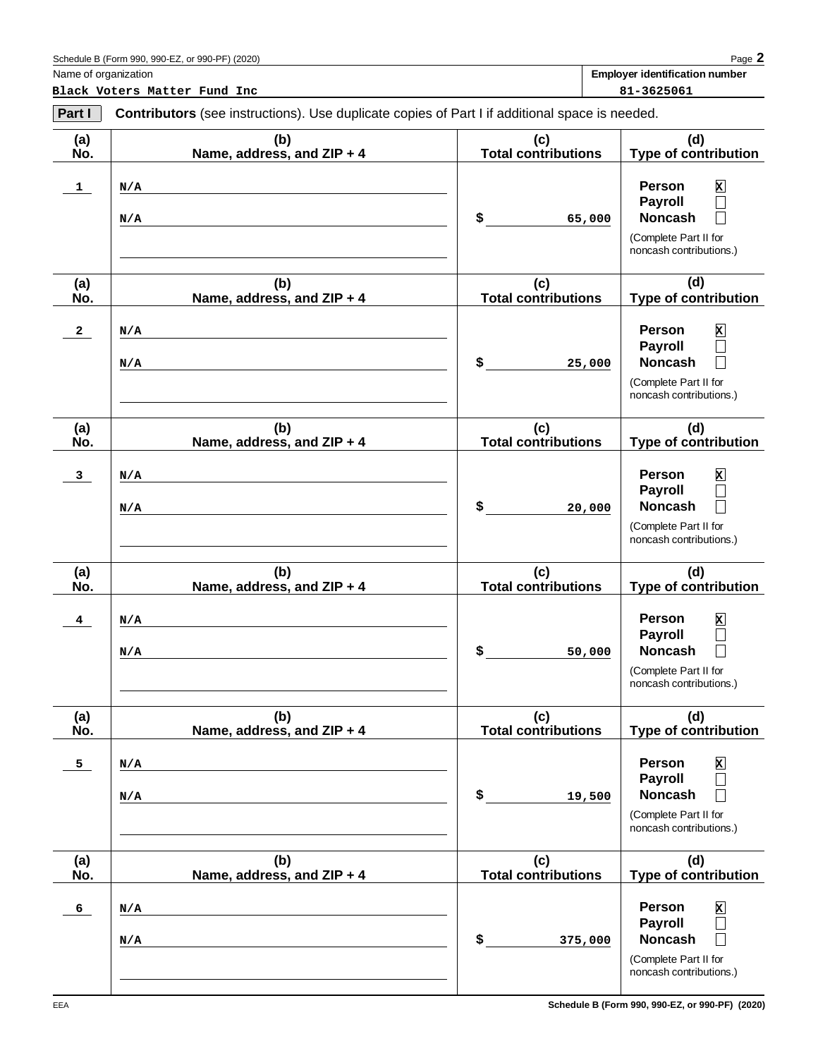Schedule B (Form 990, 990-EZ, or 990-PF) (2020)

| Name of organization | Employer identification number |
| --- | --- |
| Black Voters Matter Fund Inc | 81-3625061 |

**Part I** **Contributors** (see instructions). Use duplicate copies of Part I if additional space is needed.

| (a) No. | (b) Name, address, and ZIP + 4 | (c) Total contributions | (d) Type of contribution |
| --- | --- | --- | --- |
| 1 | N/A<br>N/A | $ 65,000 | Person [X]<br>Payroll [ ]<br>Noncash [ ]<br>(Complete Part II for noncash contributions.) |
| 2 | N/A<br>N/A | $ 25,000 | Person [X]<br>Payroll [ ]<br>Noncash [ ]<br>(Complete Part II for noncash contributions.) |
| 3 | N/A<br>N/A | $ 20,000 | Person [X]<br>Payroll [ ]<br>Noncash [ ]<br>(Complete Part II for noncash contributions.) |
| 4 | N/A<br>N/A | $ 50,000 | Person [X]<br>Payroll [ ]<br>Noncash [ ]<br>(Complete Part II for noncash contributions.) |
| 5 | N/A<br>N/A | $ 19,500 | Person [X]<br>Payroll [ ]<br>Noncash [ ]<br>(Complete Part II for noncash contributions.) |
| 6 | N/A<br>N/A | $ 375,000 | Person [X]<br>Payroll [ ]<br>Noncash [ ]<br>(Complete Part II for noncash contributions.) |

EEA

Schedule B (Form 990, 990-EZ, or 990-PF) (2020)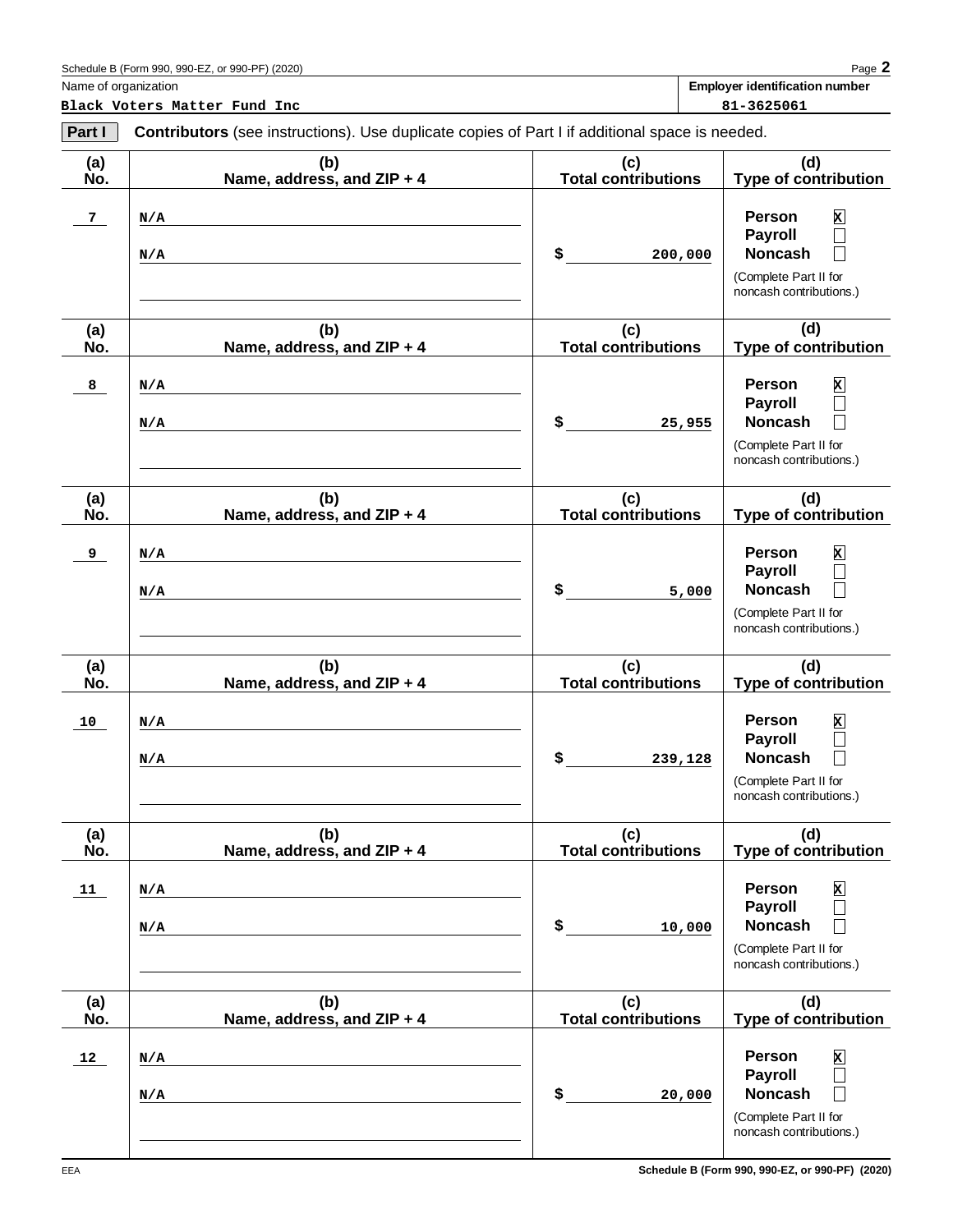Schedule B (Form 990, 990-EZ, or 990-PF) (2020)

| Name of organization | Employer identification number |
| --- | --- |
| Black Voters Matter Fund Inc | 81-3625061 |

**Part I** **Contributors** (see instructions). Use duplicate copies of Part I if additional space is needed.

| (a) No. | (b) Name, address, and ZIP + 4 | (c) Total contributions | (d) Type of contribution |
| --- | --- | --- | --- |
| 7 | N/A<br>N/A | $ 200,000 | Person [X]<br>Payroll [ ]<br>Noncash [ ]<br>(Complete Part II for noncash contributions.) |
| 8 | N/A<br>N/A | $ 25,955 | Person [X]<br>Payroll [ ]<br>Noncash [ ]<br>(Complete Part II for noncash contributions.) |
| 9 | N/A<br>N/A | $ 5,000 | Person [X]<br>Payroll [ ]<br>Noncash [ ]<br>(Complete Part II for noncash contributions.) |
| 10 | N/A<br>N/A | $ 239,128 | Person [X]<br>Payroll [ ]<br>Noncash [ ]<br>(Complete Part II for noncash contributions.) |
| 11 | N/A<br>N/A | $ 10,000 | Person [X]<br>Payroll [ ]<br>Noncash [ ]<br>(Complete Part II for noncash contributions.) |
| 12 | N/A<br>N/A | $ 20,000 | Person [X]<br>Payroll [ ]<br>Noncash [ ]<br>(Complete Part II for noncash contributions.) |

EEA

Schedule B (Form 990, 990-EZ, or 990-PF) (2020)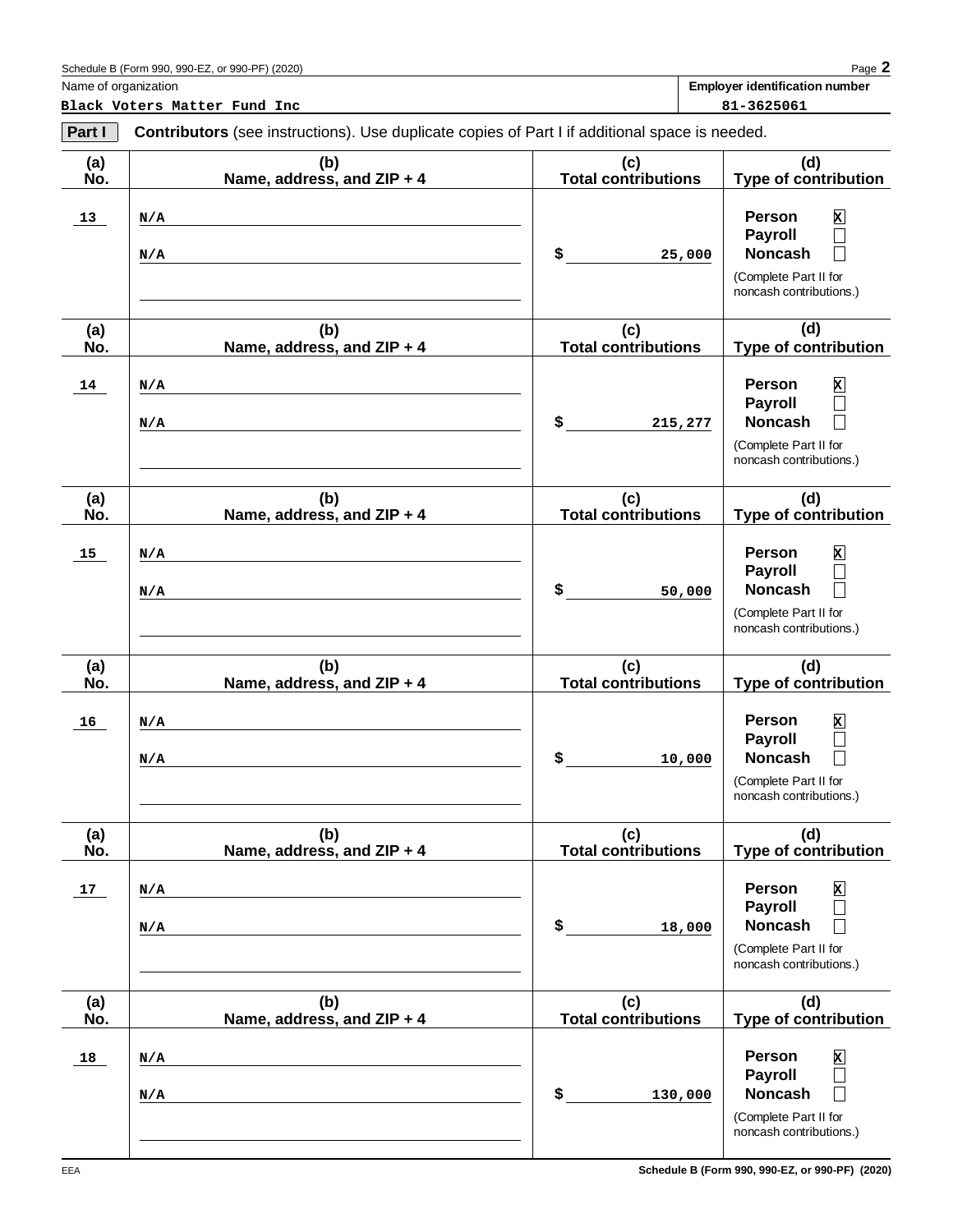Schedule B (Form 990, 990-EZ, or 990-PF) (2020)

Name of organization: **Black Voters Matter Fund Inc**

Employer identification number: **81-3625061**

**Part I** **Contributors** (see instructions). Use duplicate copies of Part I if additional space is needed.

| (a) No. | (b) Name, address, and ZIP + 4 | (c) Total contributions | (d) Type of contribution |
|---|---|---|---|
| 13 | N/A<br>N/A | $ 25,000 | Person [X]<br>Payroll [ ]<br>Noncash [ ]<br>(Complete Part II for noncash contributions.) |
| 14 | N/A<br>N/A | $ 215,277 | Person [X]<br>Payroll [ ]<br>Noncash [ ]<br>(Complete Part II for noncash contributions.) |
| 15 | N/A<br>N/A | $ 50,000 | Person [X]<br>Payroll [ ]<br>Noncash [ ]<br>(Complete Part II for noncash contributions.) |
| 16 | N/A<br>N/A | $ 10,000 | Person [X]<br>Payroll [ ]<br>Noncash [ ]<br>(Complete Part II for noncash contributions.) |
| 17 | N/A<br>N/A | $ 18,000 | Person [X]<br>Payroll [ ]<br>Noncash [ ]<br>(Complete Part II for noncash contributions.) |
| 18 | N/A<br>N/A | $ 130,000 | Person [X]<br>Payroll [ ]<br>Noncash [ ]<br>(Complete Part II for noncash contributions.) |

EEA

Schedule B (Form 990, 990-EZ, or 990-PF) (2020)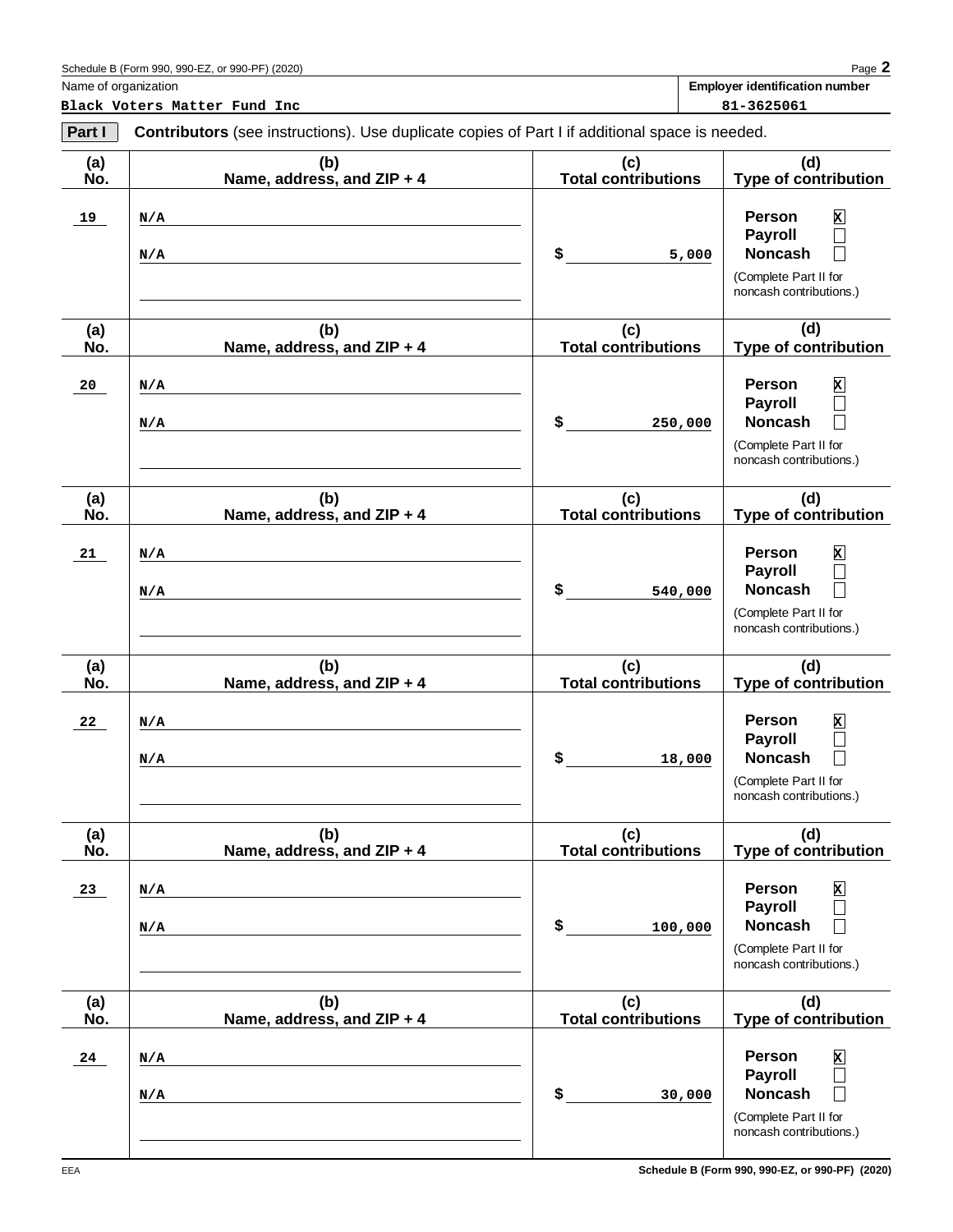Schedule B (Form 990, 990-EZ, or 990-PF) (2020)

Name of organization: Black Voters Matter Fund Inc

Employer identification number: 81-3625061

**Part I** **Contributors** (see instructions). Use duplicate copies of Part I if additional space is needed.

| (a) No. | (b) Name, address, and ZIP + 4 | (c) Total contributions | (d) Type of contribution |
|---|---|---|---|
| 19 | N/A<br>N/A | $ 5,000 | Person [X]<br>Payroll [ ]<br>Noncash [ ]<br>(Complete Part II for noncash contributions.) |
| 20 | N/A<br>N/A | $ 250,000 | Person [X]<br>Payroll [ ]<br>Noncash [ ]<br>(Complete Part II for noncash contributions.) |
| 21 | N/A<br>N/A | $ 540,000 | Person [X]<br>Payroll [ ]<br>Noncash [ ]<br>(Complete Part II for noncash contributions.) |
| 22 | N/A<br>N/A | $ 18,000 | Person [X]<br>Payroll [ ]<br>Noncash [ ]<br>(Complete Part II for noncash contributions.) |
| 23 | N/A<br>N/A | $ 100,000 | Person [X]<br>Payroll [ ]<br>Noncash [ ]<br>(Complete Part II for noncash contributions.) |
| 24 | N/A<br>N/A | $ 30,000 | Person [X]<br>Payroll [ ]<br>Noncash [ ]<br>(Complete Part II for noncash contributions.) |

EEA

Schedule B (Form 990, 990-EZ, or 990-PF) (2020)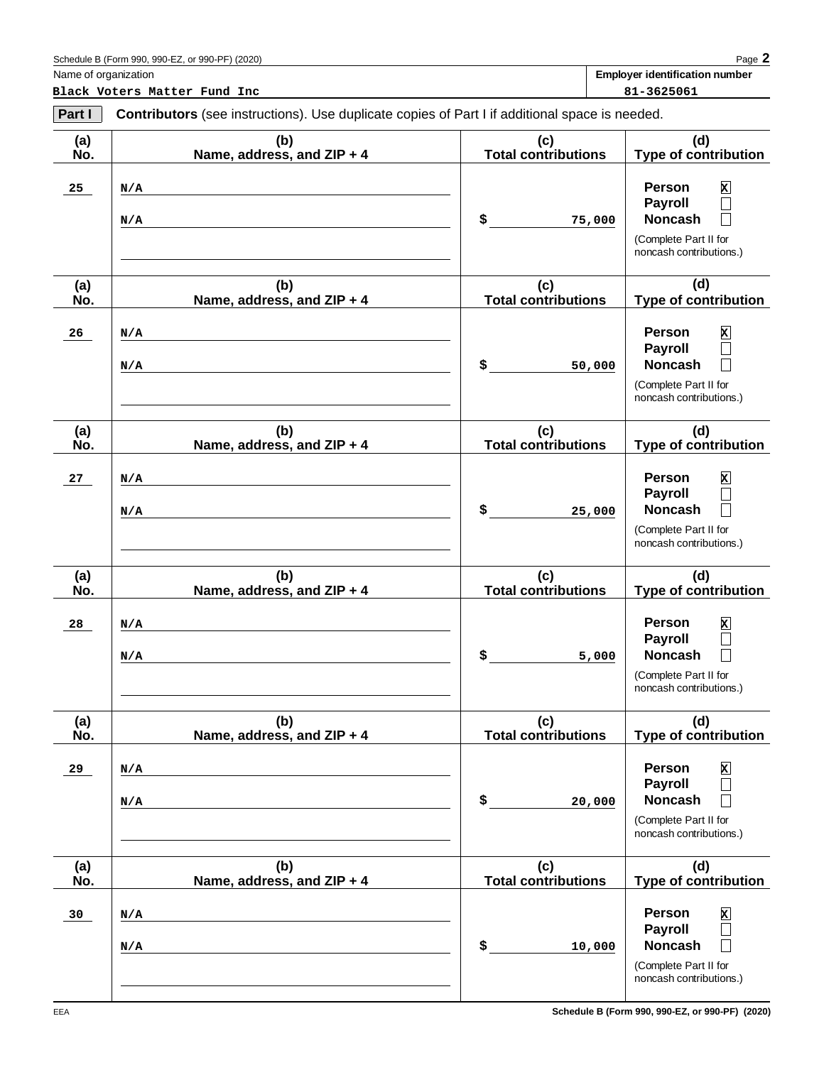Schedule B (Form 990, 990-EZ, or 990-PF) (2020)

Name of organization: **Black Voters Matter Fund Inc**

Employer identification number: **81-3625061**

**Part I** **Contributors** (see instructions). Use duplicate copies of Part I if additional space is needed.

| (a) No. | (b) Name, address, and ZIP + 4 | (c) Total contributions | (d) Type of contribution |
|---|---|---|---|
| 25 | N/A<br>N/A | $ 75,000 | Person [X]<br>Payroll [ ]<br>Noncash [ ]<br>(Complete Part II for noncash contributions.) |
| 26 | N/A<br>N/A | $ 50,000 | Person [X]<br>Payroll [ ]<br>Noncash [ ]<br>(Complete Part II for noncash contributions.) |
| 27 | N/A<br>N/A | $ 25,000 | Person [X]<br>Payroll [ ]<br>Noncash [ ]<br>(Complete Part II for noncash contributions.) |
| 28 | N/A<br>N/A | $ 5,000 | Person [X]<br>Payroll [ ]<br>Noncash [ ]<br>(Complete Part II for noncash contributions.) |
| 29 | N/A<br>N/A | $ 20,000 | Person [X]<br>Payroll [ ]<br>Noncash [ ]<br>(Complete Part II for noncash contributions.) |
| 30 | N/A<br>N/A | $ 10,000 | Person [X]<br>Payroll [ ]<br>Noncash [ ]<br>(Complete Part II for noncash contributions.) |

EEA

Schedule B (Form 990, 990-EZ, or 990-PF) (2020)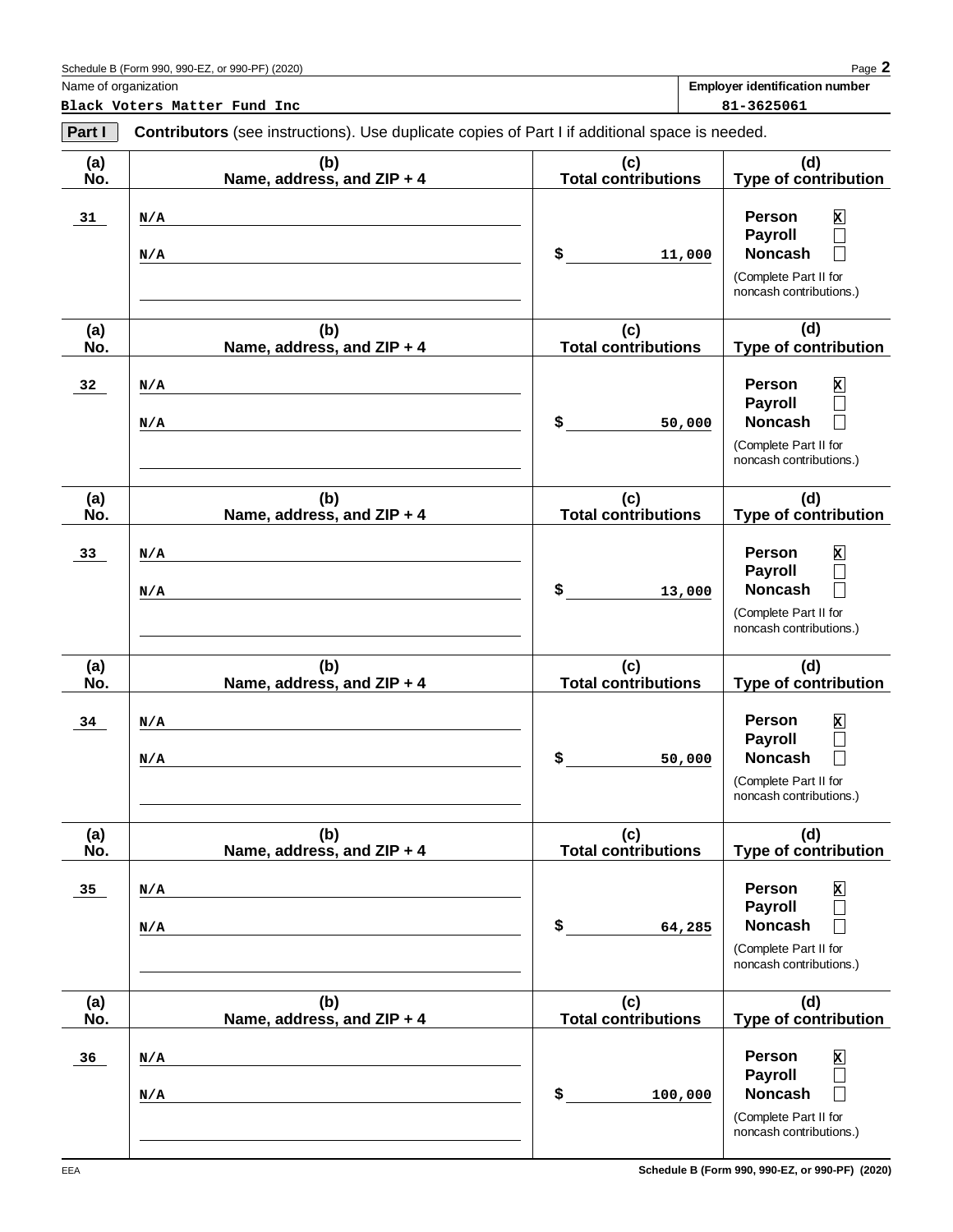Name of organization: **Black Voters Matter Fund Inc**

Employer identification number: **81-3625061**

**Part I** **Contributors** (see instructions). Use duplicate copies of Part I if additional space is needed.

| (a) No. | (b) Name, address, and ZIP + 4 | (c) Total contributions | (d) Type of contribution |
|---|---|---|---|
| 31 | N/A<br>N/A | $ 11,000 | Person [X]<br>Payroll [ ]<br>Noncash [ ]<br>(Complete Part II for noncash contributions.) |
| 32 | N/A<br>N/A | $ 50,000 | Person [X]<br>Payroll [ ]<br>Noncash [ ]<br>(Complete Part II for noncash contributions.) |
| 33 | N/A<br>N/A | $ 13,000 | Person [X]<br>Payroll [ ]<br>Noncash [ ]<br>(Complete Part II for noncash contributions.) |
| 34 | N/A<br>N/A | $ 50,000 | Person [X]<br>Payroll [ ]<br>Noncash [ ]<br>(Complete Part II for noncash contributions.) |
| 35 | N/A<br>N/A | $ 64,285 | Person [X]<br>Payroll [ ]<br>Noncash [ ]<br>(Complete Part II for noncash contributions.) |
| 36 | N/A<br>N/A | $ 100,000 | Person [X]<br>Payroll [ ]<br>Noncash [ ]<br>(Complete Part II for noncash contributions.) |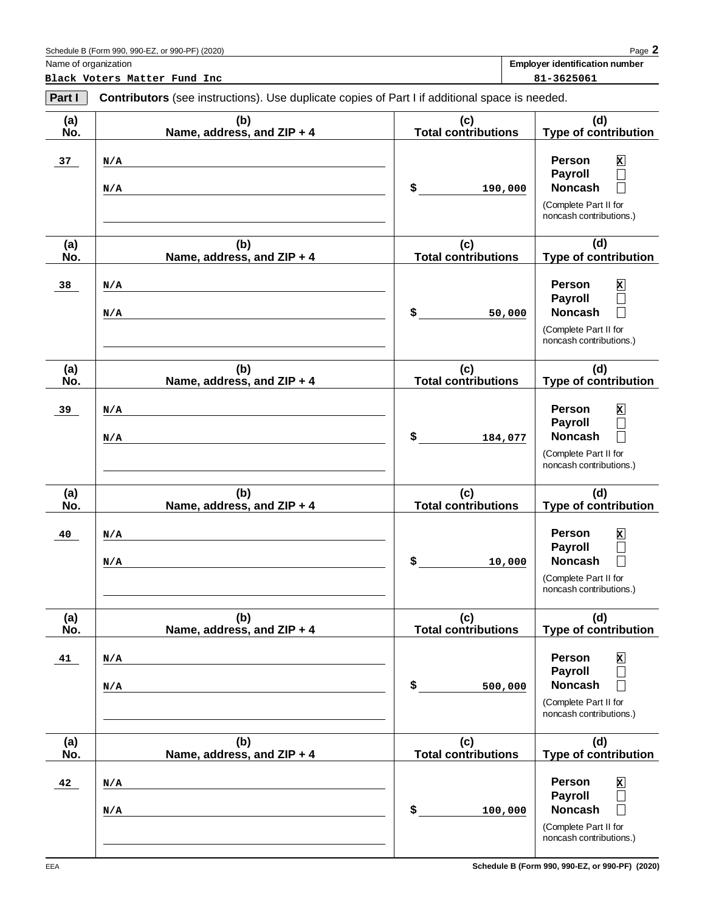Schedule B (Form 990, 990-EZ, or 990-PF) (2020)

Name of organization: Black Voters Matter Fund Inc

Employer identification number: 81-3625061

**Part I** **Contributors** (see instructions). Use duplicate copies of Part I if additional space is needed.

| (a) No. | (b) Name, address, and ZIP + 4 | (c) Total contributions | (d) Type of contribution |
|---|---|---|---|
| 37 | N/A<br>N/A | $ 190,000 | Person [X]<br>Payroll [ ]<br>Noncash [ ]<br>(Complete Part II for noncash contributions.) |
| 38 | N/A<br>N/A | $ 50,000 | Person [X]<br>Payroll [ ]<br>Noncash [ ]<br>(Complete Part II for noncash contributions.) |
| 39 | N/A<br>N/A | $ 184,077 | Person [X]<br>Payroll [ ]<br>Noncash [ ]<br>(Complete Part II for noncash contributions.) |
| 40 | N/A<br>N/A | $ 10,000 | Person [X]<br>Payroll [ ]<br>Noncash [ ]<br>(Complete Part II for noncash contributions.) |
| 41 | N/A<br>N/A | $ 500,000 | Person [X]<br>Payroll [ ]<br>Noncash [ ]<br>(Complete Part II for noncash contributions.) |
| 42 | N/A<br>N/A | $ 100,000 | Person [X]<br>Payroll [ ]<br>Noncash [ ]<br>(Complete Part II for noncash contributions.) |

EEA

Schedule B (Form 990, 990-EZ, or 990-PF) (2020)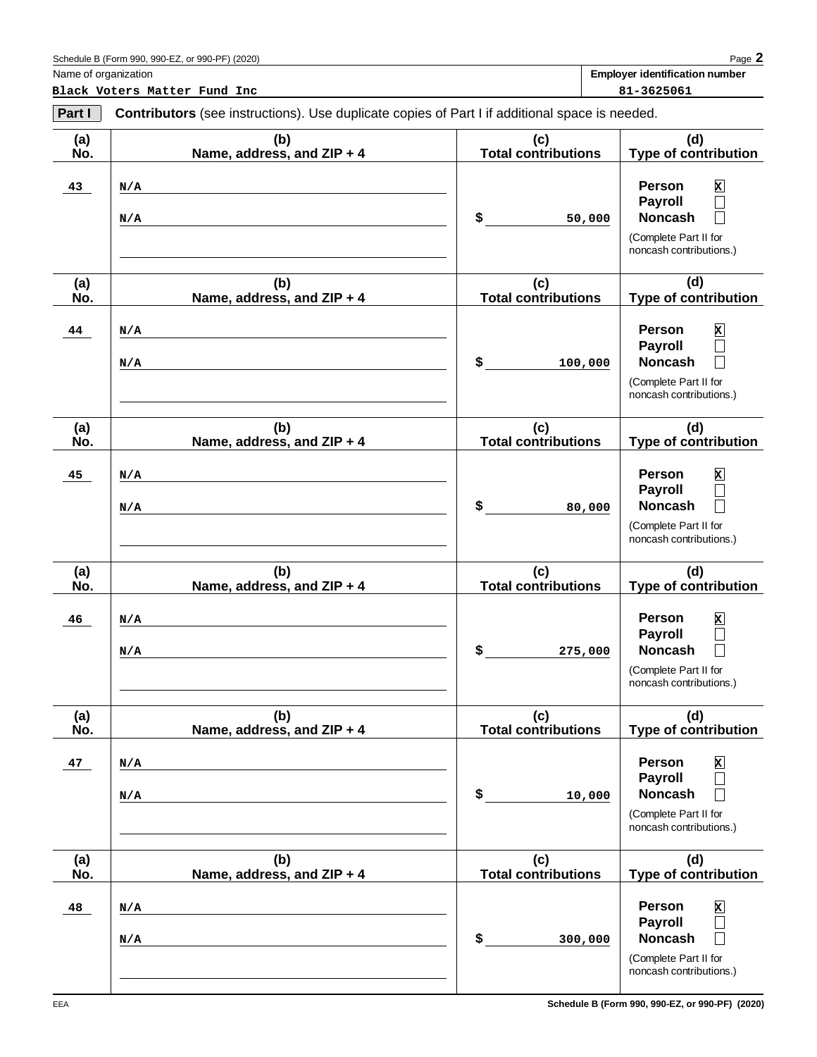Name of organization: **Black Voters Matter Fund Inc**

Employer identification number: **81-3625061**

**Part I** **Contributors** (see instructions). Use duplicate copies of Part I if additional space is needed.

| (a) No. | (b) Name, address, and ZIP + 4 | (c) Total contributions | (d) Type of contribution |
|---|---|---|---|
| 43 | N/A<br>N/A | $ 50,000 | Person [X]<br>Payroll [ ]<br>Noncash [ ]<br>(Complete Part II for noncash contributions.) |
| 44 | N/A<br>N/A | $ 100,000 | Person [X]<br>Payroll [ ]<br>Noncash [ ]<br>(Complete Part II for noncash contributions.) |
| 45 | N/A<br>N/A | $ 80,000 | Person [X]<br>Payroll [ ]<br>Noncash [ ]<br>(Complete Part II for noncash contributions.) |
| 46 | N/A<br>N/A | $ 275,000 | Person [X]<br>Payroll [ ]<br>Noncash [ ]<br>(Complete Part II for noncash contributions.) |
| 47 | N/A<br>N/A | $ 10,000 | Person [X]<br>Payroll [ ]<br>Noncash [ ]<br>(Complete Part II for noncash contributions.) |
| 48 | N/A<br>N/A | $ 300,000 | Person [X]<br>Payroll [ ]<br>Noncash [ ]<br>(Complete Part II for noncash contributions.) |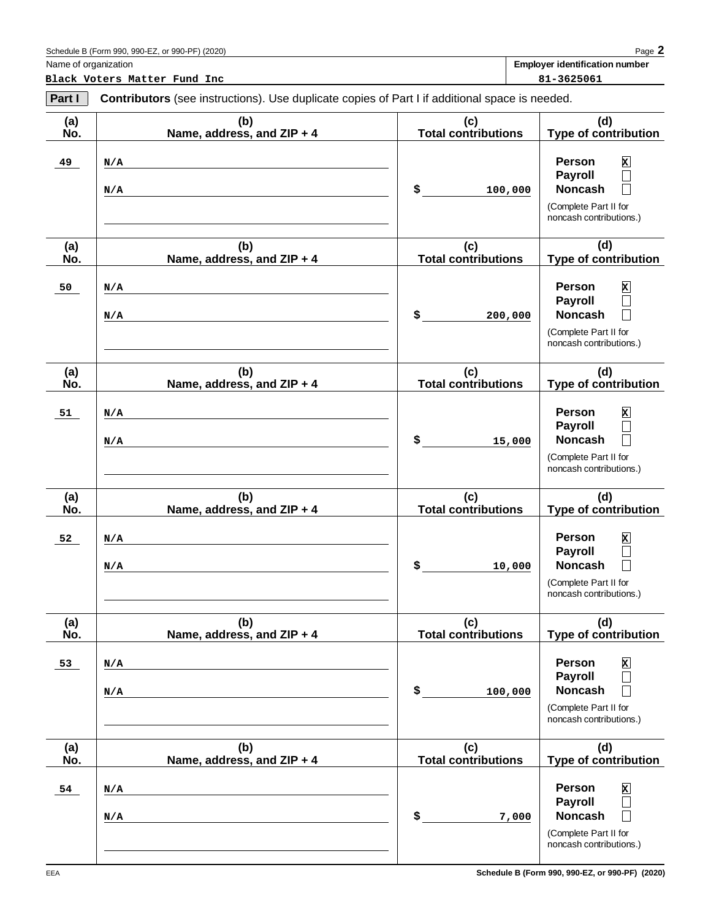Schedule B (Form 990, 990-EZ, or 990-PF) (2020) Page **2**

Name of organization: **Black Voters Matter Fund Inc**

**Employer identification number:** **81-3625061**

**Part I** **Contributors** (see instructions). Use duplicate copies of Part I if additional space is needed.

| (a) No. | (b) Name, address, and ZIP + 4 | (c) Total contributions | (d) Type of contribution |
|---|---|---|---|
| 49 | N/A<br>N/A | $ 100,000 | Person [X]<br>Payroll [ ]<br>Noncash [ ]<br>(Complete Part II for noncash contributions.) |
| 50 | N/A<br>N/A | $ 200,000 | Person [X]<br>Payroll [ ]<br>Noncash [ ]<br>(Complete Part II for noncash contributions.) |
| 51 | N/A<br>N/A | $ 15,000 | Person [X]<br>Payroll [ ]<br>Noncash [ ]<br>(Complete Part II for noncash contributions.) |
| 52 | N/A<br>N/A | $ 10,000 | Person [X]<br>Payroll [ ]<br>Noncash [ ]<br>(Complete Part II for noncash contributions.) |
| 53 | N/A<br>N/A | $ 100,000 | Person [X]<br>Payroll [ ]<br>Noncash [ ]<br>(Complete Part II for noncash contributions.) |
| 54 | N/A<br>N/A | $ 7,000 | Person [X]<br>Payroll [ ]<br>Noncash [ ]<br>(Complete Part II for noncash contributions.) |

EEA

**Schedule B (Form 990, 990-EZ, or 990-PF) (2020)**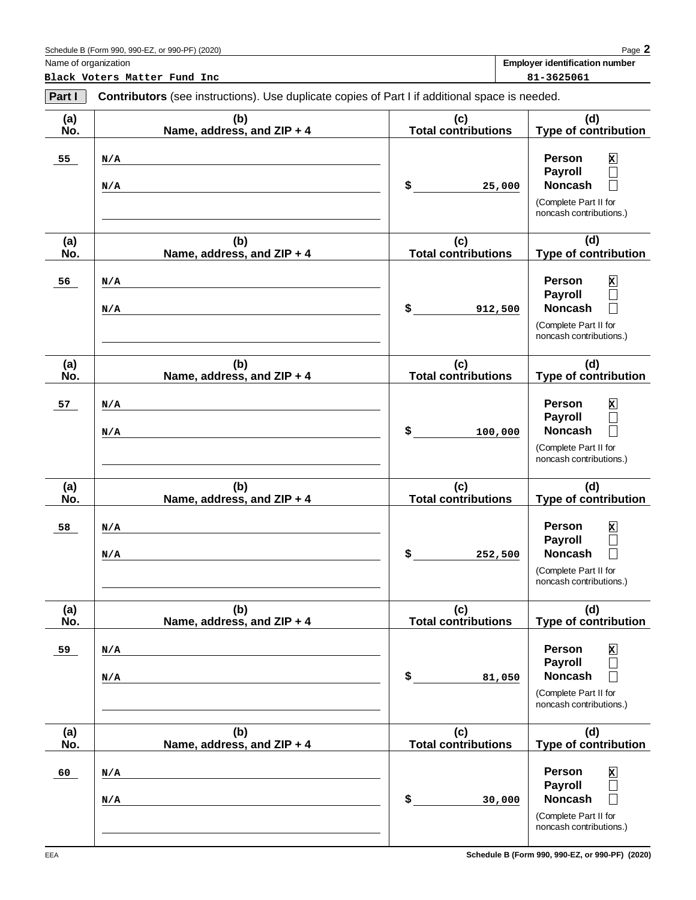Schedule B (Form 990, 990-EZ, or 990-PF) (2020)

Name of organization: **Black Voters Matter Fund Inc**

Employer identification number: **81-3625061**

**Part I** **Contributors** (see instructions). Use duplicate copies of Part I if additional space is needed.

| (a) No. | (b) Name, address, and ZIP + 4 | (c) Total contributions | (d) Type of contribution |
|---|---|---|---|
| 55 | N/A<br>N/A | $ 25,000 | Person [X]<br>Payroll [ ]<br>Noncash [ ]<br>(Complete Part II for noncash contributions.) |
| 56 | N/A<br>N/A | $ 912,500 | Person [X]<br>Payroll [ ]<br>Noncash [ ]<br>(Complete Part II for noncash contributions.) |
| 57 | N/A<br>N/A | $ 100,000 | Person [X]<br>Payroll [ ]<br>Noncash [ ]<br>(Complete Part II for noncash contributions.) |
| 58 | N/A<br>N/A | $ 252,500 | Person [X]<br>Payroll [ ]<br>Noncash [ ]<br>(Complete Part II for noncash contributions.) |
| 59 | N/A<br>N/A | $ 81,050 | Person [X]<br>Payroll [ ]<br>Noncash [ ]<br>(Complete Part II for noncash contributions.) |
| 60 | N/A<br>N/A | $ 30,000 | Person [X]<br>Payroll [ ]<br>Noncash [ ]<br>(Complete Part II for noncash contributions.) |

EEA

Schedule B (Form 990, 990-EZ, or 990-PF) (2020)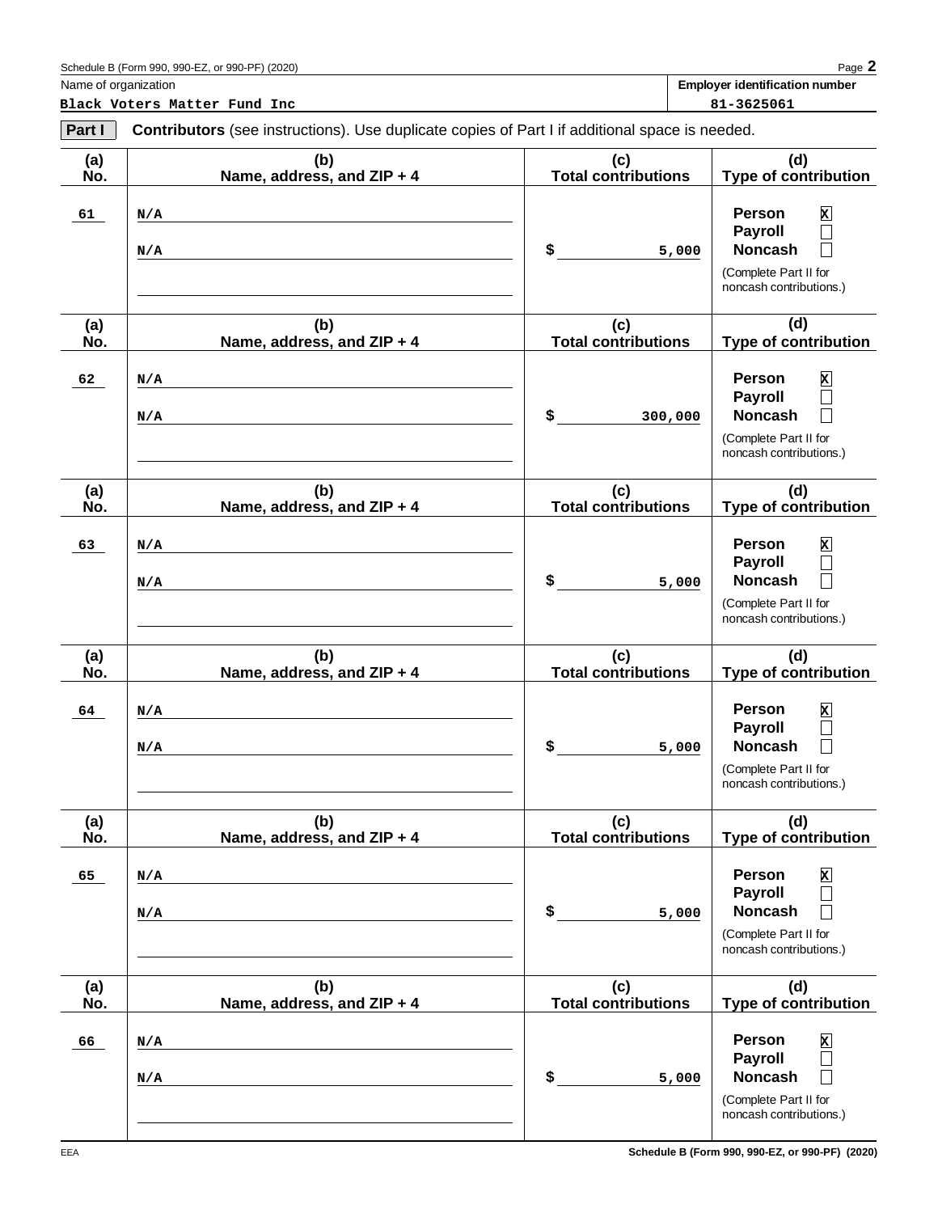Schedule B (Form 990, 990-EZ, or 990-PF) (2020)

Name of organization: **Black Voters Matter Fund Inc**

Employer identification number: **81-3625061**

**Part I** **Contributors** (see instructions). Use duplicate copies of Part I if additional space is needed.

| (a) No. | (b) Name, address, and ZIP + 4 | (c) Total contributions | (d) Type of contribution |
|---|---|---|---|
| 61 | N/A<br>N/A | $ 5,000 | Person [X]<br>Payroll [ ]<br>Noncash [ ]<br>(Complete Part II for noncash contributions.) |
| 62 | N/A<br>N/A | $ 300,000 | Person [X]<br>Payroll [ ]<br>Noncash [ ]<br>(Complete Part II for noncash contributions.) |
| 63 | N/A<br>N/A | $ 5,000 | Person [X]<br>Payroll [ ]<br>Noncash [ ]<br>(Complete Part II for noncash contributions.) |
| 64 | N/A<br>N/A | $ 5,000 | Person [X]<br>Payroll [ ]<br>Noncash [ ]<br>(Complete Part II for noncash contributions.) |
| 65 | N/A<br>N/A | $ 5,000 | Person [X]<br>Payroll [ ]<br>Noncash [ ]<br>(Complete Part II for noncash contributions.) |
| 66 | N/A<br>N/A | $ 5,000 | Person [X]<br>Payroll [ ]<br>Noncash [ ]<br>(Complete Part II for noncash contributions.) |

EEA

Schedule B (Form 990, 990-EZ, or 990-PF) (2020)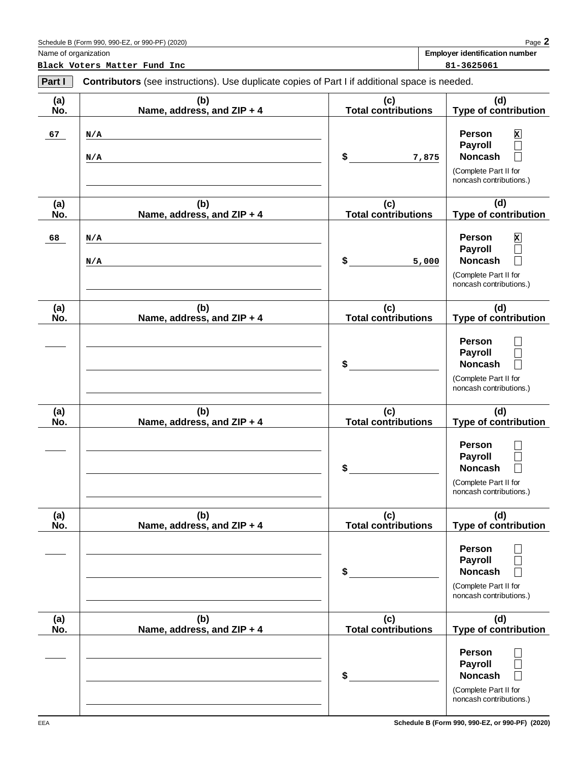Schedule B (Form 990, 990-EZ, or 990-PF) (2020)

Name of organization: **Black Voters Matter Fund Inc**

Employer identification number: **81-3625061**

**Part I** **Contributors** (see instructions). Use duplicate copies of Part I if additional space is needed.

| (a) No. | (b) Name, address, and ZIP + 4 | (c) Total contributions | (d) Type of contribution |
|---|---|---|---|
| 67 | N/A<br>N/A | $ 7,875 | Person [X]<br>Payroll [ ]<br>Noncash [ ]<br>(Complete Part II for noncash contributions.) |
| 68 | N/A<br>N/A | $ 5,000 | Person [X]<br>Payroll [ ]<br>Noncash [ ]<br>(Complete Part II for noncash contributions.) |
| | | $ | Person [ ]<br>Payroll [ ]<br>Noncash [ ]<br>(Complete Part II for noncash contributions.) |
| | | $ | Person [ ]<br>Payroll [ ]<br>Noncash [ ]<br>(Complete Part II for noncash contributions.) |
| | | $ | Person [ ]<br>Payroll [ ]<br>Noncash [ ]<br>(Complete Part II for noncash contributions.) |
| | | $ | Person [ ]<br>Payroll [ ]<br>Noncash [ ]<br>(Complete Part II for noncash contributions.) |

EEA

Schedule B (Form 990, 990-EZ, or 990-PF) (2020)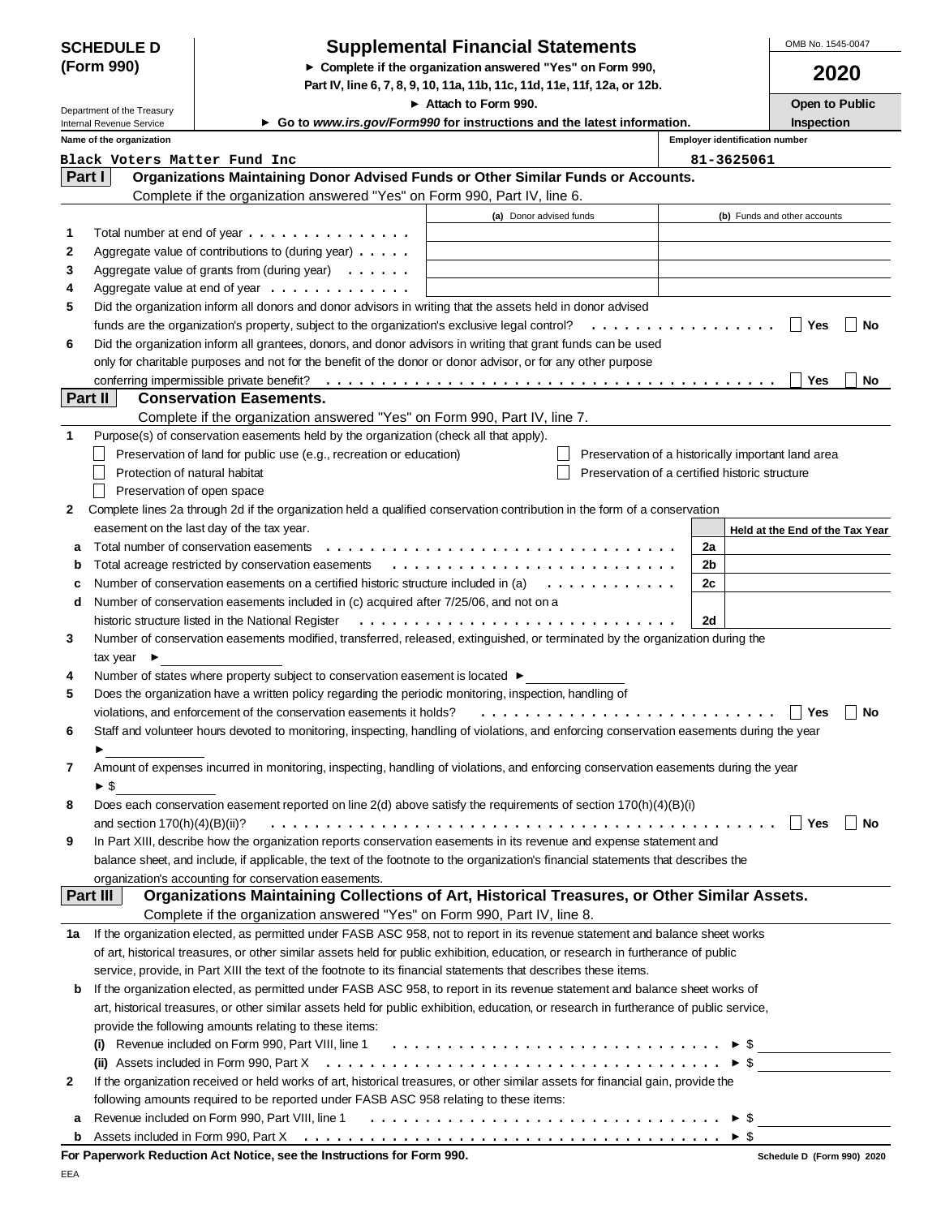# SCHEDULE D (Form 990)

## Supplemental Financial Statements

► Complete if the organization answered "Yes" on Form 990, Part IV, line 6, 7, 8, 9, 10, 11a, 11b, 11c, 11d, 11e, 11f, 12a, or 12b.

► Attach to Form 990.

► Go to *www.irs.gov/Form990* for instructions and the latest information.

Department of the Treasury
Internal Revenue Service

OMB No. 1545-0047

**2020**

**Open to Public Inspection**

| Name of the organization | Employer identification number |
|---|---|
| Black Voters Matter Fund Inc | 81-3625061 |

### Part I — Organizations Maintaining Donor Advised Funds or Other Similar Funds or Accounts.

Complete if the organization answered "Yes" on Form 990, Part IV, line 6.

| | | (a) Donor advised funds | (b) Funds and other accounts |
|---|---|---|---|
| 1 | Total number at end of year | | |
| 2 | Aggregate value of contributions to (during year) | | |
| 3 | Aggregate value of grants from (during year) | | |
| 4 | Aggregate value at end of year | | |

5 Did the organization inform all donors and donor advisors in writing that the assets held in donor advised funds are the organization's property, subject to the organization's exclusive legal control? ☐ Yes ☐ No

6 Did the organization inform all grantees, donors, and donor advisors in writing that grant funds can be used only for charitable purposes and not for the benefit of the donor or donor advisor, or for any other purpose conferring impermissible private benefit? ☐ Yes ☐ No

### Part II — Conservation Easements.

Complete if the organization answered "Yes" on Form 990, Part IV, line 7.

1 Purpose(s) of conservation easements held by the organization (check all that apply).

- ☐ Preservation of land for public use (e.g., recreation or education)
- ☐ Protection of natural habitat
- ☐ Preservation of open space
- ☐ Preservation of a historically important land area
- ☐ Preservation of a certified historic structure

2 Complete lines 2a through 2d if the organization held a qualified conservation contribution in the form of a conservation easement on the last day of the tax year.

| | | | Held at the End of the Tax Year |
|---|---|---|---|
| a | Total number of conservation easements | 2a | |
| b | Total acreage restricted by conservation easements | 2b | |
| c | Number of conservation easements on a certified historic structure included in (a) | 2c | |
| d | Number of conservation easements included in (c) acquired after 7/25/06, and not on a historic structure listed in the National Register | 2d | |

3 Number of conservation easements modified, transferred, released, extinguished, or terminated by the organization during the tax year ► ____________

4 Number of states where property subject to conservation easement is located ► ____________

5 Does the organization have a written policy regarding the periodic monitoring, inspection, handling of violations, and enforcement of the conservation easements it holds? ☐ Yes ☐ No

6 Staff and volunteer hours devoted to monitoring, inspecting, handling of violations, and enforcing conservation easements during the year ► ____________

7 Amount of expenses incurred in monitoring, inspecting, handling of violations, and enforcing conservation easements during the year ► $ ____________

8 Does each conservation easement reported on line 2(d) above satisfy the requirements of section 170(h)(4)(B)(i) and section 170(h)(4)(B)(ii)? ☐ Yes ☐ No

9 In Part XIII, describe how the organization reports conservation easements in its revenue and expense statement and balance sheet, and include, if applicable, the text of the footnote to the organization's financial statements that describes the organization's accounting for conservation easements.

### Part III — Organizations Maintaining Collections of Art, Historical Treasures, or Other Similar Assets.

Complete if the organization answered "Yes" on Form 990, Part IV, line 8.

1a If the organization elected, as permitted under FASB ASC 958, not to report in its revenue statement and balance sheet works of art, historical treasures, or other similar assets held for public exhibition, education, or research in furtherance of public service, provide, in Part XIII the text of the footnote to its financial statements that describes these items.

b If the organization elected, as permitted under FASB ASC 958, to report in its revenue statement and balance sheet works of art, historical treasures, or other similar assets held for public exhibition, education, or research in furtherance of public service, provide the following amounts relating to these items:

(i) Revenue included on Form 990, Part VIII, line 1 ► $ ____________

(ii) Assets included in Form 990, Part X ► $ ____________

2 If the organization received or held works of art, historical treasures, or other similar assets for financial gain, provide the following amounts required to be reported under FASB ASC 958 relating to these items:

a Revenue included on Form 990, Part VIII, line 1 ► $ ____________

b Assets included in Form 990, Part X ► $ ____________

**For Paperwork Reduction Act Notice, see the Instructions for Form 990.**

Schedule D (Form 990) 2020

EEA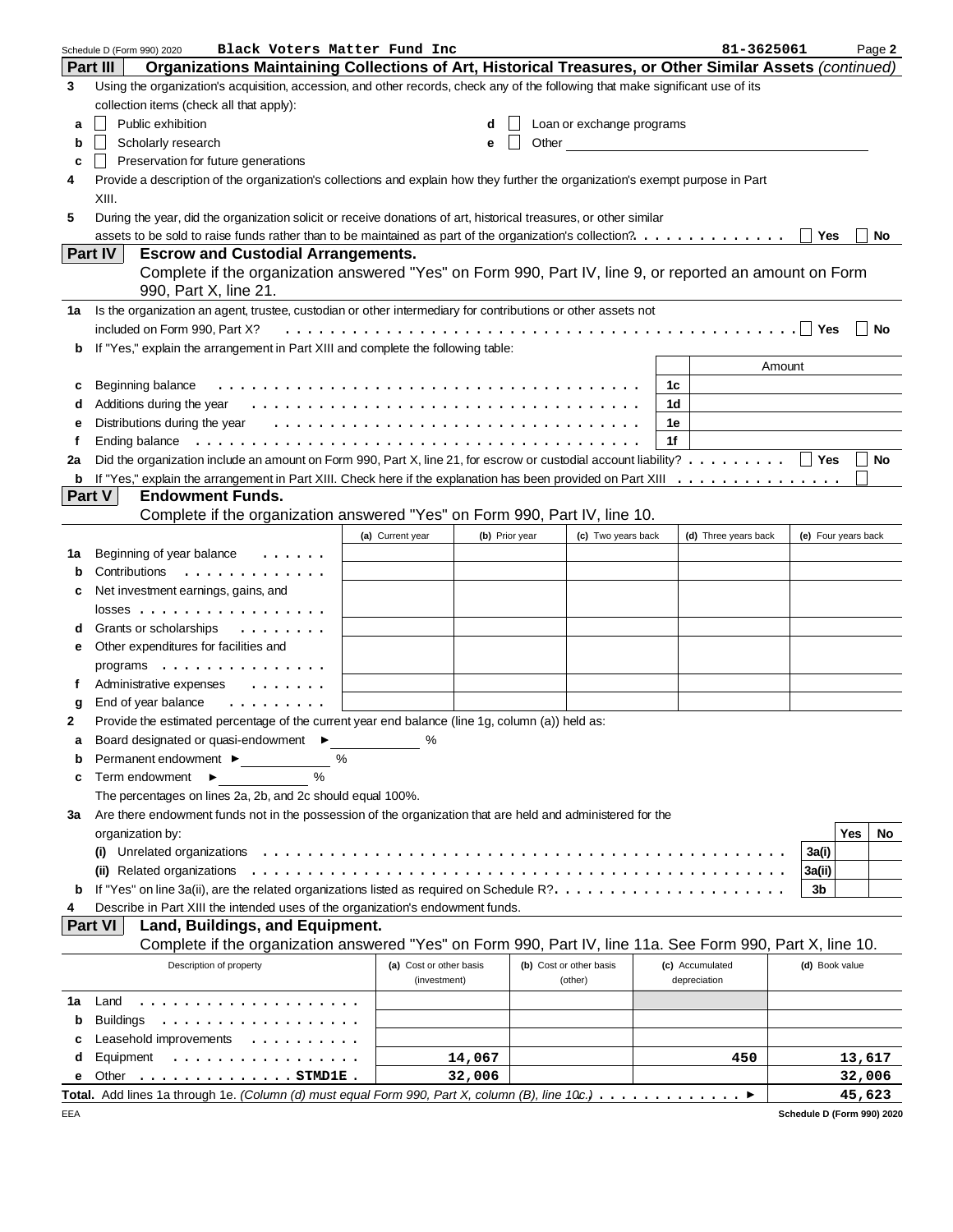Schedule D (Form 990) 2020 **Black Voters Matter Fund Inc** **81-3625061** Page **2**

**Part III — Organizations Maintaining Collections of Art, Historical Treasures, or Other Similar Assets** *(continued)*

**3** Using the organization's acquisition, accession, and other records, check any of the following that make significant use of its collection items (check all that apply):

- **a** ☐ Public exhibition
- **b** ☐ Scholarly research
- **c** ☐ Preservation for future generations
- **d** ☐ Loan or exchange programs
- **e** ☐ Other

**4** Provide a description of the organization's collections and explain how they further the organization's exempt purpose in Part XIII.

**5** During the year, did the organization solicit or receive donations of art, historical treasures, or other similar assets to be sold to raise funds rather than to be maintained as part of the organization's collection? ☐ Yes ☐ No

**Part IV — Escrow and Custodial Arrangements.**
Complete if the organization answered "Yes" on Form 990, Part IV, line 9, or reported an amount on Form 990, Part X, line 21.

**1a** Is the organization an agent, trustee, custodian or other intermediary for contributions or other assets not included on Form 990, Part X? ☐ Yes ☐ No

**b** If "Yes," explain the arrangement in Part XIII and complete the following table:

| | | | Amount |
|---|---|---|---|
| **c** | Beginning balance | 1c | |
| **d** | Additions during the year | 1d | |
| **e** | Distributions during the year | 1e | |
| **f** | Ending balance | 1f | |

**2a** Did the organization include an amount on Form 990, Part X, line 21, for escrow or custodial account liability? ☐ Yes ☐ No

**b** If "Yes," explain the arrangement in Part XIII. Check here if the explanation has been provided on Part XIII ☐

**Part V — Endowment Funds.**
Complete if the organization answered "Yes" on Form 990, Part IV, line 10.

| | | (a) Current year | (b) Prior year | (c) Two years back | (d) Three years back | (e) Four years back |
|---|---|---|---|---|---|---|
| **1a** | Beginning of year balance | | | | | |
| **b** | Contributions | | | | | |
| **c** | Net investment earnings, gains, and losses | | | | | |
| **d** | Grants or scholarships | | | | | |
| **e** | Other expenditures for facilities and programs | | | | | |
| **f** | Administrative expenses | | | | | |
| **g** | End of year balance | | | | | |

**2** Provide the estimated percentage of the current year end balance (line 1g, column (a)) held as:

- **a** Board designated or quasi-endowment ► ______ %
- **b** Permanent endowment ► ______ %
- **c** Term endowment ► ______ %

The percentages on lines 2a, 2b, and 2c should equal 100%.

**3a** Are there endowment funds not in the possession of the organization that are held and administered for the organization by:

| | | | Yes | No |
|---|---|---|---|---|
| **(i)** | Unrelated organizations | 3a(i) | | |
| **(ii)** | Related organizations | 3a(ii) | | |
| **b** | If "Yes" on line 3a(ii), are the related organizations listed as required on Schedule R? | 3b | | |

**4** Describe in Part XIII the intended uses of the organization's endowment funds.

**Part VI — Land, Buildings, and Equipment.**
Complete if the organization answered "Yes" on Form 990, Part IV, line 11a. See Form 990, Part X, line 10.

| | Description of property | (a) Cost or other basis (investment) | (b) Cost or other basis (other) | (c) Accumulated depreciation | (d) Book value |
|---|---|---|---|---|---|
| **1a** | Land | | | | |
| **b** | Buildings | | | | |
| **c** | Leasehold improvements | | | | |
| **d** | Equipment | 14,067 | | 450 | 13,617 |
| **e** | Other STMD1E | 32,006 | | | 32,006 |

**Total.** Add lines 1a through 1e. *(Column (d) must equal Form 990, Part X, column (B), line 10c.)* ► **45,623**

EEA **Schedule D (Form 990) 2020**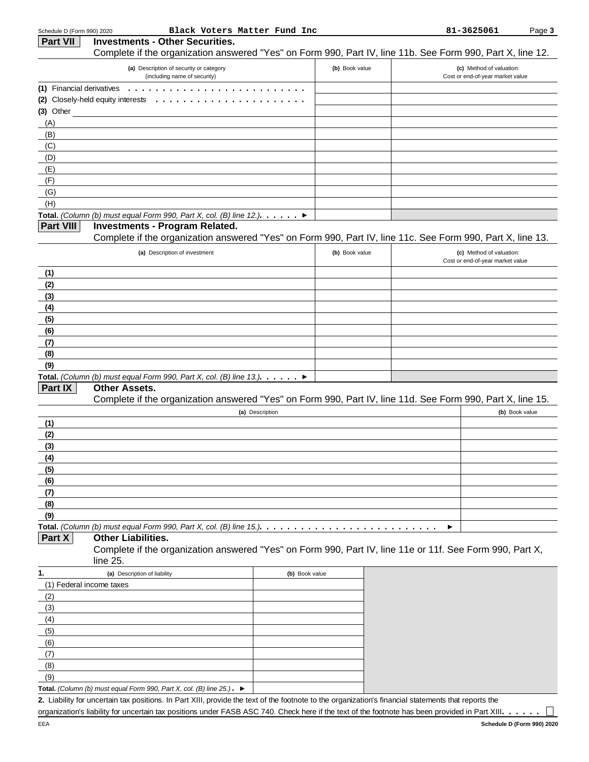Schedule D (Form 990) 2020 Black Voters Matter Fund Inc 81-3625061

## Part VII Investments - Other Securities.

Complete if the organization answered "Yes" on Form 990, Part IV, line 11b. See Form 990, Part X, line 12.

| (a) Description of security or category (including name of security) | (b) Book value | (c) Method of valuation: Cost or end-of-year market value |
|---|---|---|
| (1) Financial derivatives | | |
| (2) Closely-held equity interests | | |
| (3) Other | | |
| (A) | | |
| (B) | | |
| (C) | | |
| (D) | | |
| (E) | | |
| (F) | | |
| (G) | | |
| (H) | | |
| **Total.** *(Column (b) must equal Form 990, Part X, col. (B) line 12.)* ▶ | | |

## Part VIII Investments - Program Related.

Complete if the organization answered "Yes" on Form 990, Part IV, line 11c. See Form 990, Part X, line 13.

| (a) Description of investment | (b) Book value | (c) Method of valuation: Cost or end-of-year market value |
|---|---|---|
| (1) | | |
| (2) | | |
| (3) | | |
| (4) | | |
| (5) | | |
| (6) | | |
| (7) | | |
| (8) | | |
| (9) | | |
| **Total.** *(Column (b) must equal Form 990, Part X, col. (B) line 13.)* ▶ | | |

## Part IX Other Assets.

Complete if the organization answered "Yes" on Form 990, Part IV, line 11d. See Form 990, Part X, line 15.

| (a) Description | (b) Book value |
|---|---|
| (1) | |
| (2) | |
| (3) | |
| (4) | |
| (5) | |
| (6) | |
| (7) | |
| (8) | |
| (9) | |
| **Total.** *(Column (b) must equal Form 990, Part X, col. (B) line 15.)* ▶ | |

## Part X Other Liabilities.

Complete if the organization answered "Yes" on Form 990, Part IV, line 11e or 11f. See Form 990, Part X, line 25.

| 1. (a) Description of liability | (b) Book value |
|---|---|
| (1) Federal income taxes | |
| (2) | |
| (3) | |
| (4) | |
| (5) | |
| (6) | |
| (7) | |
| (8) | |
| (9) | |
| **Total.** *(Column (b) must equal Form 990, Part X, col. (B) line 25.)* ▶ | |

**2.** Liability for uncertain tax positions. In Part XIII, provide the text of the footnote to the organization's financial statements that reports the organization's liability for uncertain tax positions under FASB ASC 740. Check here if the text of the footnote has been provided in Part XIII ☐

EEA Schedule D (Form 990) 2020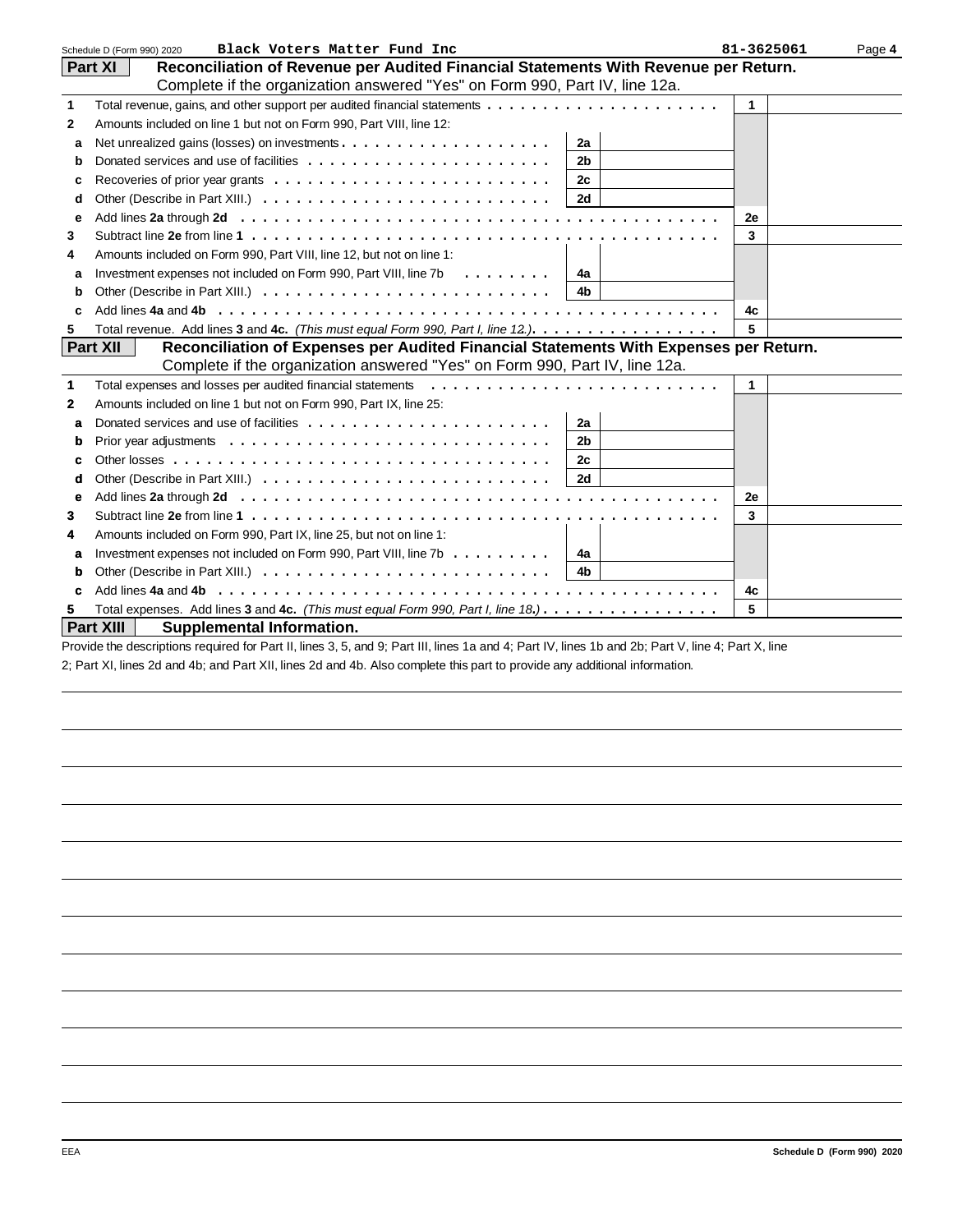Schedule D (Form 990) 2020 **Black Voters Matter Fund Inc** 81-3625061 Page **4**

## Part XI Reconciliation of Revenue per Audited Financial Statements With Revenue per Return.

Complete if the organization answered "Yes" on Form 990, Part IV, line 12a.

| | | | | | |
|---|---|---|---|---|---|
| 1 | Total revenue, gains, and other support per audited financial statements | | | 1 | |
| 2 | Amounts included on line 1 but not on Form 990, Part VIII, line 12: | | | | |
| a | Net unrealized gains (losses) on investments | 2a | | | |
| b | Donated services and use of facilities | 2b | | | |
| c | Recoveries of prior year grants | 2c | | | |
| d | Other (Describe in Part XIII.) | 2d | | | |
| e | Add lines **2a** through **2d** | | | 2e | |
| 3 | Subtract line **2e** from line **1** | | | 3 | |
| 4 | Amounts included on Form 990, Part VIII, line 12, but not on line 1: | | | | |
| a | Investment expenses not included on Form 990, Part VIII, line 7b | 4a | | | |
| b | Other (Describe in Part XIII.) | 4b | | | |
| c | Add lines **4a** and **4b** | | | 4c | |
| 5 | Total revenue. Add lines **3** and **4c.** *(This must equal Form 990, Part I, line 12.)* | | | 5 | |

## Part XII Reconciliation of Expenses per Audited Financial Statements With Expenses per Return.

Complete if the organization answered "Yes" on Form 990, Part IV, line 12a.

| | | | | | |
|---|---|---|---|---|---|
| 1 | Total expenses and losses per audited financial statements | | | 1 | |
| 2 | Amounts included on line 1 but not on Form 990, Part IX, line 25: | | | | |
| a | Donated services and use of facilities | 2a | | | |
| b | Prior year adjustments | 2b | | | |
| c | Other losses | 2c | | | |
| d | Other (Describe in Part XIII.) | 2d | | | |
| e | Add lines **2a** through **2d** | | | 2e | |
| 3 | Subtract line **2e** from line **1** | | | 3 | |
| 4 | Amounts included on Form 990, Part IX, line 25, but not on line 1: | | | | |
| a | Investment expenses not included on Form 990, Part VIII, line 7b | 4a | | | |
| b | Other (Describe in Part XIII.) | 4b | | | |
| c | Add lines **4a** and **4b** | | | 4c | |
| 5 | Total expenses. Add lines **3** and **4c.** *(This must equal Form 990, Part I, line 18.)* | | | 5 | |

## Part XIII Supplemental Information.

Provide the descriptions required for Part II, lines 3, 5, and 9; Part III, lines 1a and 4; Part IV, lines 1b and 2b; Part V, line 4; Part X, line 2; Part XI, lines 2d and 4b; and Part XII, lines 2d and 4b. Also complete this part to provide any additional information.

EEA **Schedule D (Form 990) 2020**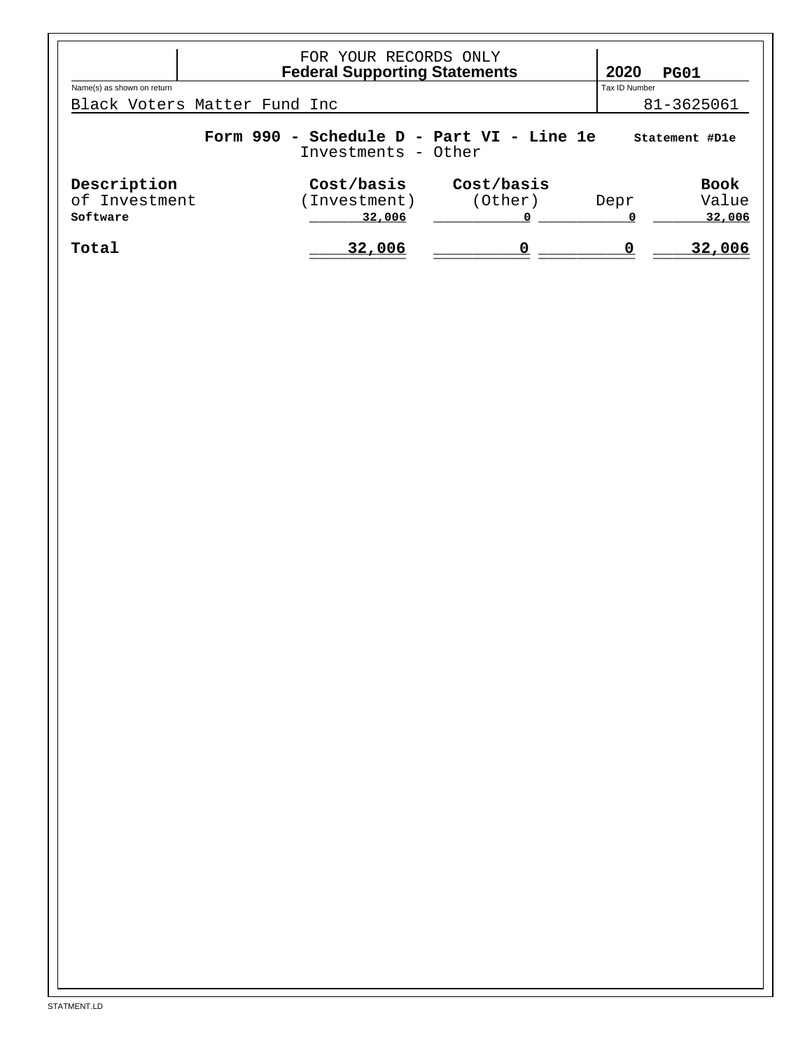FOR YOUR RECORDS ONLY
**Federal Supporting Statements**

**2020** **PG01**

Name(s) as shown on return: Black Voters Matter Fund Inc

Tax ID Number: 81-3625061

**Form 990 - Schedule D - Part VI - Line 1e** **Statement #D1e**
Investments - Other

| Description of Investment | Cost/basis (Investment) | Cost/basis (Other) | Depr | Book Value |
|---|---|---|---|---|
| Software | 32,006 | 0 | 0 | 32,006 |
| **Total** | **32,006** | **0** | **0** | **32,006** |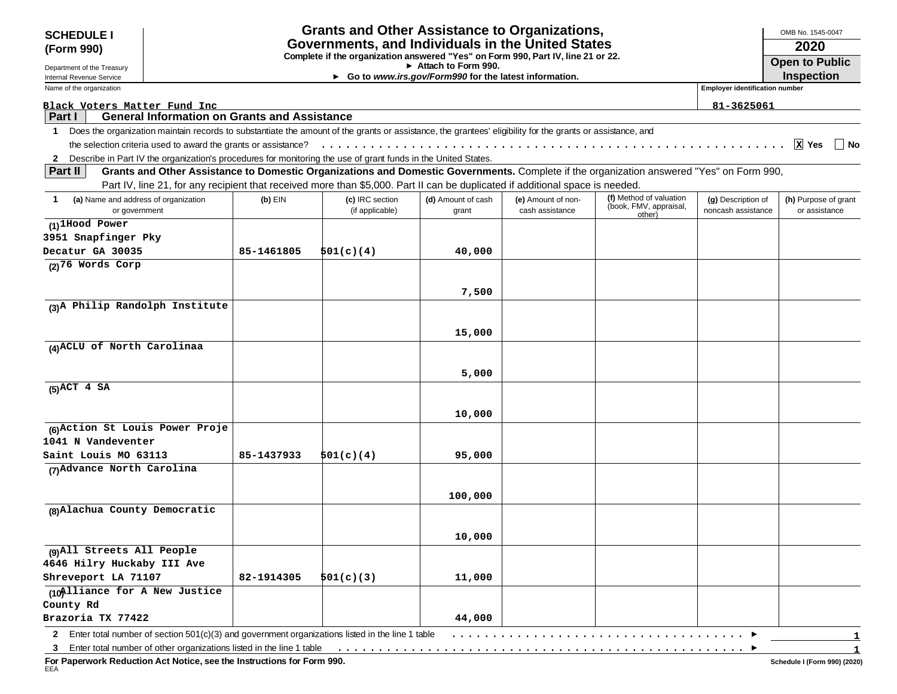**SCHEDULE I (Form 990)**

Department of the Treasury
Internal Revenue Service

# Grants and Other Assistance to Organizations, Governments, and Individuals in the United States

**Complete if the organization answered "Yes" on Form 990, Part IV, line 21 or 22.**
**► Attach to Form 990.**
**► Go to *www.irs.gov/Form990* for the latest information.**

OMB No. 1545-0047

**2020**

**Open to Public Inspection**

Name of the organization: Black Voters Matter Fund Inc

Employer identification number: 81-3625061

## Part I General Information on Grants and Assistance

1 Does the organization maintain records to substantiate the amount of the grants or assistance, the grantees' eligibility for the grants or assistance, and the selection criteria used to award the grants or assistance? . . . . . . [X] Yes [ ] No

2 Describe in Part IV the organization's procedures for monitoring the use of grant funds in the United States.

## Part II Grants and Other Assistance to Domestic Organizations and Domestic Governments.

Complete if the organization answered "Yes" on Form 990, Part IV, line 21, for any recipient that received more than $5,000. Part II can be duplicated if additional space is needed.

| 1 (a) Name and address of organization or government | (b) EIN | (c) IRC section (if applicable) | (d) Amount of cash grant | (e) Amount of non-cash assistance | (f) Method of valuation (book, FMV, appraisal, other) | (g) Description of noncash assistance | (h) Purpose of grant or assistance |
|---|---|---|---|---|---|---|---|
| (1) 1Hood Power 3951 Snapfinger Pky Decatur GA 30035 | 85-1461805 | 501(c)(4) | 40,000 | | | | |
| (2) 76 Words Corp | | | 7,500 | | | | |
| (3) A Philip Randolph Institute | | | 15,000 | | | | |
| (4) ACLU of North Carolinaa | | | 5,000 | | | | |
| (5) ACT 4 SA | | | 10,000 | | | | |
| (6) Action St Louis Power Proje 1041 N Vandeventer Saint Louis MO 63113 | 85-1437933 | 501(c)(4) | 95,000 | | | | |
| (7) Advance North Carolina | | | 100,000 | | | | |
| (8) Alachua County Democratic | | | 10,000 | | | | |
| (9) All Streets All People 4646 Hilry Huckaby III Ave Shreveport LA 71107 | 82-1914305 | 501(c)(3) | 11,000 | | | | |
| (10) Alliance for A New Justice County Rd Brazoria TX 77422 | | | 44,000 | | | | |

2 Enter total number of section 501(c)(3) and government organizations listed in the line 1 table . . . . . ► 1

3 Enter total number of other organizations listed in the line 1 table . . . . . ► 1

**For Paperwork Reduction Act Notice, see the Instructions for Form 990.**

EEA

Schedule I (Form 990) (2020)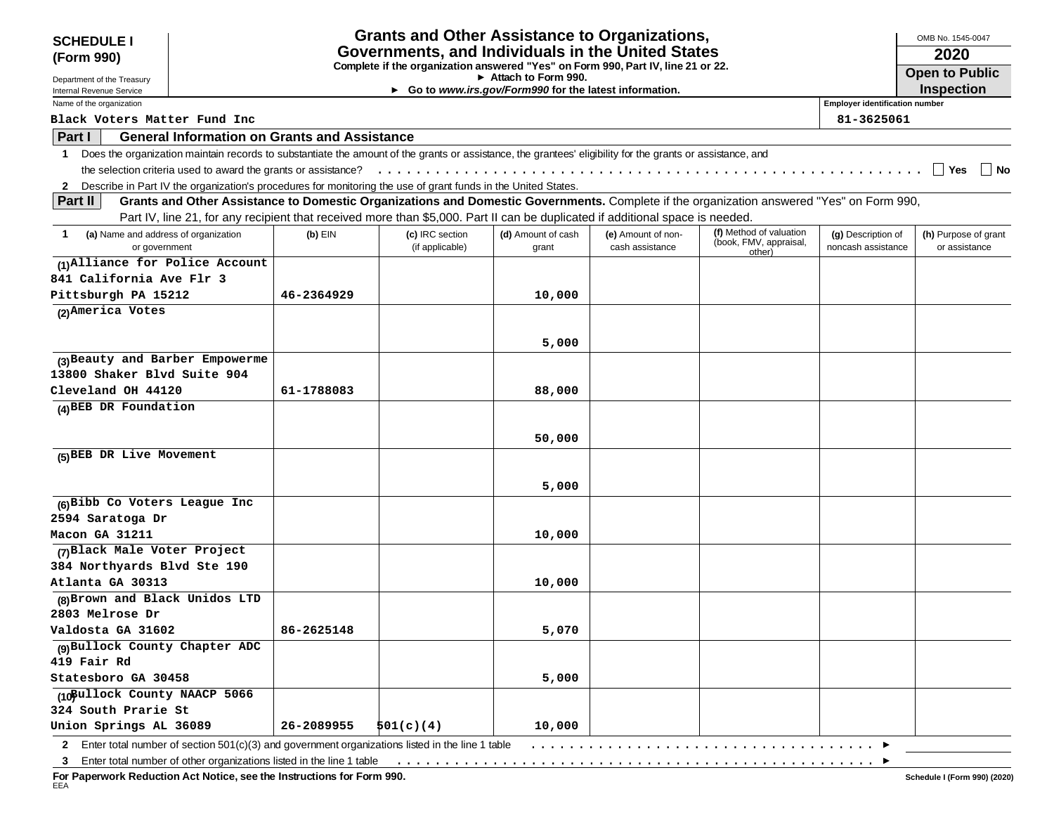**SCHEDULE I (Form 990)**

Department of the Treasury
Internal Revenue Service

# Grants and Other Assistance to Organizations, Governments, and Individuals in the United States

**Complete if the organization answered "Yes" on Form 990, Part IV, line 21 or 22.**
**► Attach to Form 990.**
**► Go to *www.irs.gov/Form990* for the latest information.**

OMB No. 1545-0047

**2020**

**Open to Public Inspection**

Name of the organization: Black Voters Matter Fund Inc

Employer identification number: 81-3625061

## Part I General Information on Grants and Assistance

1 Does the organization maintain records to substantiate the amount of the grants or assistance, the grantees' eligibility for the grants or assistance, and the selection criteria used to award the grants or assistance? . . . . . ☐ Yes ☐ No

2 Describe in Part IV the organization's procedures for monitoring the use of grant funds in the United States.

## Part II Grants and Other Assistance to Domestic Organizations and Domestic Governments.

Complete if the organization answered "Yes" on Form 990, Part IV, line 21, for any recipient that received more than $5,000. Part II can be duplicated if additional space is needed.

| 1 (a) Name and address of organization or government | (b) EIN | (c) IRC section (if applicable) | (d) Amount of cash grant | (e) Amount of non-cash assistance | (f) Method of valuation (book, FMV, appraisal, other) | (g) Description of noncash assistance | (h) Purpose of grant or assistance |
|---|---|---|---|---|---|---|---|
| (1) Alliance for Police Account<br>841 California Ave Flr 3<br>Pittsburgh PA 15212 | 46-2364929 | | 10,000 | | | | |
| (2) America Votes | | | 5,000 | | | | |
| (3) Beauty and Barber Empowerme<br>13800 Shaker Blvd Suite 904<br>Cleveland OH 44120 | 61-1788083 | | 88,000 | | | | |
| (4) BEB DR Foundation | | | 50,000 | | | | |
| (5) BEB DR Live Movement | | | 5,000 | | | | |
| (6) Bibb Co Voters League Inc<br>2594 Saratoga Dr<br>Macon GA 31211 | | | 10,000 | | | | |
| (7) Black Male Voter Project<br>384 Northyards Blvd Ste 190<br>Atlanta GA 30313 | | | 10,000 | | | | |
| (8) Brown and Black Unidos LTD<br>2803 Melrose Dr<br>Valdosta GA 31602 | 86-2625148 | | 5,070 | | | | |
| (9) Bullock County Chapter ADC<br>419 Fair Rd<br>Statesboro GA 30458 | | | 5,000 | | | | |
| (10) Bullock County NAACP 5066<br>324 South Prarie St<br>Union Springs AL 36089 | 26-2089955 | 501(c)(4) | 10,000 | | | | |

2 Enter total number of section 501(c)(3) and government organizations listed in the line 1 table . . . . . ►

3 Enter total number of other organizations listed in the line 1 table . . . . . ►

**For Paperwork Reduction Act Notice, see the Instructions for Form 990.**

EEA

**Schedule I (Form 990) (2020)**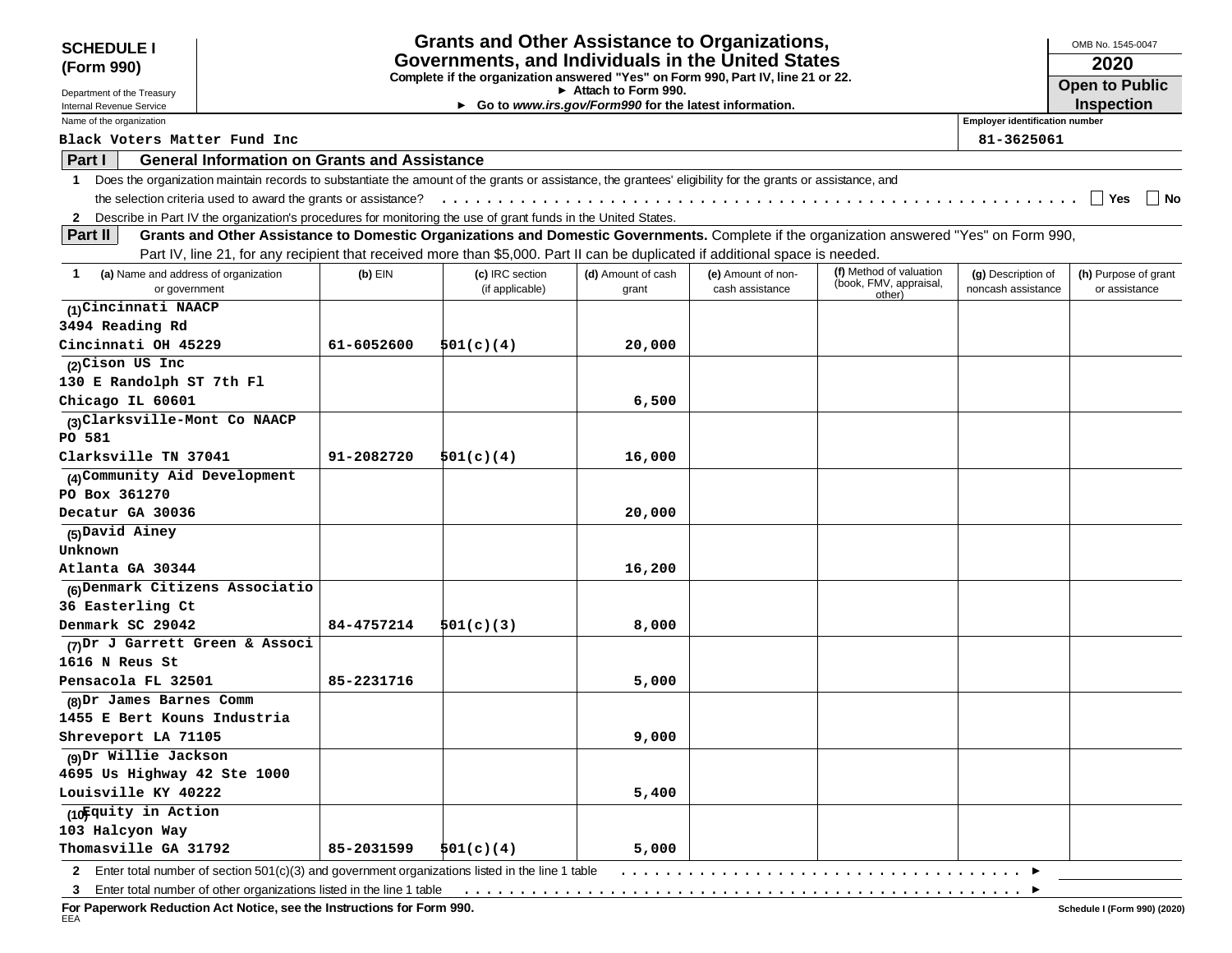**SCHEDULE I**
**(Form 990)**

Department of the Treasury
Internal Revenue Service

# Grants and Other Assistance to Organizations, Governments, and Individuals in the United States

**Complete if the organization answered "Yes" on Form 990, Part IV, line 21 or 22.**
**► Attach to Form 990.**
**► Go to *www.irs.gov/Form990* for the latest information.**

OMB No. 1545-0047

**2020**

**Open to Public Inspection**

Name of the organization: Black Voters Matter Fund Inc

Employer identification number: 81-3625061

## Part I General Information on Grants and Assistance

1 Does the organization maintain records to substantiate the amount of the grants or assistance, the grantees' eligibility for the grants or assistance, and the selection criteria used to award the grants or assistance? . . . . ☐ Yes ☐ No

2 Describe in Part IV the organization's procedures for monitoring the use of grant funds in the United States.

## Part II Grants and Other Assistance to Domestic Organizations and Domestic Governments.

Complete if the organization answered "Yes" on Form 990, Part IV, line 21, for any recipient that received more than $5,000. Part II can be duplicated if additional space is needed.

| 1 (a) Name and address of organization or government | (b) EIN | (c) IRC section (if applicable) | (d) Amount of cash grant | (e) Amount of non-cash assistance | (f) Method of valuation (book, FMV, appraisal, other) | (g) Description of noncash assistance | (h) Purpose of grant or assistance |
|---|---|---|---|---|---|---|---|
| (1) Cincinnati NAACP<br>3494 Reading Rd<br>Cincinnati OH 45229 | 61-6052600 | 501(c)(4) | 20,000 | | | | |
| (2) Cison US Inc<br>130 E Randolph ST 7th Fl<br>Chicago IL 60601 | | | 6,500 | | | | |
| (3) Clarksville-Mont Co NAACP<br>PO 581<br>Clarksville TN 37041 | 91-2082720 | 501(c)(4) | 16,000 | | | | |
| (4) Community Aid Development<br>PO Box 361270<br>Decatur GA 30036 | | | 20,000 | | | | |
| (5) David Ainey<br>Unknown<br>Atlanta GA 30344 | | | 16,200 | | | | |
| (6) Denmark Citizens Associatio<br>36 Easterling Ct<br>Denmark SC 29042 | 84-4757214 | 501(c)(3) | 8,000 | | | | |
| (7) Dr J Garrett Green & Associ<br>1616 N Reus St<br>Pensacola FL 32501 | 85-2231716 | | 5,000 | | | | |
| (8) Dr James Barnes Comm<br>1455 E Bert Kouns Industria<br>Shreveport LA 71105 | | | 9,000 | | | | |
| (9) Dr Willie Jackson<br>4695 Us Highway 42 Ste 1000<br>Louisville KY 40222 | | | 5,400 | | | | |
| (10) Equity in Action<br>103 Halcyon Way<br>Thomasville GA 31792 | 85-2031599 | 501(c)(4) | 5,000 | | | | |

2 Enter total number of section 501(c)(3) and government organizations listed in the line 1 table . . . . ►

3 Enter total number of other organizations listed in the line 1 table . . . . ►

**For Paperwork Reduction Act Notice, see the Instructions for Form 990.**

EEA

Schedule I (Form 990) (2020)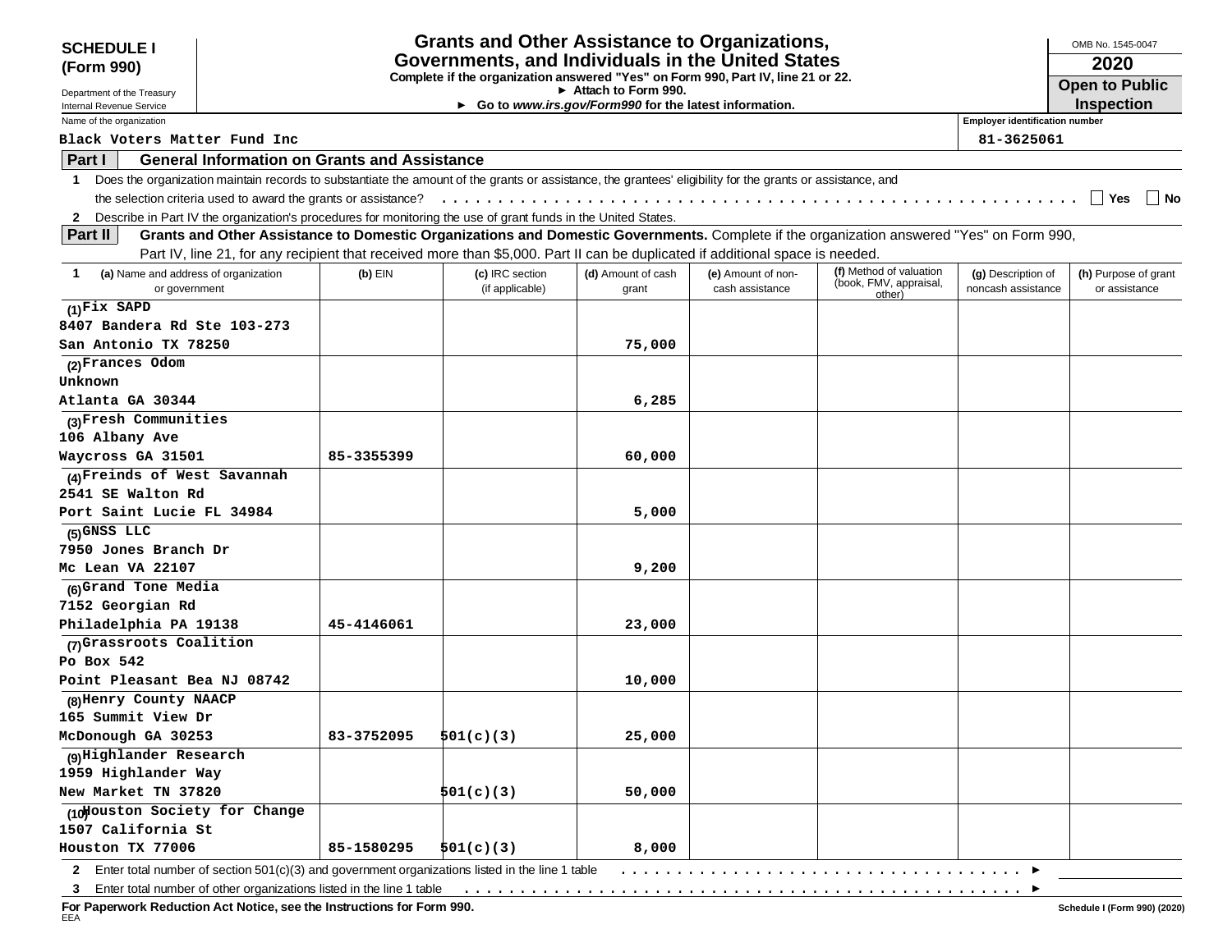**SCHEDULE I (Form 990)**

Department of the Treasury
Internal Revenue Service

# Grants and Other Assistance to Organizations, Governments, and Individuals in the United States

**Complete if the organization answered "Yes" on Form 990, Part IV, line 21 or 22.**
**► Attach to Form 990.**
**► Go to *www.irs.gov/Form990* for the latest information.**

OMB No. 1545-0047
**2020**
**Open to Public Inspection**

Name of the organization: Black Voters Matter Fund Inc

Employer identification number: 81-3625061

**Part I — General Information on Grants and Assistance**

1 Does the organization maintain records to substantiate the amount of the grants or assistance, the grantees' eligibility for the grants or assistance, and the selection criteria used to award the grants or assistance? . . . . . ☐ Yes ☐ No

2 Describe in Part IV the organization's procedures for monitoring the use of grant funds in the United States.

**Part II — Grants and Other Assistance to Domestic Organizations and Domestic Governments.** Complete if the organization answered "Yes" on Form 990, Part IV, line 21, for any recipient that received more than $5,000. Part II can be duplicated if additional space is needed.

| 1 (a) Name and address of organization or government | (b) EIN | (c) IRC section (if applicable) | (d) Amount of cash grant | (e) Amount of non-cash assistance | (f) Method of valuation (book, FMV, appraisal, other) | (g) Description of noncash assistance | (h) Purpose of grant or assistance |
|---|---|---|---|---|---|---|---|
| (1) Fix SAPD<br>8407 Bandera Rd Ste 103-273<br>San Antonio TX 78250 | | | 75,000 | | | | |
| (2) Frances Odom<br>Unknown<br>Atlanta GA 30344 | | | 6,285 | | | | |
| (3) Fresh Communities<br>106 Albany Ave<br>Waycross GA 31501 | 85-3355399 | | 60,000 | | | | |
| (4) Freinds of West Savannah<br>2541 SE Walton Rd<br>Port Saint Lucie FL 34984 | | | 5,000 | | | | |
| (5) GNSS LLC<br>7950 Jones Branch Dr<br>Mc Lean VA 22107 | | | 9,200 | | | | |
| (6) Grand Tone Media<br>7152 Georgian Rd<br>Philadelphia PA 19138 | 45-4146061 | | 23,000 | | | | |
| (7) Grassroots Coalition<br>Po Box 542<br>Point Pleasant Bea NJ 08742 | | | 10,000 | | | | |
| (8) Henry County NAACP<br>165 Summit View Dr<br>McDonough GA 30253 | 83-3752095 | 501(c)(3) | 25,000 | | | | |
| (9) Highlander Research<br>1959 Highlander Way<br>New Market TN 37820 | | 501(c)(3) | 50,000 | | | | |
| (10) Houston Society for Change<br>1507 California St<br>Houston TX 77006 | 85-1580295 | 501(c)(3) | 8,000 | | | | |

2 Enter total number of section 501(c)(3) and government organizations listed in the line 1 table . . . . . ►

3 Enter total number of other organizations listed in the line 1 table . . . . . ►

**For Paperwork Reduction Act Notice, see the Instructions for Form 990.**

Schedule I (Form 990) (2020)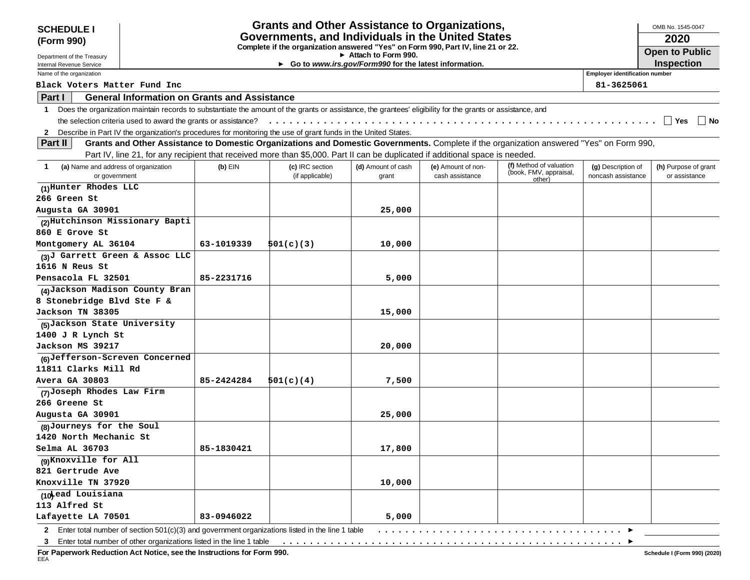**SCHEDULE I**
**(Form 990)**

Department of the Treasury
Internal Revenue Service

# Grants and Other Assistance to Organizations, Governments, and Individuals in the United States

**Complete if the organization answered "Yes" on Form 990, Part IV, line 21 or 22.**
**► Attach to Form 990.**
**► Go to *www.irs.gov/Form990* for the latest information.**

OMB No. 1545-0047
**2020**
**Open to Public Inspection**

Name of the organization: Black Voters Matter Fund Inc

Employer identification number: 81-3625061

**Part I — General Information on Grants and Assistance**

1 Does the organization maintain records to substantiate the amount of the grants or assistance, the grantees' eligibility for the grants or assistance, and the selection criteria used to award the grants or assistance? . . . . . ☐ Yes ☐ No

2 Describe in Part IV the organization's procedures for monitoring the use of grant funds in the United States.

**Part II — Grants and Other Assistance to Domestic Organizations and Domestic Governments.** Complete if the organization answered "Yes" on Form 990, Part IV, line 21, for any recipient that received more than $5,000. Part II can be duplicated if additional space is needed.

| 1 (a) Name and address of organization or government | (b) EIN | (c) IRC section (if applicable) | (d) Amount of cash grant | (e) Amount of non-cash assistance | (f) Method of valuation (book, FMV, appraisal, other) | (g) Description of noncash assistance | (h) Purpose of grant or assistance |
|---|---|---|---|---|---|---|---|
| (1) Hunter Rhodes LLC<br>266 Green St<br>Augusta GA 30901 | | | 25,000 | | | | |
| (2) Hutchinson Missionary Bapti<br>860 E Grove St<br>Montgomery AL 36104 | 63-1019339 | 501(c)(3) | 10,000 | | | | |
| (3) J Garrett Green & Assoc LLC<br>1616 N Reus St<br>Pensacola FL 32501 | 85-2231716 | | 5,000 | | | | |
| (4) Jackson Madison County Bran<br>8 Stonebridge Blvd Ste F &<br>Jackson TN 38305 | | | 15,000 | | | | |
| (5) Jackson State University<br>1400 J R Lynch St<br>Jackson MS 39217 | | | 20,000 | | | | |
| (6) Jefferson-Screven Concerned<br>11811 Clarks Mill Rd<br>Avera GA 30803 | 85-2424284 | 501(c)(4) | 7,500 | | | | |
| (7) Joseph Rhodes Law Firm<br>266 Greene St<br>Augusta GA 30901 | | | 25,000 | | | | |
| (8) Journeys for the Soul<br>1420 North Mechanic St<br>Selma AL 36703 | 85-1830421 | | 17,800 | | | | |
| (9) Knoxville for All<br>821 Gertrude Ave<br>Knoxville TN 37920 | | | 10,000 | | | | |
| (10) Lead Louisiana<br>113 Alfred St<br>Lafayette LA 70501 | 83-0946022 | | 5,000 | | | | |

2 Enter total number of section 501(c)(3) and government organizations listed in the line 1 table . . . . . ►

3 Enter total number of other organizations listed in the line 1 table . . . . . ►

**For Paperwork Reduction Act Notice, see the Instructions for Form 990.**

EEA

Schedule I (Form 990) (2020)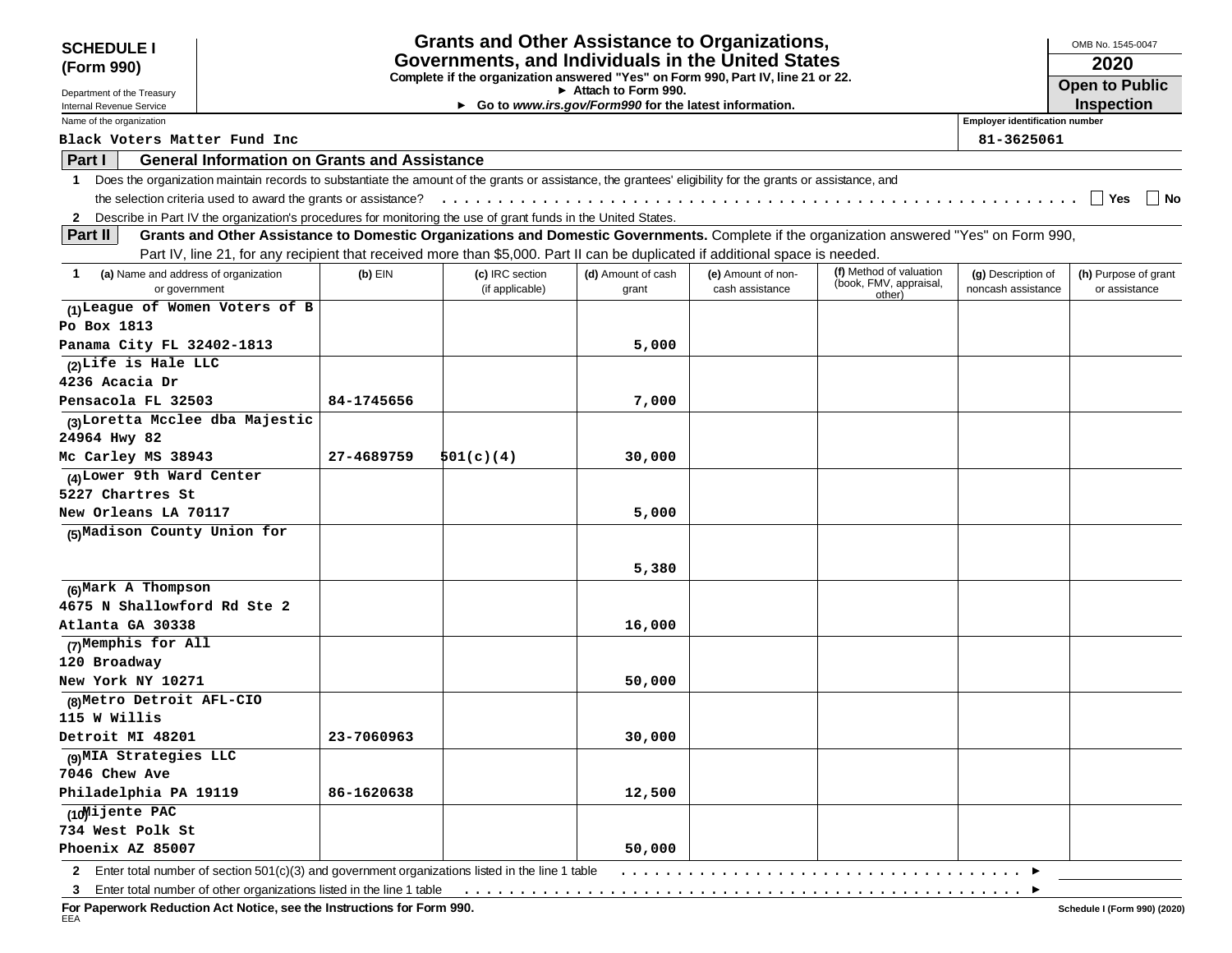**SCHEDULE I (Form 990)**

Department of the Treasury
Internal Revenue Service

# Grants and Other Assistance to Organizations, Governments, and Individuals in the United States

**Complete if the organization answered "Yes" on Form 990, Part IV, line 21 or 22.**
**► Attach to Form 990.**
**► Go to *www.irs.gov/Form990* for the latest information.**

OMB No. 1545-0047

**2020**

**Open to Public Inspection**

Name of the organization: Black Voters Matter Fund Inc

Employer identification number: 81-3625061

## Part I General Information on Grants and Assistance

1 Does the organization maintain records to substantiate the amount of the grants or assistance, the grantees' eligibility for the grants or assistance, and the selection criteria used to award the grants or assistance? . . . . . ☐ Yes ☐ No

2 Describe in Part IV the organization's procedures for monitoring the use of grant funds in the United States.

## Part II Grants and Other Assistance to Domestic Organizations and Domestic Governments.

Complete if the organization answered "Yes" on Form 990, Part IV, line 21, for any recipient that received more than $5,000. Part II can be duplicated if additional space is needed.

| 1 (a) Name and address of organization or government | (b) EIN | (c) IRC section (if applicable) | (d) Amount of cash grant | (e) Amount of non-cash assistance | (f) Method of valuation (book, FMV, appraisal, other) | (g) Description of noncash assistance | (h) Purpose of grant or assistance |
|---|---|---|---|---|---|---|---|
| (1) League of Women Voters of B<br>Po Box 1813<br>Panama City FL 32402-1813 | | | 5,000 | | | | |
| (2) Life is Hale LLC<br>4236 Acacia Dr<br>Pensacola FL 32503 | 84-1745656 | | 7,000 | | | | |
| (3) Loretta Mcclee dba Majestic<br>24964 Hwy 82<br>Mc Carley MS 38943 | 27-4689759 | 501(c)(4) | 30,000 | | | | |
| (4) Lower 9th Ward Center<br>5227 Chartres St<br>New Orleans LA 70117 | | | 5,000 | | | | |
| (5) Madison County Union for | | | 5,380 | | | | |
| (6) Mark A Thompson<br>4675 N Shallowford Rd Ste 2<br>Atlanta GA 30338 | | | 16,000 | | | | |
| (7) Memphis for All<br>120 Broadway<br>New York NY 10271 | | | 50,000 | | | | |
| (8) Metro Detroit AFL-CIO<br>115 W Willis<br>Detroit MI 48201 | 23-7060963 | | 30,000 | | | | |
| (9) MIA Strategies LLC<br>7046 Chew Ave<br>Philadelphia PA 19119 | 86-1620638 | | 12,500 | | | | |
| (10) Mijente PAC<br>734 West Polk St<br>Phoenix AZ 85007 | | | 50,000 | | | | |

2 Enter total number of section 501(c)(3) and government organizations listed in the line 1 table . . . . . ►

3 Enter total number of other organizations listed in the line 1 table . . . . . ►

**For Paperwork Reduction Act Notice, see the Instructions for Form 990.**

Schedule I (Form 990) (2020)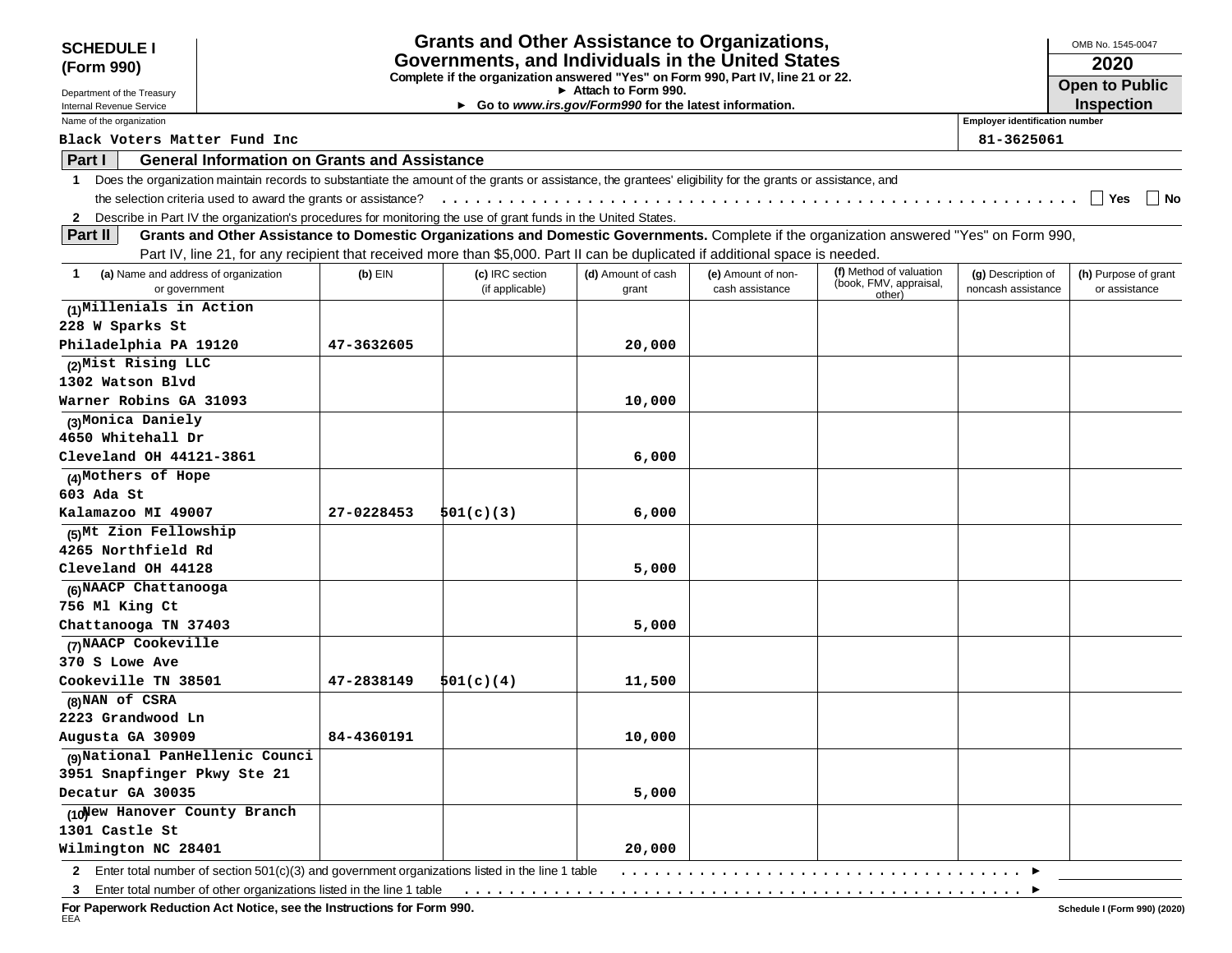**SCHEDULE I (Form 990)**

Department of the Treasury
Internal Revenue Service

# Grants and Other Assistance to Organizations, Governments, and Individuals in the United States

**Complete if the organization answered "Yes" on Form 990, Part IV, line 21 or 22.**
**► Attach to Form 990.**
**► Go to *www.irs.gov/Form990* for the latest information.**

OMB No. 1545-0047
**2020**
**Open to Public Inspection**

Name of the organization: Black Voters Matter Fund Inc
Employer identification number: 81-3625061

## Part I General Information on Grants and Assistance

1 Does the organization maintain records to substantiate the amount of the grants or assistance, the grantees' eligibility for the grants or assistance, and the selection criteria used to award the grants or assistance? . . . . . ☐ Yes ☐ No

2 Describe in Part IV the organization's procedures for monitoring the use of grant funds in the United States.

## Part II Grants and Other Assistance to Domestic Organizations and Domestic Governments.

Complete if the organization answered "Yes" on Form 990, Part IV, line 21, for any recipient that received more than $5,000. Part II can be duplicated if additional space is needed.

| 1 (a) Name and address of organization or government | (b) EIN | (c) IRC section (if applicable) | (d) Amount of cash grant | (e) Amount of non-cash assistance | (f) Method of valuation (book, FMV, appraisal, other) | (g) Description of noncash assistance | (h) Purpose of grant or assistance |
|---|---|---|---|---|---|---|---|
| (1) Millenials in Action 228 W Sparks St Philadelphia PA 19120 | 47-3632605 | | 20,000 | | | | |
| (2) Mist Rising LLC 1302 Watson Blvd Warner Robins GA 31093 | | | 10,000 | | | | |
| (3) Monica Daniely 4650 Whitehall Dr Cleveland OH 44121-3861 | | | 6,000 | | | | |
| (4) Mothers of Hope 603 Ada St Kalamazoo MI 49007 | 27-0228453 | 501(c)(3) | 6,000 | | | | |
| (5) Mt Zion Fellowship 4265 Northfield Rd Cleveland OH 44128 | | | 5,000 | | | | |
| (6) NAACP Chattanooga 756 Ml King Ct Chattanooga TN 37403 | | | 5,000 | | | | |
| (7) NAACP Cookeville 370 S Lowe Ave Cookeville TN 38501 | 47-2838149 | 501(c)(4) | 11,500 | | | | |
| (8) NAN of CSRA 2223 Grandwood Ln Augusta GA 30909 | 84-4360191 | | 10,000 | | | | |
| (9) National PanHellenic Counci 3951 Snapfinger Pkwy Ste 21 Decatur GA 30035 | | | 5,000 | | | | |
| (10) New Hanover County Branch 1301 Castle St Wilmington NC 28401 | | | 20,000 | | | | |

2 Enter total number of section 501(c)(3) and government organizations listed in the line 1 table . . . . . ►

3 Enter total number of other organizations listed in the line 1 table . . . . . ►

**For Paperwork Reduction Act Notice, see the Instructions for Form 990.**

EEA

Schedule I (Form 990) (2020)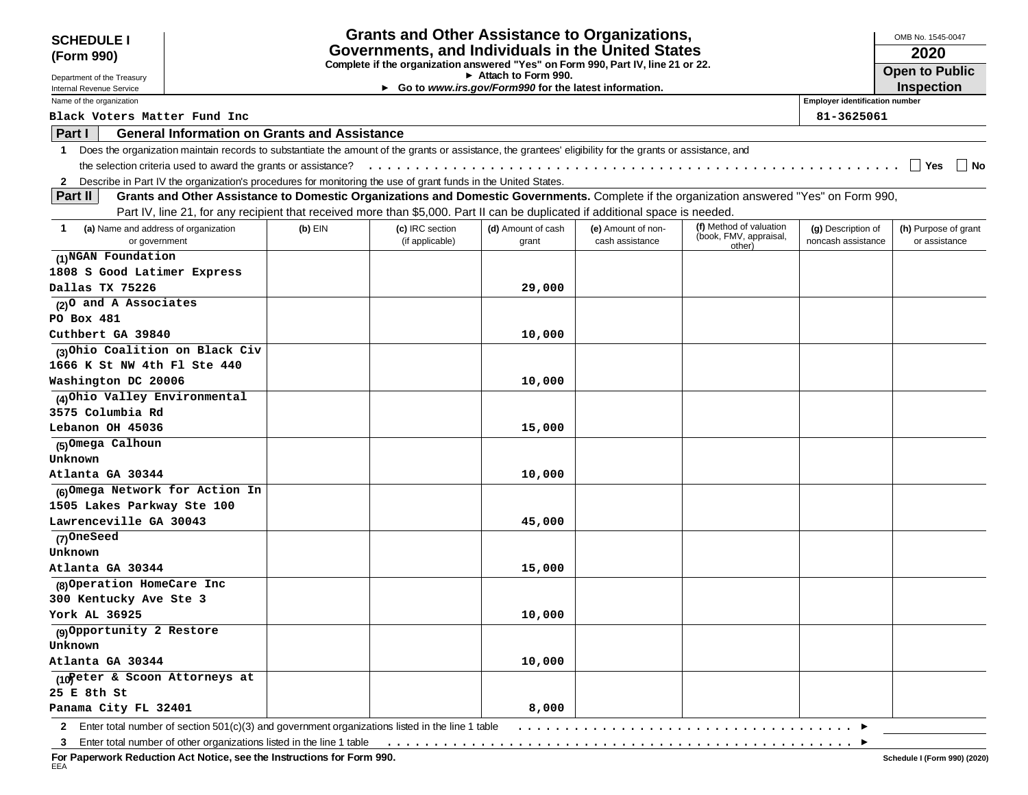**SCHEDULE I (Form 990)**

Department of the Treasury
Internal Revenue Service

# Grants and Other Assistance to Organizations, Governments, and Individuals in the United States

**Complete if the organization answered "Yes" on Form 990, Part IV, line 21 or 22.**
**► Attach to Form 990.**
**► Go to *www.irs.gov/Form990* for the latest information.**

OMB No. 1545-0047

**2020**

**Open to Public Inspection**

Name of the organization: Black Voters Matter Fund Inc

Employer identification number: 81-3625061

**Part I — General Information on Grants and Assistance**

1 Does the organization maintain records to substantiate the amount of the grants or assistance, the grantees' eligibility for the grants or assistance, and the selection criteria used to award the grants or assistance? . . . . . ☐ Yes ☐ No

2 Describe in Part IV the organization's procedures for monitoring the use of grant funds in the United States.

**Part II — Grants and Other Assistance to Domestic Organizations and Domestic Governments.** Complete if the organization answered "Yes" on Form 990, Part IV, line 21, for any recipient that received more than $5,000. Part II can be duplicated if additional space is needed.

| 1 (a) Name and address of organization or government | (b) EIN | (c) IRC section (if applicable) | (d) Amount of cash grant | (e) Amount of non-cash assistance | (f) Method of valuation (book, FMV, appraisal, other) | (g) Description of noncash assistance | (h) Purpose of grant or assistance |
|---|---|---|---|---|---|---|---|
| (1) NGAN Foundation<br>1808 S Good Latimer Express<br>Dallas TX 75226 | | | 29,000 | | | | |
| (2) O and A Associates<br>PO Box 481<br>Cuthbert GA 39840 | | | 10,000 | | | | |
| (3) Ohio Coalition on Black Civ<br>1666 K St NW 4th Fl Ste 440<br>Washington DC 20006 | | | 10,000 | | | | |
| (4) Ohio Valley Environmental<br>3575 Columbia Rd<br>Lebanon OH 45036 | | | 15,000 | | | | |
| (5) Omega Calhoun<br>Unknown<br>Atlanta GA 30344 | | | 10,000 | | | | |
| (6) Omega Network for Action In<br>1505 Lakes Parkway Ste 100<br>Lawrenceville GA 30043 | | | 45,000 | | | | |
| (7) OneSeed<br>Unknown<br>Atlanta GA 30344 | | | 15,000 | | | | |
| (8) Operation HomeCare Inc<br>300 Kentucky Ave Ste 3<br>York AL 36925 | | | 10,000 | | | | |
| (9) Opportunity 2 Restore<br>Unknown<br>Atlanta GA 30344 | | | 10,000 | | | | |
| (10) Peter & Scoon Attorneys at<br>25 E 8th St<br>Panama City FL 32401 | | | 8,000 | | | | |

2 Enter total number of section 501(c)(3) and government organizations listed in the line 1 table . . . . . ►

3 Enter total number of other organizations listed in the line 1 table . . . . . ►

**For Paperwork Reduction Act Notice, see the Instructions for Form 990.**

EEA

Schedule I (Form 990) (2020)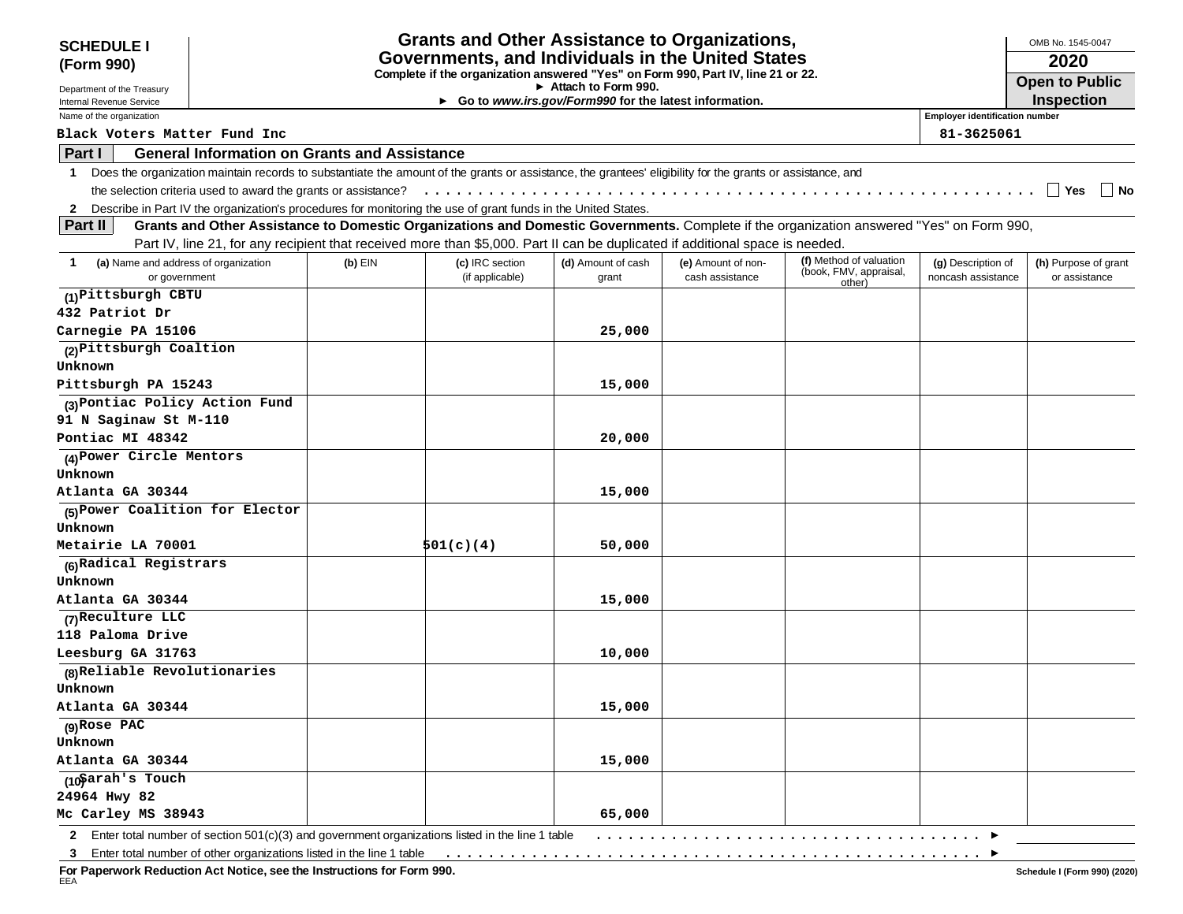**SCHEDULE I (Form 990)**

Department of the Treasury
Internal Revenue Service

# Grants and Other Assistance to Organizations, Governments, and Individuals in the United States

**Complete if the organization answered "Yes" on Form 990, Part IV, line 21 or 22.**
**► Attach to Form 990.**
**► Go to *www.irs.gov/Form990* for the latest information.**

OMB No. 1545-0047
**2020**
**Open to Public Inspection**

Name of the organization: Black Voters Matter Fund Inc
Employer identification number: 81-3625061

## Part I General Information on Grants and Assistance

1 Does the organization maintain records to substantiate the amount of the grants or assistance, the grantees' eligibility for the grants or assistance, and the selection criteria used to award the grants or assistance? . . . . . ☐ Yes ☐ No

2 Describe in Part IV the organization's procedures for monitoring the use of grant funds in the United States.

## Part II Grants and Other Assistance to Domestic Organizations and Domestic Governments.

Complete if the organization answered "Yes" on Form 990, Part IV, line 21, for any recipient that received more than $5,000. Part II can be duplicated if additional space is needed.

| 1 (a) Name and address of organization or government | (b) EIN | (c) IRC section (if applicable) | (d) Amount of cash grant | (e) Amount of non-cash assistance | (f) Method of valuation (book, FMV, appraisal, other) | (g) Description of noncash assistance | (h) Purpose of grant or assistance |
|---|---|---|---|---|---|---|---|
| (1) Pittsburgh CBTU<br>432 Patriot Dr<br>Carnegie PA 15106 | | | 25,000 | | | | |
| (2) Pittsburgh Coaltion<br>Unknown<br>Pittsburgh PA 15243 | | | 15,000 | | | | |
| (3) Pontiac Policy Action Fund<br>91 N Saginaw St M-110<br>Pontiac MI 48342 | | | 20,000 | | | | |
| (4) Power Circle Mentors<br>Unknown<br>Atlanta GA 30344 | | | 15,000 | | | | |
| (5) Power Coalition for Elector<br>Unknown<br>Metairie LA 70001 | | 501(c)(4) | 50,000 | | | | |
| (6) Radical Registrars<br>Unknown<br>Atlanta GA 30344 | | | 15,000 | | | | |
| (7) Reculture LLC<br>118 Paloma Drive<br>Leesburg GA 31763 | | | 10,000 | | | | |
| (8) Reliable Revolutionaries<br>Unknown<br>Atlanta GA 30344 | | | 15,000 | | | | |
| (9) Rose PAC<br>Unknown<br>Atlanta GA 30344 | | | 15,000 | | | | |
| (10) Sarah's Touch<br>24964 Hwy 82<br>Mc Carley MS 38943 | | | 65,000 | | | | |

2 Enter total number of section 501(c)(3) and government organizations listed in the line 1 table . . . . . ►

3 Enter total number of other organizations listed in the line 1 table . . . . . ►

**For Paperwork Reduction Act Notice, see the Instructions for Form 990.**
EEA
Schedule I (Form 990) (2020)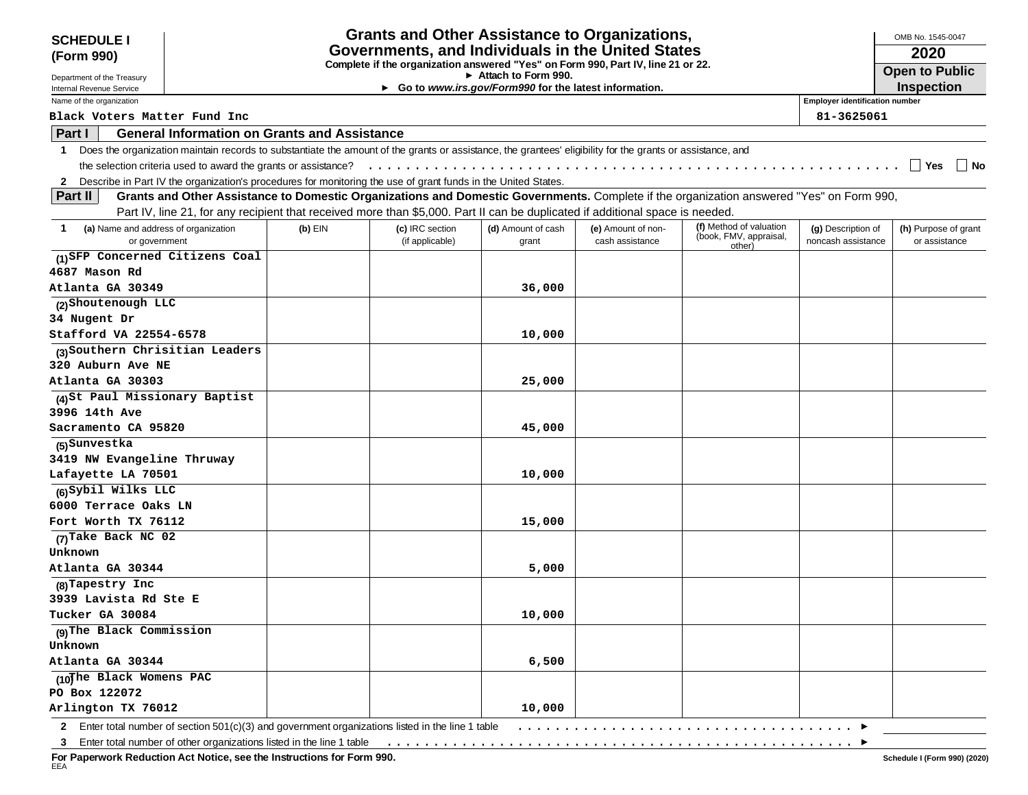**SCHEDULE I (Form 990)**

Department of the Treasury
Internal Revenue Service

# Grants and Other Assistance to Organizations, Governments, and Individuals in the United States

**Complete if the organization answered "Yes" on Form 990, Part IV, line 21 or 22.**
**► Attach to Form 990.**
**► Go to *www.irs.gov/Form990* for the latest information.**

OMB No. 1545-0047

**2020**

**Open to Public Inspection**

Name of the organization: Black Voters Matter Fund Inc

Employer identification number: 81-3625061

## Part I — General Information on Grants and Assistance

1 Does the organization maintain records to substantiate the amount of the grants or assistance, the grantees' eligibility for the grants or assistance, and the selection criteria used to award the grants or assistance? . . . . . . ☐ Yes ☐ No

2 Describe in Part IV the organization's procedures for monitoring the use of grant funds in the United States.

## Part II — Grants and Other Assistance to Domestic Organizations and Domestic Governments.

Complete if the organization answered "Yes" on Form 990, Part IV, line 21, for any recipient that received more than $5,000. Part II can be duplicated if additional space is needed.

| 1 (a) Name and address of organization or government | (b) EIN | (c) IRC section (if applicable) | (d) Amount of cash grant | (e) Amount of non-cash assistance | (f) Method of valuation (book, FMV, appraisal, other) | (g) Description of noncash assistance | (h) Purpose of grant or assistance |
|---|---|---|---|---|---|---|---|
| (1) SFP Concerned Citizens Coal<br>4687 Mason Rd<br>Atlanta GA 30349 | | | 36,000 | | | | |
| (2) Shoutenough LLC<br>34 Nugent Dr<br>Stafford VA 22554-6578 | | | 10,000 | | | | |
| (3) Southern Chrisitian Leaders<br>320 Auburn Ave NE<br>Atlanta GA 30303 | | | 25,000 | | | | |
| (4) St Paul Missionary Baptist<br>3996 14th Ave<br>Sacramento CA 95820 | | | 45,000 | | | | |
| (5) Sunvestka<br>3419 NW Evangeline Thruway<br>Lafayette LA 70501 | | | 10,000 | | | | |
| (6) Sybil Wilks LLC<br>6000 Terrace Oaks LN<br>Fort Worth TX 76112 | | | 15,000 | | | | |
| (7) Take Back NC 02<br>Unknown<br>Atlanta GA 30344 | | | 5,000 | | | | |
| (8) Tapestry Inc<br>3939 Lavista Rd Ste E<br>Tucker GA 30084 | | | 10,000 | | | | |
| (9) The Black Commission<br>Unknown<br>Atlanta GA 30344 | | | 6,500 | | | | |
| (10) The Black Womens PAC<br>PO Box 122072<br>Arlington TX 76012 | | | 10,000 | | | | |

2 Enter total number of section 501(c)(3) and government organizations listed in the line 1 table . . . . . . ►

3 Enter total number of other organizations listed in the line 1 table . . . . . . ►

**For Paperwork Reduction Act Notice, see the Instructions for Form 990.**

EEA

Schedule I (Form 990) (2020)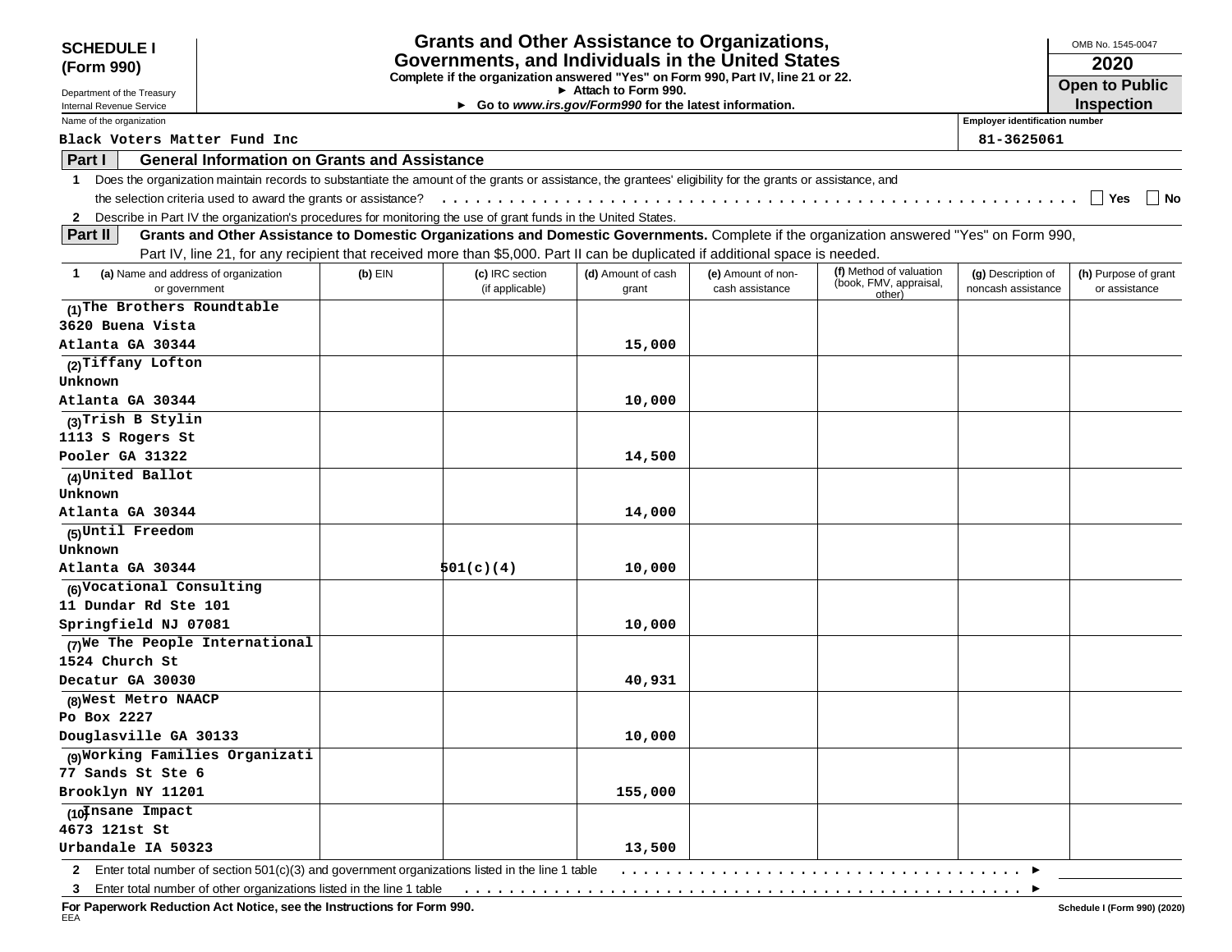**SCHEDULE I (Form 990)**

Department of the Treasury
Internal Revenue Service

# Grants and Other Assistance to Organizations, Governments, and Individuals in the United States

**Complete if the organization answered "Yes" on Form 990, Part IV, line 21 or 22.**
► **Attach to Form 990.**
► **Go to *www.irs.gov/Form990* for the latest information.**

OMB No. 1545-0047

**2020**

**Open to Public Inspection**

Name of the organization: Black Voters Matter Fund Inc

Employer identification number: 81-3625061

## Part I General Information on Grants and Assistance

1 Does the organization maintain records to substantiate the amount of the grants or assistance, the grantees' eligibility for the grants or assistance, and the selection criteria used to award the grants or assistance? . . . . . . ☐ Yes ☐ No

2 Describe in Part IV the organization's procedures for monitoring the use of grant funds in the United States.

## Part II Grants and Other Assistance to Domestic Organizations and Domestic Governments.

Complete if the organization answered "Yes" on Form 990, Part IV, line 21, for any recipient that received more than $5,000. Part II can be duplicated if additional space is needed.

| 1 (a) Name and address of organization or government | (b) EIN | (c) IRC section (if applicable) | (d) Amount of cash grant | (e) Amount of non-cash assistance | (f) Method of valuation (book, FMV, appraisal, other) | (g) Description of noncash assistance | (h) Purpose of grant or assistance |
|---|---|---|---|---|---|---|---|
| (1) The Brothers Roundtable<br>3620 Buena Vista<br>Atlanta GA 30344 | | | 15,000 | | | | |
| (2) Tiffany Lofton<br>Unknown<br>Atlanta GA 30344 | | | 10,000 | | | | |
| (3) Trish B Stylin<br>1113 S Rogers St<br>Pooler GA 31322 | | | 14,500 | | | | |
| (4) United Ballot<br>Unknown<br>Atlanta GA 30344 | | | 14,000 | | | | |
| (5) Until Freedom<br>Unknown<br>Atlanta GA 30344 | | 501(c)(4) | 10,000 | | | | |
| (6) Vocational Consulting<br>11 Dundar Rd Ste 101<br>Springfield NJ 07081 | | | 10,000 | | | | |
| (7) We The People International<br>1524 Church St<br>Decatur GA 30030 | | | 40,931 | | | | |
| (8) West Metro NAACP<br>Po Box 2227<br>Douglasville GA 30133 | | | 10,000 | | | | |
| (9) Working Families Organizati<br>77 Sands St Ste 6<br>Brooklyn NY 11201 | | | 155,000 | | | | |
| (10) Insane Impact<br>4673 121st St<br>Urbandale IA 50323 | | | 13,500 | | | | |

2 Enter total number of section 501(c)(3) and government organizations listed in the line 1 table . . . . . . ►

3 Enter total number of other organizations listed in the line 1 table . . . . . . ►

**For Paperwork Reduction Act Notice, see the Instructions for Form 990.**

Schedule I (Form 990) (2020)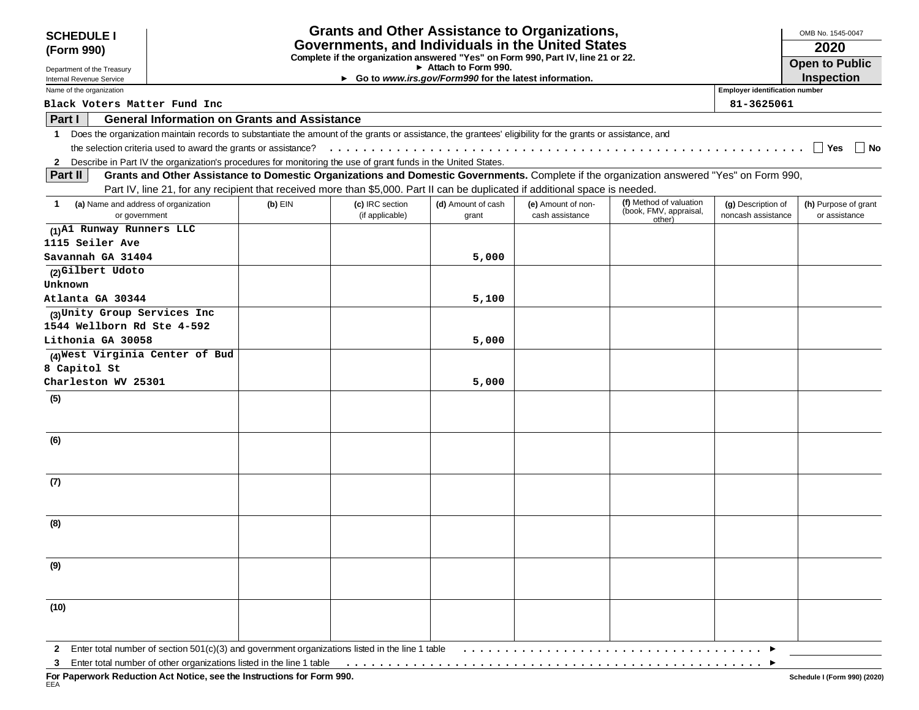**SCHEDULE I (Form 990)**

Department of the Treasury
Internal Revenue Service

# Grants and Other Assistance to Organizations, Governments, and Individuals in the United States

**Complete if the organization answered "Yes" on Form 990, Part IV, line 21 or 22.**
► **Attach to Form 990.**
► **Go to *www.irs.gov/Form990* for the latest information.**

OMB No. 1545-0047

**2020**

**Open to Public Inspection**

Name of the organization: Black Voters Matter Fund Inc

Employer identification number: 81-3625061

## Part I General Information on Grants and Assistance

1 Does the organization maintain records to substantiate the amount of the grants or assistance, the grantees' eligibility for the grants or assistance, and the selection criteria used to award the grants or assistance? . . . . . ☐ Yes ☐ No

2 Describe in Part IV the organization's procedures for monitoring the use of grant funds in the United States.

## Part II Grants and Other Assistance to Domestic Organizations and Domestic Governments.

Complete if the organization answered "Yes" on Form 990, Part IV, line 21, for any recipient that received more than $5,000. Part II can be duplicated if additional space is needed.

| 1 (a) Name and address of organization or government | (b) EIN | (c) IRC section (if applicable) | (d) Amount of cash grant | (e) Amount of non-cash assistance | (f) Method of valuation (book, FMV, appraisal, other) | (g) Description of noncash assistance | (h) Purpose of grant or assistance |
|---|---|---|---|---|---|---|---|
| (1) A1 Runway Runners LLC 1115 Seiler Ave Savannah GA 31404 | | | 5,000 | | | | |
| (2) Gilbert Udoto Unknown Atlanta GA 30344 | | | 5,100 | | | | |
| (3) Unity Group Services Inc 1544 Wellborn Rd Ste 4-592 Lithonia GA 30058 | | | 5,000 | | | | |
| (4) West Virginia Center of Bud 8 Capitol St Charleston WV 25301 | | | 5,000 | | | | |
| (5) | | | | | | | |
| (6) | | | | | | | |
| (7) | | | | | | | |
| (8) | | | | | | | |
| (9) | | | | | | | |
| (10) | | | | | | | |

2 Enter total number of section 501(c)(3) and government organizations listed in the line 1 table . . . . . ►

3 Enter total number of other organizations listed in the line 1 table . . . . . ►

**For Paperwork Reduction Act Notice, see the Instructions for Form 990.**

EEA

Schedule I (Form 990) (2020)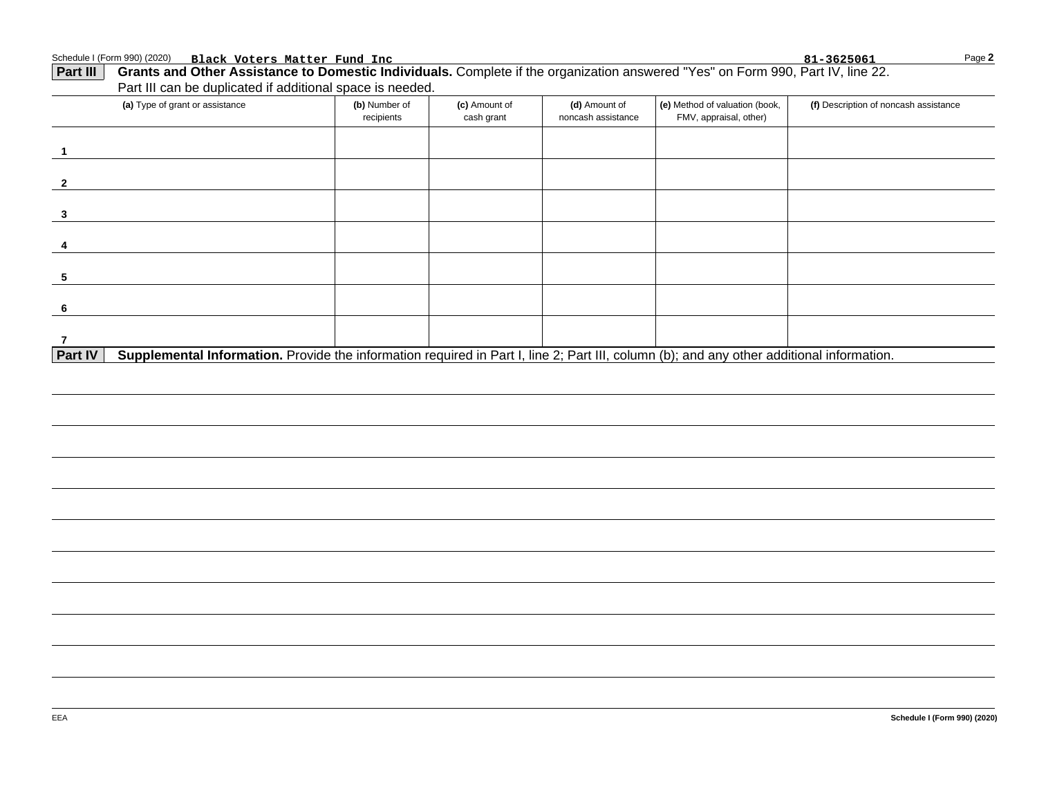Schedule I (Form 990) (2020) Black Voters Matter Fund Inc 81-3625061

**Part III** **Grants and Other Assistance to Domestic Individuals.** Complete if the organization answered "Yes" on Form 990, Part IV, line 22. Part III can be duplicated if additional space is needed.

| (a) Type of grant or assistance | (b) Number of recipients | (c) Amount of cash grant | (d) Amount of noncash assistance | (e) Method of valuation (book, FMV, appraisal, other) | (f) Description of noncash assistance |
|---|---|---|---|---|---|
| 1 | | | | | |
| 2 | | | | | |
| 3 | | | | | |
| 4 | | | | | |
| 5 | | | | | |
| 6 | | | | | |
| 7 | | | | | |

**Part IV** **Supplemental Information.** Provide the information required in Part I, line 2; Part III, column (b); and any other additional information.

EEA **Schedule I (Form 990) (2020)**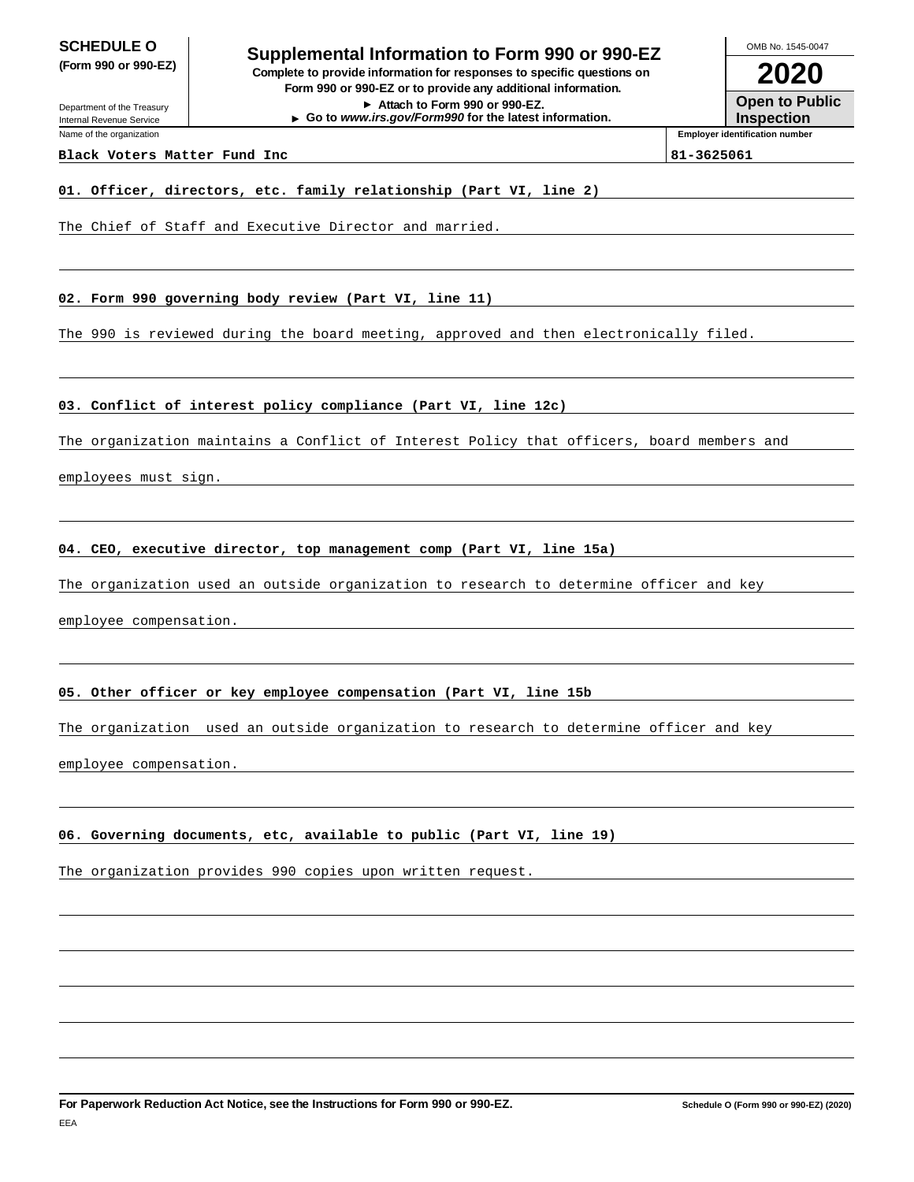**SCHEDULE O**
**(Form 990 or 990-EZ)**

Department of the Treasury
Internal Revenue Service

# Supplemental Information to Form 990 or 990-EZ

**Complete to provide information for responses to specific questions on Form 990 or 990-EZ or to provide any additional information.**
**► Attach to Form 990 or 990-EZ.**
**► Go to *www.irs.gov/Form990* for the latest information.**

OMB No. 1545-0047

**2020**

**Open to Public Inspection**

| Name of the organization | Employer identification number |
|---|---|
| Black Voters Matter Fund Inc | 81-3625061 |

**01. Officer, directors, etc. family relationship (Part VI, line 2)**

The Chief of Staff and Executive Director and married.

**02. Form 990 governing body review (Part VI, line 11)**

The 990 is reviewed during the board meeting, approved and then electronically filed.

**03. Conflict of interest policy compliance (Part VI, line 12c)**

The organization maintains a Conflict of Interest Policy that officers, board members and employees must sign.

**04. CEO, executive director, top management comp (Part VI, line 15a)**

The organization used an outside organization to research to determine officer and key employee compensation.

**05. Other officer or key employee compensation (Part VI, line 15b**

The organization used an outside organization to research to determine officer and key employee compensation.

**06. Governing documents, etc, available to public (Part VI, line 19)**

The organization provides 990 copies upon written request.

**For Paperwork Reduction Act Notice, see the Instructions for Form 990 or 990-EZ.** **Schedule O (Form 990 or 990-EZ) (2020)**

EEA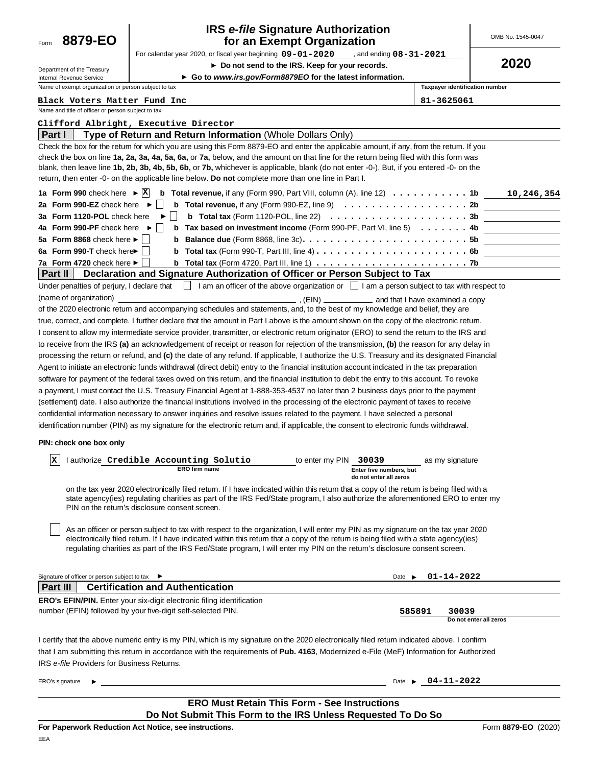Form **8879-EO**

Department of the Treasury
Internal Revenue Service

# IRS *e-file* Signature Authorization for an Exempt Organization

For calendar year 2020, or fiscal year beginning **09-01-2020** , and ending **08-31-2021**

► **Do not send to the IRS. Keep for your records.**

► **Go to *www.irs.gov/Form8879EO* for the latest information.**

OMB No. 1545-0047

**2020**

| Name of exempt organization or person subject to tax | Taxpayer identification number |
|---|---|
| Black Voters Matter Fund Inc | 81-3625061 |

Name and title of officer or person subject to tax

Clifford Albright, Executive Director

## Part I — Type of Return and Return Information (Whole Dollars Only)

Check the box for the return for which you are using this Form 8879-EO and enter the applicable amount, if any, from the return. If you check the box on line **1a, 2a, 3a, 4a, 5a, 6a,** or **7a,** below, and the amount on that line for the return being filed with this form was blank, then leave line **1b, 2b, 3b, 4b, 5b, 6b,** or **7b,** whichever is applicable, blank (do not enter -0-). But, if you entered -0- on the return, then enter -0- on the applicable line below. **Do not** complete more than one line in Part I.

| | | | |
|---|---|---|---|
| **1a Form 990** check here ► [X] | **b Total revenue,** if any (Form 990, Part VIII, column (A), line 12) | 1b | 10,246,354 |
| **2a Form 990-EZ** check here ► [ ] | **b Total revenue,** if any (Form 990-EZ, line 9) | 2b | |
| **3a Form 1120-POL** check here ► [ ] | **b Total tax** (Form 1120-POL, line 22) | 3b | |
| **4a Form 990-PF** check here ► [ ] | **b Tax based on investment income** (Form 990-PF, Part VI, line 5) | 4b | |
| **5a Form 8868** check here ► [ ] | **b Balance due** (Form 8868, line 3c) | 5b | |
| **6a Form 990-T** check here ► [ ] | **b Total tax** (Form 990-T, Part III, line 4) | 6b | |
| **7a Form 4720** check here ► [ ] | **b Total tax** (Form 4720, Part III, line 1) | 7b | |

## Part II — Declaration and Signature Authorization of Officer or Person Subject to Tax

Under penalties of perjury, I declare that [ ] I am an officer of the above organization or [ ] I am a person subject to tax with respect to (name of organization) ______________________, (EIN) ____________ and that I have examined a copy of the 2020 electronic return and accompanying schedules and statements, and, to the best of my knowledge and belief, they are true, correct, and complete. I further declare that the amount in Part I above is the amount shown on the copy of the electronic return. I consent to allow my intermediate service provider, transmitter, or electronic return originator (ERO) to send the return to the IRS and to receive from the IRS **(a)** an acknowledgement of receipt or reason for rejection of the transmission, **(b)** the reason for any delay in processing the return or refund, and **(c)** the date of any refund. If applicable, I authorize the U.S. Treasury and its designated Financial Agent to initiate an electronic funds withdrawal (direct debit) entry to the financial institution account indicated in the tax preparation software for payment of the federal taxes owed on this return, and the financial institution to debit the entry to this account. To revoke a payment, I must contact the U.S. Treasury Financial Agent at 1-888-353-4537 no later than 2 business days prior to the payment (settlement) date. I also authorize the financial institutions involved in the processing of the electronic payment of taxes to receive confidential information necessary to answer inquiries and resolve issues related to the payment. I have selected a personal identification number (PIN) as my signature for the electronic return and, if applicable, the consent to electronic funds withdrawal.

**PIN: check one box only**

[X] I authorize **Credible Accounting Solutio** (ERO firm name) to enter my PIN **30039** (Enter five numbers, but do not enter all zeros) as my signature on the tax year 2020 electronically filed return. If I have indicated within this return that a copy of the return is being filed with a state agency(ies) regulating charities as part of the IRS Fed/State program, I also authorize the aforementioned ERO to enter my PIN on the return's disclosure consent screen.

[ ] As an officer or person subject to tax with respect to the organization, I will enter my PIN as my signature on the tax year 2020 electronically filed return. If I have indicated within this return that a copy of the return is being filed with a state agency(ies) regulating charities as part of the IRS Fed/State program, I will enter my PIN on the return's disclosure consent screen.

Signature of officer or person subject to tax ► ____________________ Date ► **01-14-2022**

## Part III — Certification and Authentication

**ERO's EFIN/PIN.** Enter your six-digit electronic filing identification number (EFIN) followed by your five-digit self-selected PIN. **585891 30039** (Do not enter all zeros)

I certify that the above numeric entry is my PIN, which is my signature on the 2020 electronically filed return indicated above. I confirm that I am submitting this return in accordance with the requirements of **Pub. 4163**, Modernized e-File (MeF) Information for Authorized IRS *e-file* Providers for Business Returns.

ERO's signature ► ____________________ Date ► **04-11-2022**

**ERO Must Retain This Form - See Instructions**
**Do Not Submit This Form to the IRS Unless Requested To Do So**

**For Paperwork Reduction Act Notice, see instructions.** Form **8879-EO** (2020)

EEA